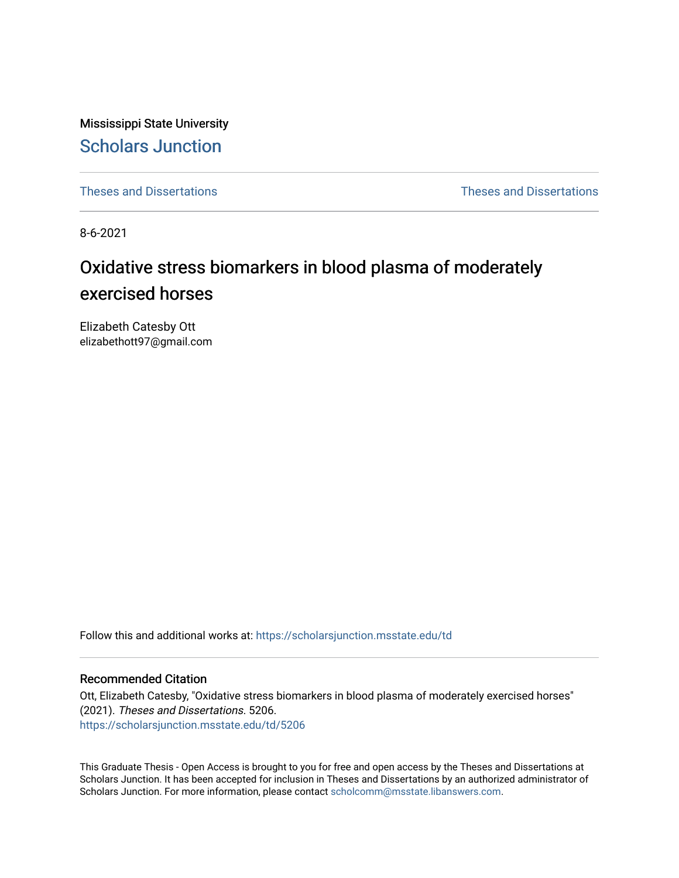Mississippi State University

## Scholars Junction

Theses and Dissertations | Theses and Dissertations

8-6-2021

# Oxidative stress biomarkers in blood plasma of moderately exercised horses

Elizabeth Catesby Ott
elizabethott97@gmail.com

Follow this and additional works at: https://scholarsjunction.msstate.edu/td

### Recommended Citation

Ott, Elizabeth Catesby, "Oxidative stress biomarkers in blood plasma of moderately exercised horses" (2021). *Theses and Dissertations*. 5206.
https://scholarsjunction.msstate.edu/td/5206

This Graduate Thesis - Open Access is brought to you for free and open access by the Theses and Dissertations at Scholars Junction. It has been accepted for inclusion in Theses and Dissertations by an authorized administrator of Scholars Junction. For more information, please contact scholcomm@msstate.libanswers.com.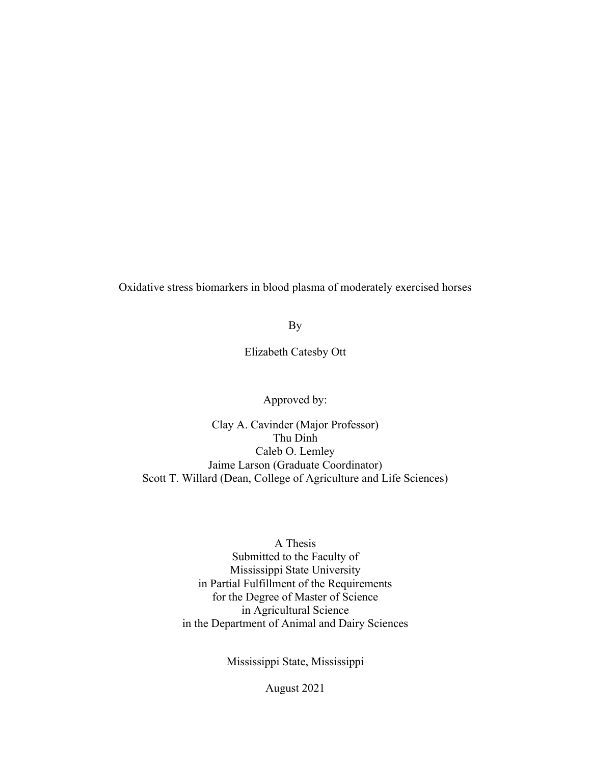Oxidative stress biomarkers in blood plasma of moderately exercised horses

By

Elizabeth Catesby Ott

Approved by:

Clay A. Cavinder (Major Professor)
Thu Dinh
Caleb O. Lemley
Jaime Larson (Graduate Coordinator)
Scott T. Willard (Dean, College of Agriculture and Life Sciences)

A Thesis
Submitted to the Faculty of
Mississippi State University
in Partial Fulfillment of the Requirements
for the Degree of Master of Science
in Agricultural Science
in the Department of Animal and Dairy Sciences

Mississippi State, Mississippi

August 2021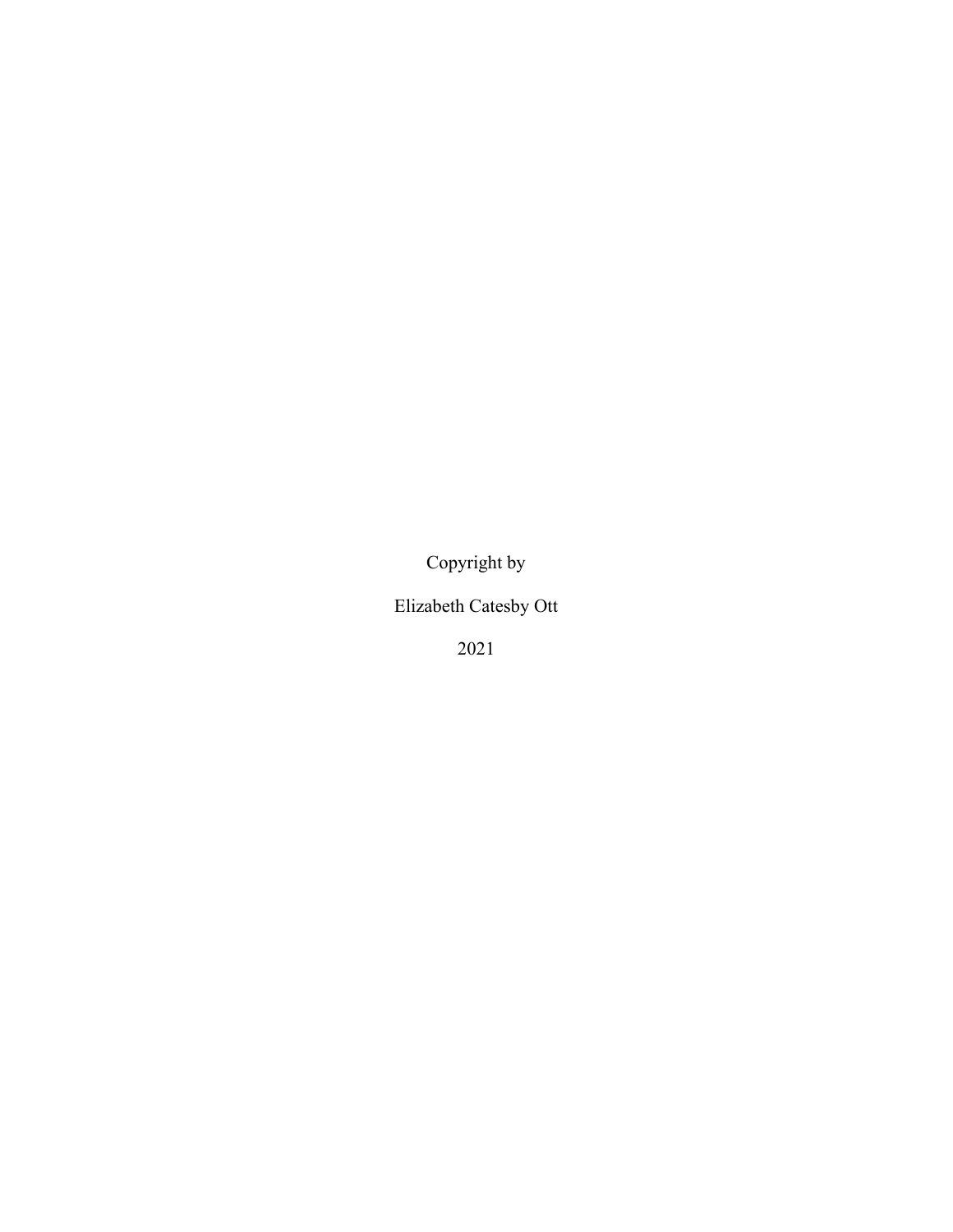Copyright by

Elizabeth Catesby Ott

2021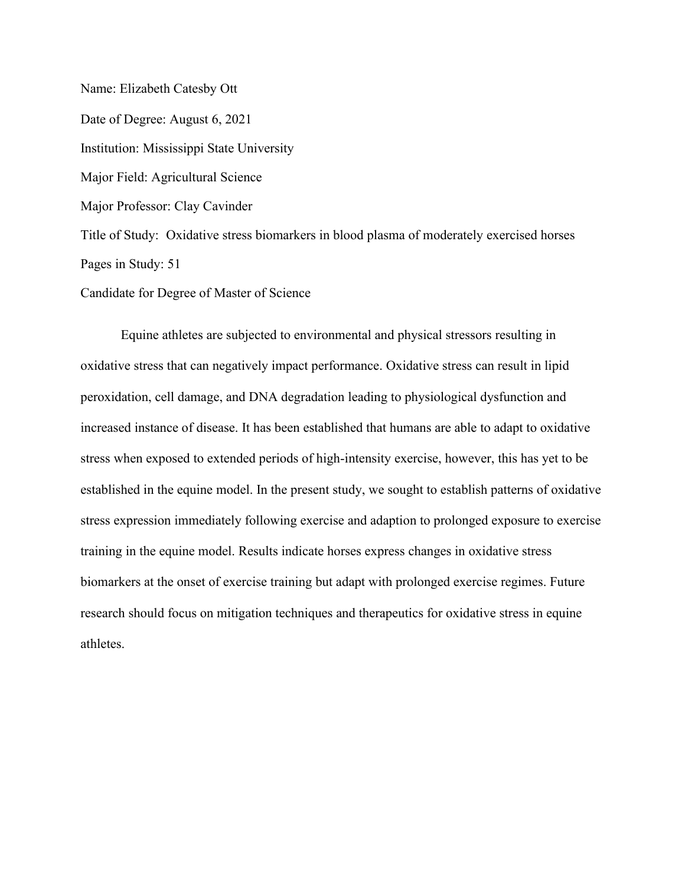Name: Elizabeth Catesby Ott

Date of Degree: August 6, 2021

Institution: Mississippi State University

Major Field: Agricultural Science

Major Professor: Clay Cavinder

Title of Study: Oxidative stress biomarkers in blood plasma of moderately exercised horses

Pages in Study: 51

Candidate for Degree of Master of Science

Equine athletes are subjected to environmental and physical stressors resulting in oxidative stress that can negatively impact performance. Oxidative stress can result in lipid peroxidation, cell damage, and DNA degradation leading to physiological dysfunction and increased instance of disease. It has been established that humans are able to adapt to oxidative stress when exposed to extended periods of high-intensity exercise, however, this has yet to be established in the equine model. In the present study, we sought to establish patterns of oxidative stress expression immediately following exercise and adaption to prolonged exposure to exercise training in the equine model. Results indicate horses express changes in oxidative stress biomarkers at the onset of exercise training but adapt with prolonged exercise regimes. Future research should focus on mitigation techniques and therapeutics for oxidative stress in equine athletes.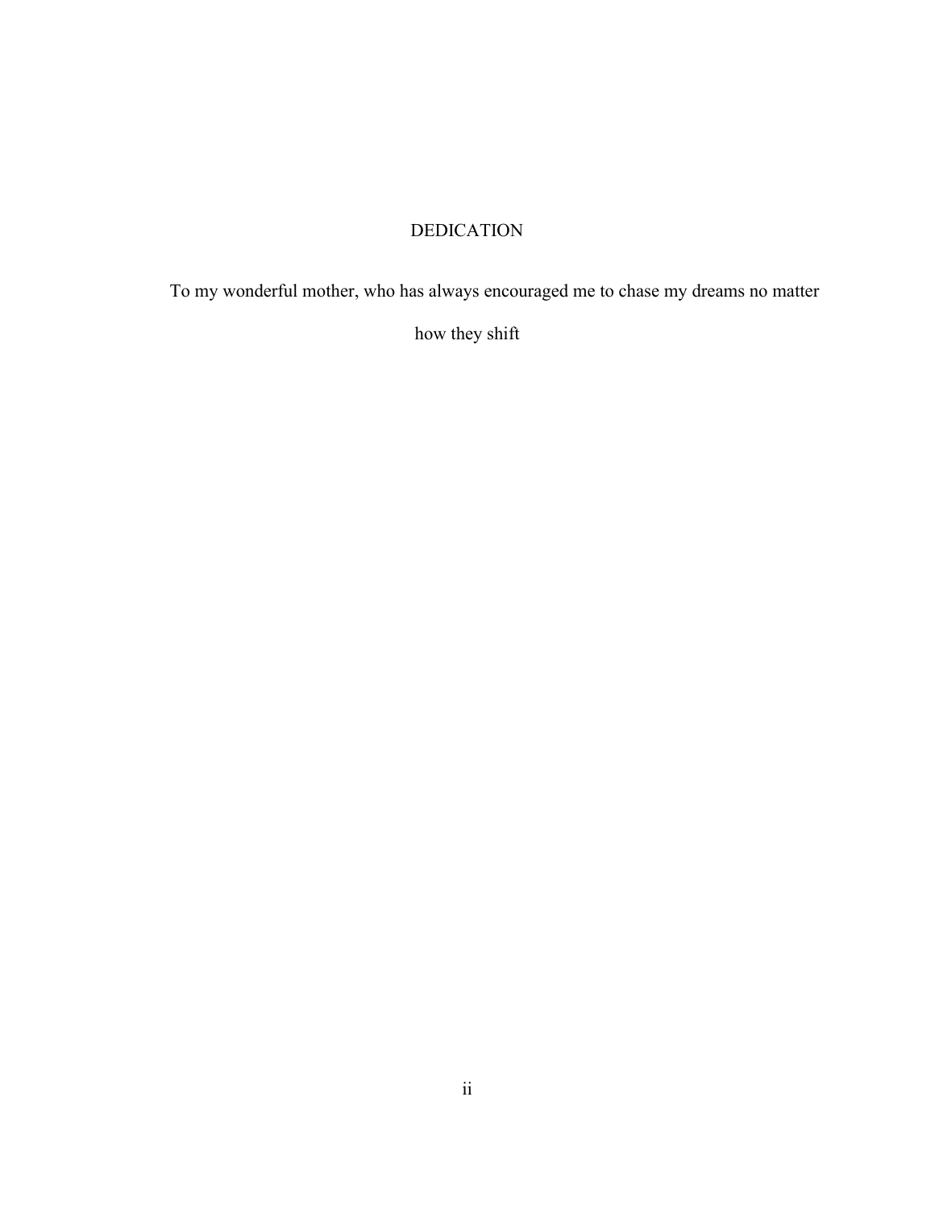# DEDICATION

To my wonderful mother, who has always encouraged me to chase my dreams no matter how they shift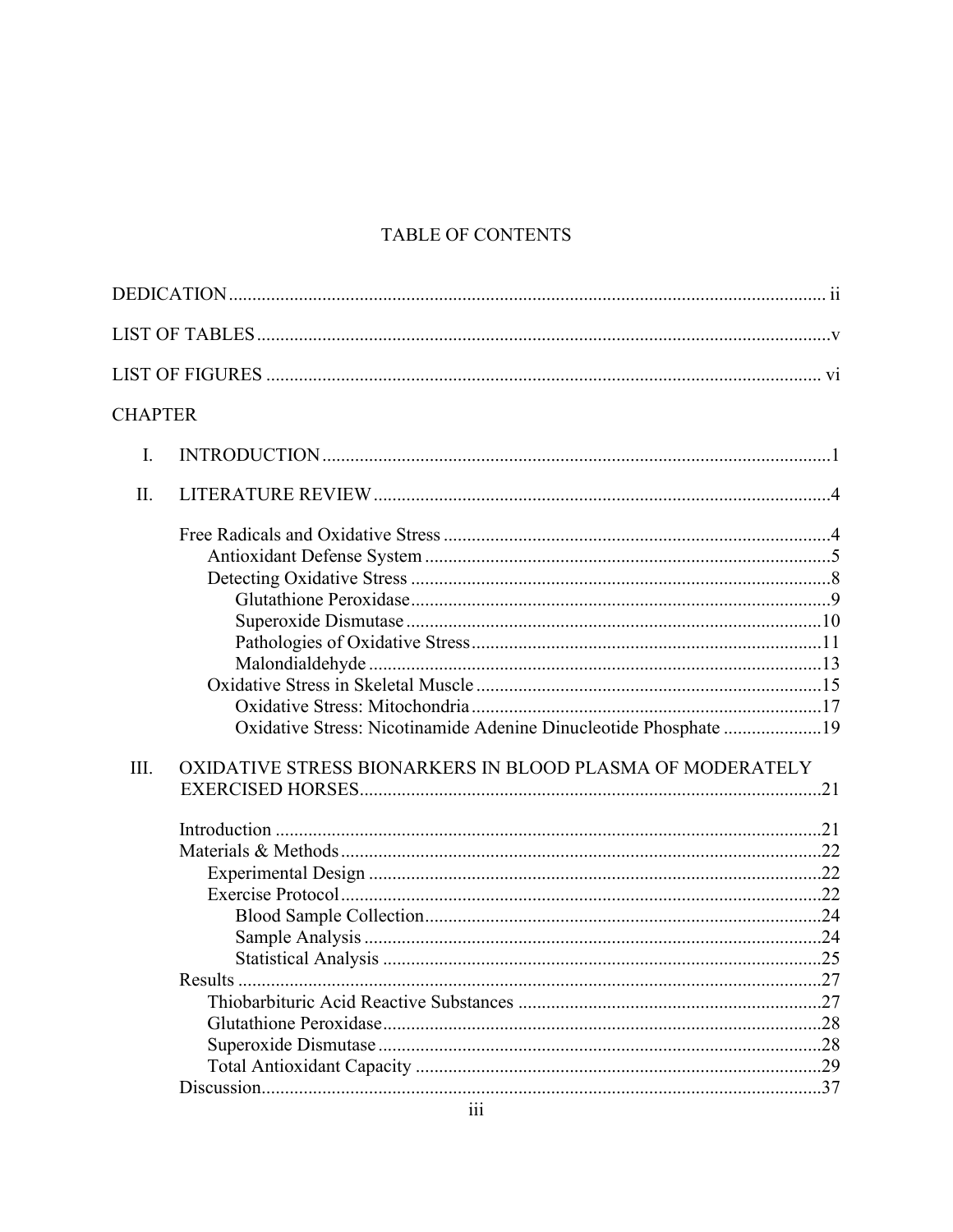# TABLE OF CONTENTS

DEDICATION ............................................................ ii

LIST OF TABLES ............................................................ v

LIST OF FIGURES ............................................................ vi

CHAPTER

I. INTRODUCTION ............................................................ 1

II. LITERATURE REVIEW ............................................................ 4

- Free Radicals and Oxidative Stress ............................................................ 4
  - Antioxidant Defense System ............................................................ 5
  - Detecting Oxidative Stress ............................................................ 8
    - Glutathione Peroxidase ............................................................ 9
    - Superoxide Dismutase ............................................................ 10
    - Pathologies of Oxidative Stress ............................................................ 11
    - Malondialdehyde ............................................................ 13
  - Oxidative Stress in Skeletal Muscle ............................................................ 15
    - Oxidative Stress: Mitochondria ............................................................ 17
    - Oxidative Stress: Nicotinamide Adenine Dinucleotide Phosphate ............................................................ 19

III. OXIDATIVE STRESS BIONARKERS IN BLOOD PLASMA OF MODERATELY EXERCISED HORSES ............................................................ 21

- Introduction ............................................................ 21
- Materials & Methods ............................................................ 22
  - Experimental Design ............................................................ 22
  - Exercise Protocol ............................................................ 22
    - Blood Sample Collection ............................................................ 24
    - Sample Analysis ............................................................ 24
    - Statistical Analysis ............................................................ 25
- Results ............................................................ 27
  - Thiobarbituric Acid Reactive Substances ............................................................ 27
  - Glutathione Peroxidase ............................................................ 28
  - Superoxide Dismutase ............................................................ 28
  - Total Antioxidant Capacity ............................................................ 29
- Discussion ............................................................ 37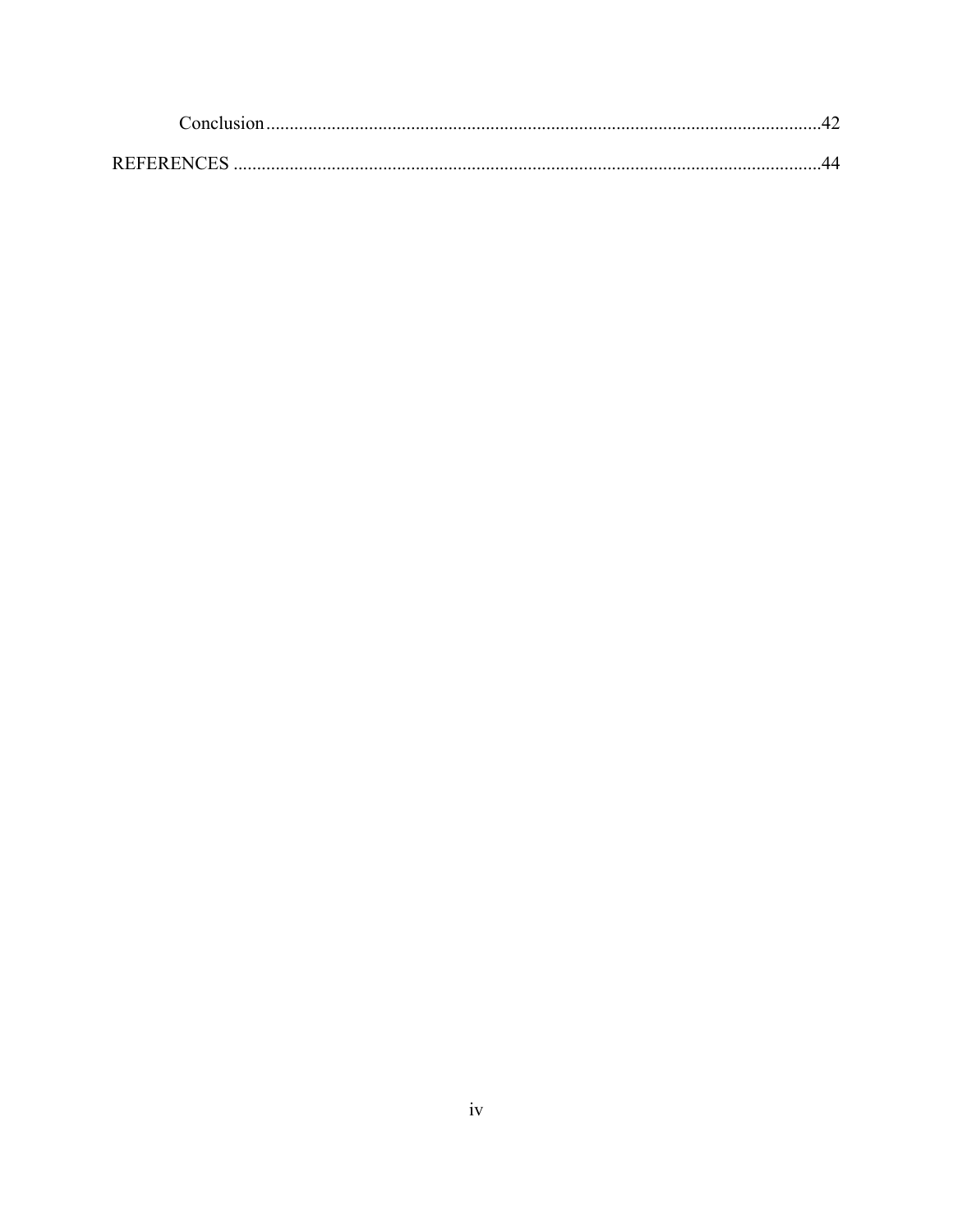Conclusion .......................................................................................................................42

REFERENCES ...............................................................................................................................44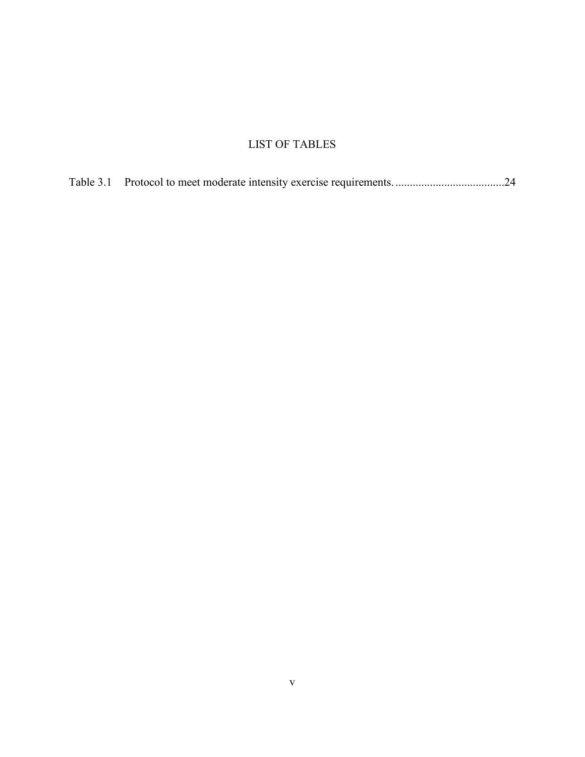# LIST OF TABLES

Table 3.1 Protocol to meet moderate intensity exercise requirements. ......................................24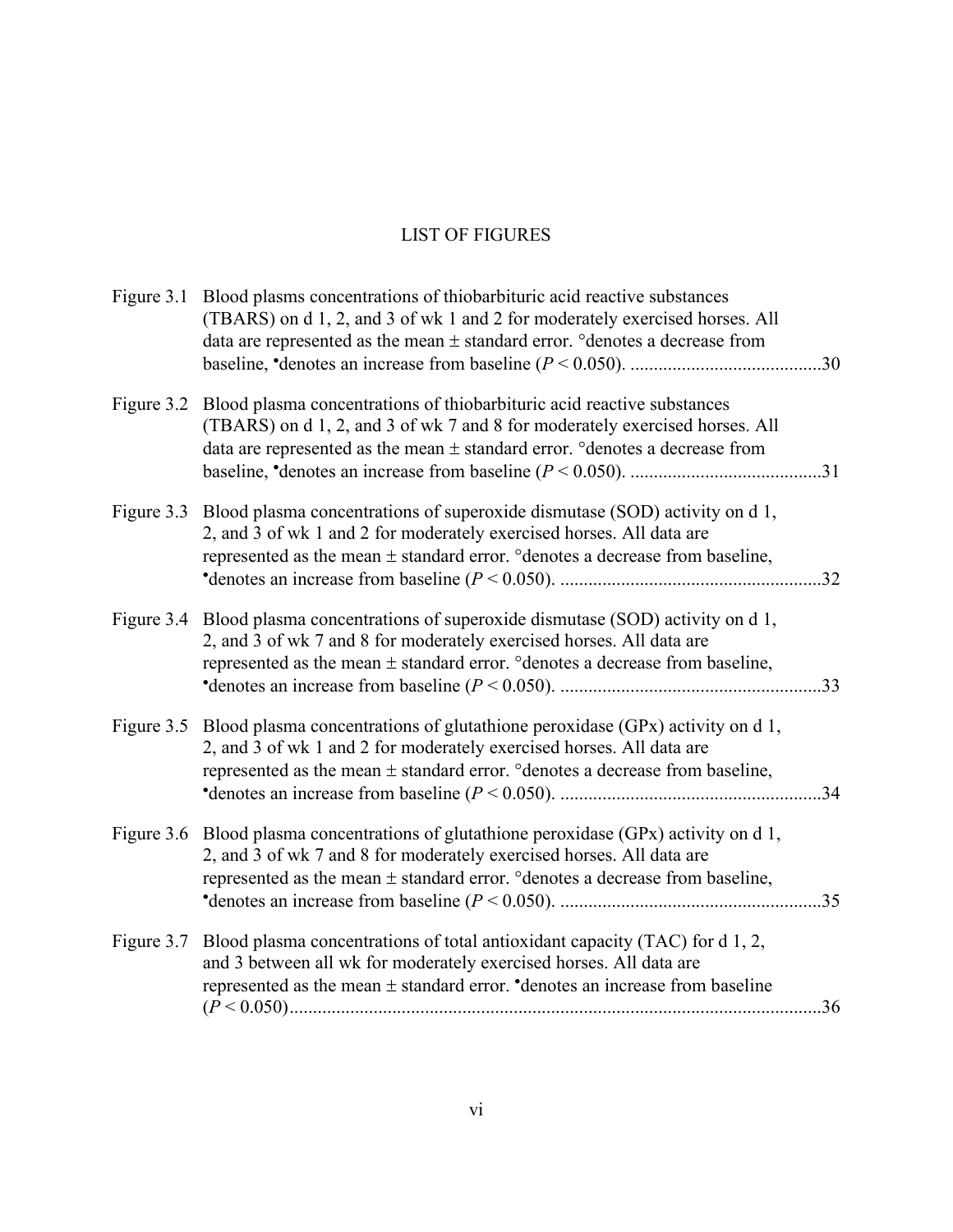# LIST OF FIGURES

Figure 3.1 Blood plasms concentrations of thiobarbituric acid reactive substances (TBARS) on d 1, 2, and 3 of wk 1 and 2 for moderately exercised horses. All data are represented as the mean ± standard error. °denotes a decrease from baseline, •denotes an increase from baseline ($P < 0.050$). .........................................30

Figure 3.2 Blood plasma concentrations of thiobarbituric acid reactive substances (TBARS) on d 1, 2, and 3 of wk 7 and 8 for moderately exercised horses. All data are represented as the mean ± standard error. °denotes a decrease from baseline, •denotes an increase from baseline ($P < 0.050$). .........................................31

Figure 3.3 Blood plasma concentrations of superoxide dismutase (SOD) activity on d 1, 2, and 3 of wk 1 and 2 for moderately exercised horses. All data are represented as the mean ± standard error. °denotes a decrease from baseline, •denotes an increase from baseline ($P < 0.050$). ........................................................32

Figure 3.4 Blood plasma concentrations of superoxide dismutase (SOD) activity on d 1, 2, and 3 of wk 7 and 8 for moderately exercised horses. All data are represented as the mean ± standard error. °denotes a decrease from baseline, •denotes an increase from baseline ($P < 0.050$). ........................................................33

Figure 3.5 Blood plasma concentrations of glutathione peroxidase (GPx) activity on d 1, 2, and 3 of wk 1 and 2 for moderately exercised horses. All data are represented as the mean ± standard error. °denotes a decrease from baseline, •denotes an increase from baseline ($P < 0.050$). ........................................................34

Figure 3.6 Blood plasma concentrations of glutathione peroxidase (GPx) activity on d 1, 2, and 3 of wk 7 and 8 for moderately exercised horses. All data are represented as the mean ± standard error. °denotes a decrease from baseline, •denotes an increase from baseline ($P < 0.050$). ........................................................35

Figure 3.7 Blood plasma concentrations of total antioxidant capacity (TAC) for d 1, 2, and 3 between all wk for moderately exercised horses. All data are represented as the mean ± standard error. •denotes an increase from baseline ($P < 0.050$)..................................................................................................................36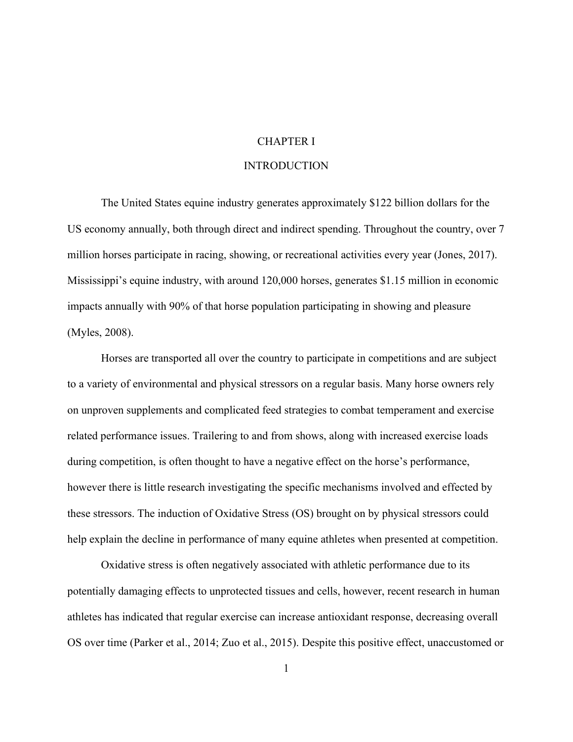# CHAPTER I

# INTRODUCTION

The United States equine industry generates approximately $122 billion dollars for the US economy annually, both through direct and indirect spending. Throughout the country, over 7 million horses participate in racing, showing, or recreational activities every year (Jones, 2017). Mississippi's equine industry, with around 120,000 horses, generates $1.15 million in economic impacts annually with 90% of that horse population participating in showing and pleasure (Myles, 2008).

Horses are transported all over the country to participate in competitions and are subject to a variety of environmental and physical stressors on a regular basis. Many horse owners rely on unproven supplements and complicated feed strategies to combat temperament and exercise related performance issues. Trailering to and from shows, along with increased exercise loads during competition, is often thought to have a negative effect on the horse's performance, however there is little research investigating the specific mechanisms involved and effected by these stressors. The induction of Oxidative Stress (OS) brought on by physical stressors could help explain the decline in performance of many equine athletes when presented at competition.

Oxidative stress is often negatively associated with athletic performance due to its potentially damaging effects to unprotected tissues and cells, however, recent research in human athletes has indicated that regular exercise can increase antioxidant response, decreasing overall OS over time (Parker et al., 2014; Zuo et al., 2015). Despite this positive effect, unaccustomed or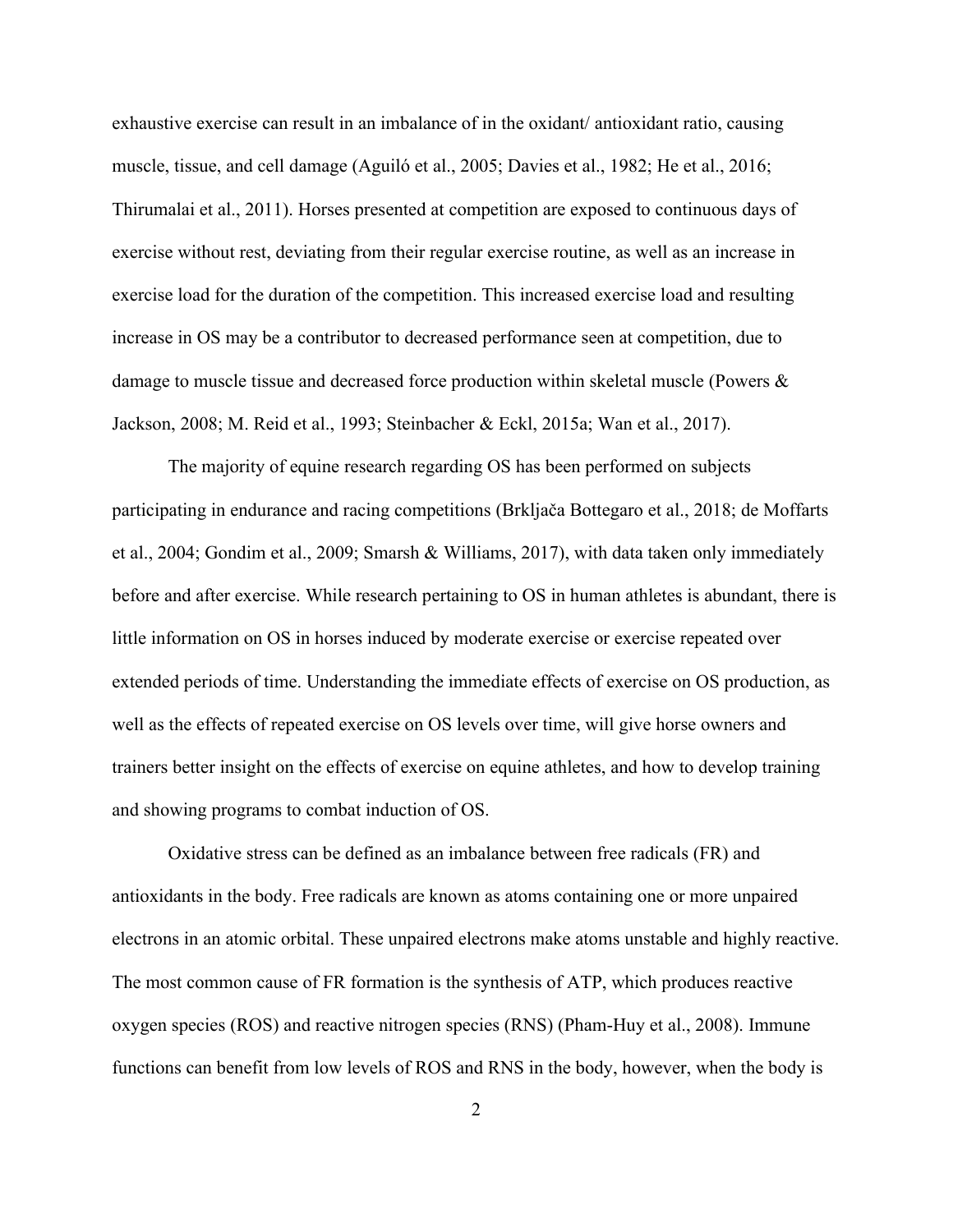exhaustive exercise can result in an imbalance of in the oxidant/ antioxidant ratio, causing muscle, tissue, and cell damage (Aguiló et al., 2005; Davies et al., 1982; He et al., 2016; Thirumalai et al., 2011). Horses presented at competition are exposed to continuous days of exercise without rest, deviating from their regular exercise routine, as well as an increase in exercise load for the duration of the competition. This increased exercise load and resulting increase in OS may be a contributor to decreased performance seen at competition, due to damage to muscle tissue and decreased force production within skeletal muscle (Powers & Jackson, 2008; M. Reid et al., 1993; Steinbacher & Eckl, 2015a; Wan et al., 2017).

The majority of equine research regarding OS has been performed on subjects participating in endurance and racing competitions (Brkljača Bottegaro et al., 2018; de Moffarts et al., 2004; Gondim et al., 2009; Smarsh & Williams, 2017), with data taken only immediately before and after exercise. While research pertaining to OS in human athletes is abundant, there is little information on OS in horses induced by moderate exercise or exercise repeated over extended periods of time. Understanding the immediate effects of exercise on OS production, as well as the effects of repeated exercise on OS levels over time, will give horse owners and trainers better insight on the effects of exercise on equine athletes, and how to develop training and showing programs to combat induction of OS.

Oxidative stress can be defined as an imbalance between free radicals (FR) and antioxidants in the body. Free radicals are known as atoms containing one or more unpaired electrons in an atomic orbital. These unpaired electrons make atoms unstable and highly reactive. The most common cause of FR formation is the synthesis of ATP, which produces reactive oxygen species (ROS) and reactive nitrogen species (RNS) (Pham-Huy et al., 2008). Immune functions can benefit from low levels of ROS and RNS in the body, however, when the body is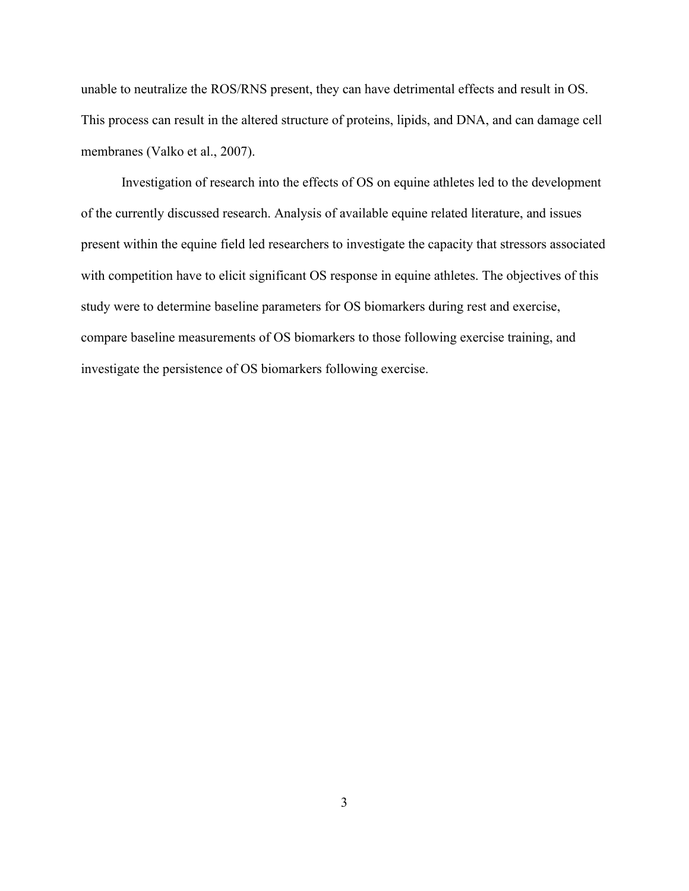unable to neutralize the ROS/RNS present, they can have detrimental effects and result in OS. This process can result in the altered structure of proteins, lipids, and DNA, and can damage cell membranes (Valko et al., 2007).

Investigation of research into the effects of OS on equine athletes led to the development of the currently discussed research. Analysis of available equine related literature, and issues present within the equine field led researchers to investigate the capacity that stressors associated with competition have to elicit significant OS response in equine athletes. The objectives of this study were to determine baseline parameters for OS biomarkers during rest and exercise, compare baseline measurements of OS biomarkers to those following exercise training, and investigate the persistence of OS biomarkers following exercise.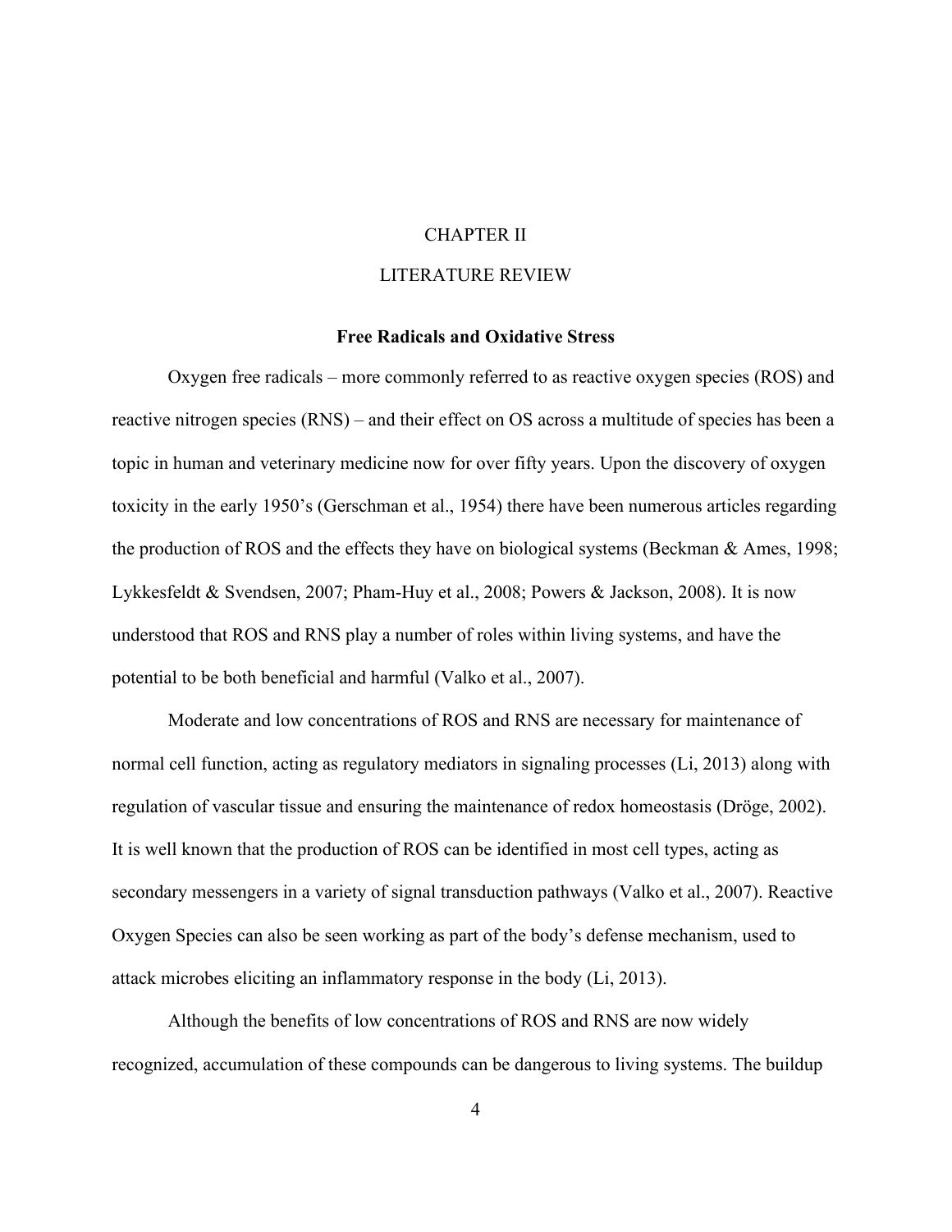# CHAPTER II

# LITERATURE REVIEW

## Free Radicals and Oxidative Stress

Oxygen free radicals – more commonly referred to as reactive oxygen species (ROS) and reactive nitrogen species (RNS) – and their effect on OS across a multitude of species has been a topic in human and veterinary medicine now for over fifty years. Upon the discovery of oxygen toxicity in the early 1950's (Gerschman et al., 1954) there have been numerous articles regarding the production of ROS and the effects they have on biological systems (Beckman & Ames, 1998; Lykkesfeldt & Svendsen, 2007; Pham-Huy et al., 2008; Powers & Jackson, 2008). It is now understood that ROS and RNS play a number of roles within living systems, and have the potential to be both beneficial and harmful (Valko et al., 2007).

Moderate and low concentrations of ROS and RNS are necessary for maintenance of normal cell function, acting as regulatory mediators in signaling processes (Li, 2013) along with regulation of vascular tissue and ensuring the maintenance of redox homeostasis (Dröge, 2002). It is well known that the production of ROS can be identified in most cell types, acting as secondary messengers in a variety of signal transduction pathways (Valko et al., 2007). Reactive Oxygen Species can also be seen working as part of the body's defense mechanism, used to attack microbes eliciting an inflammatory response in the body (Li, 2013).

Although the benefits of low concentrations of ROS and RNS are now widely recognized, accumulation of these compounds can be dangerous to living systems. The buildup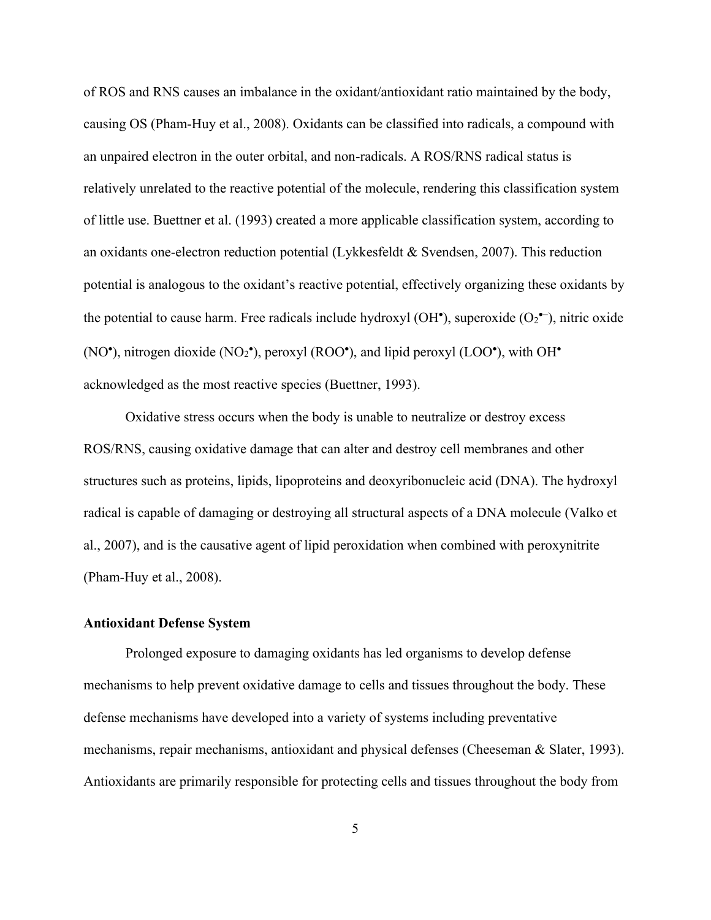of ROS and RNS causes an imbalance in the oxidant/antioxidant ratio maintained by the body, causing OS (Pham-Huy et al., 2008). Oxidants can be classified into radicals, a compound with an unpaired electron in the outer orbital, and non-radicals. A ROS/RNS radical status is relatively unrelated to the reactive potential of the molecule, rendering this classification system of little use. Buettner et al. (1993) created a more applicable classification system, according to an oxidants one-electron reduction potential (Lykkesfeldt & Svendsen, 2007). This reduction potential is analogous to the oxidant's reactive potential, effectively organizing these oxidants by the potential to cause harm. Free radicals include hydroxyl ($OH^{•}$), superoxide ($O_2^{•-}$), nitric oxide ($NO^{•}$), nitrogen dioxide ($NO_2^{•}$), peroxyl ($ROO^{•}$), and lipid peroxyl ($LOO^{•}$), with $OH^{•}$ acknowledged as the most reactive species (Buettner, 1993).

Oxidative stress occurs when the body is unable to neutralize or destroy excess ROS/RNS, causing oxidative damage that can alter and destroy cell membranes and other structures such as proteins, lipids, lipoproteins and deoxyribonucleic acid (DNA). The hydroxyl radical is capable of damaging or destroying all structural aspects of a DNA molecule (Valko et al., 2007), and is the causative agent of lipid peroxidation when combined with peroxynitrite (Pham-Huy et al., 2008).

**Antioxidant Defense System**

Prolonged exposure to damaging oxidants has led organisms to develop defense mechanisms to help prevent oxidative damage to cells and tissues throughout the body. These defense mechanisms have developed into a variety of systems including preventative mechanisms, repair mechanisms, antioxidant and physical defenses (Cheeseman & Slater, 1993). Antioxidants are primarily responsible for protecting cells and tissues throughout the body from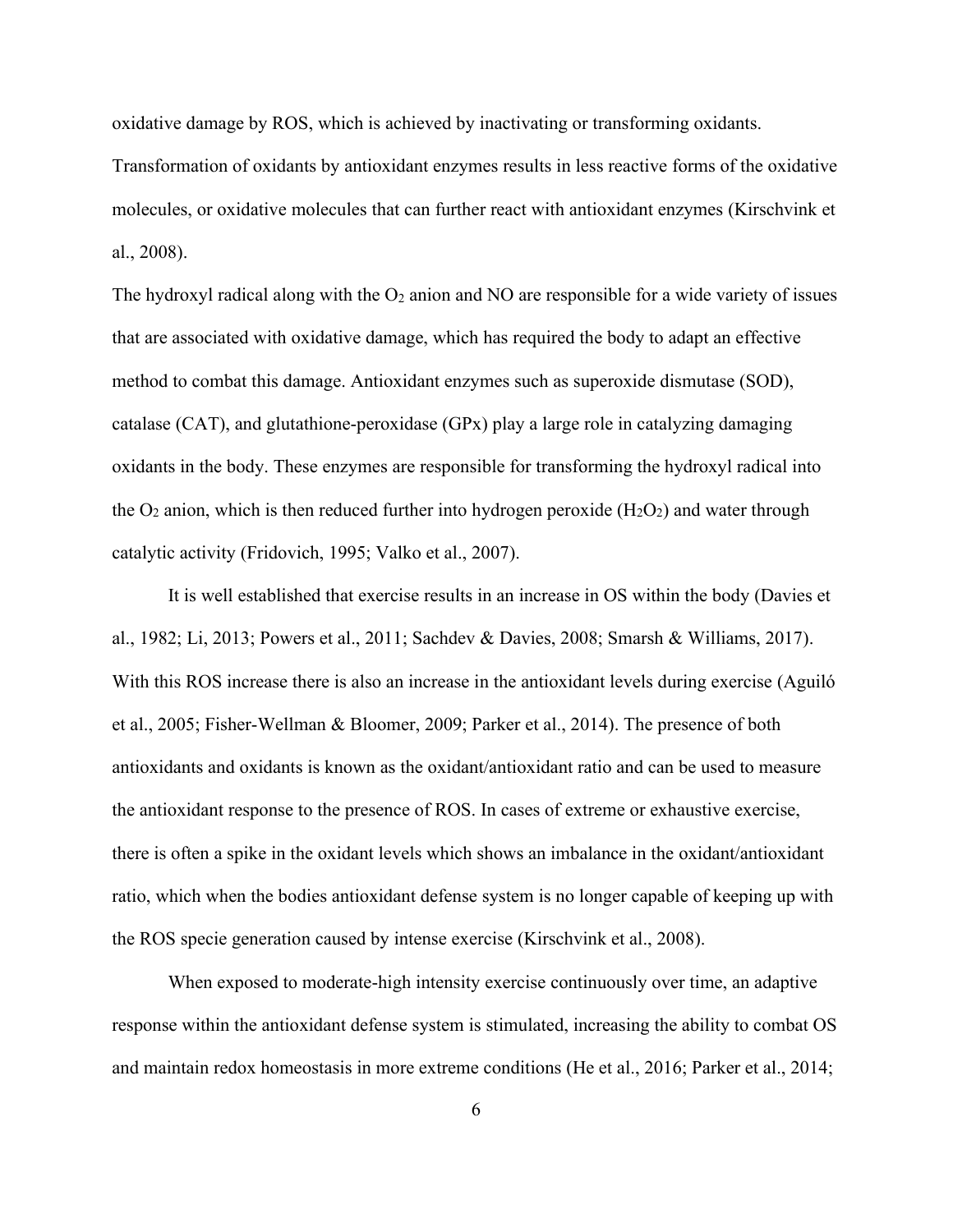oxidative damage by ROS, which is achieved by inactivating or transforming oxidants. Transformation of oxidants by antioxidant enzymes results in less reactive forms of the oxidative molecules, or oxidative molecules that can further react with antioxidant enzymes (Kirschvink et al., 2008).

The hydroxyl radical along with the $O_2$ anion and NO are responsible for a wide variety of issues that are associated with oxidative damage, which has required the body to adapt an effective method to combat this damage. Antioxidant enzymes such as superoxide dismutase (SOD), catalase (CAT), and glutathione-peroxidase (GPx) play a large role in catalyzing damaging oxidants in the body. These enzymes are responsible for transforming the hydroxyl radical into the $O_2$ anion, which is then reduced further into hydrogen peroxide ($H_2O_2$) and water through catalytic activity (Fridovich, 1995; Valko et al., 2007).

It is well established that exercise results in an increase in OS within the body (Davies et al., 1982; Li, 2013; Powers et al., 2011; Sachdev & Davies, 2008; Smarsh & Williams, 2017). With this ROS increase there is also an increase in the antioxidant levels during exercise (Aguiló et al., 2005; Fisher-Wellman & Bloomer, 2009; Parker et al., 2014). The presence of both antioxidants and oxidants is known as the oxidant/antioxidant ratio and can be used to measure the antioxidant response to the presence of ROS. In cases of extreme or exhaustive exercise, there is often a spike in the oxidant levels which shows an imbalance in the oxidant/antioxidant ratio, which when the bodies antioxidant defense system is no longer capable of keeping up with the ROS specie generation caused by intense exercise (Kirschvink et al., 2008).

When exposed to moderate-high intensity exercise continuously over time, an adaptive response within the antioxidant defense system is stimulated, increasing the ability to combat OS and maintain redox homeostasis in more extreme conditions (He et al., 2016; Parker et al., 2014;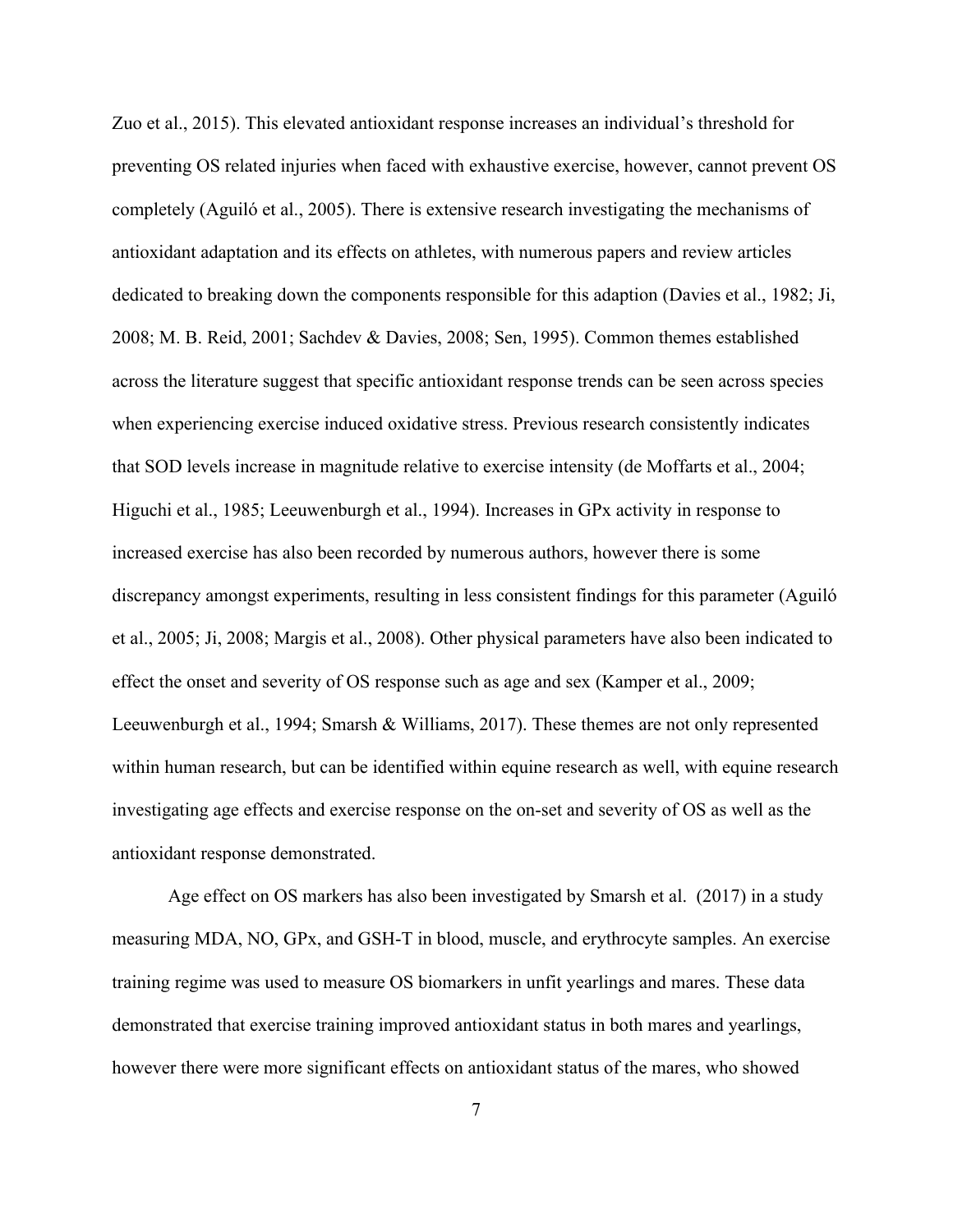Zuo et al., 2015). This elevated antioxidant response increases an individual's threshold for preventing OS related injuries when faced with exhaustive exercise, however, cannot prevent OS completely (Aguiló et al., 2005). There is extensive research investigating the mechanisms of antioxidant adaptation and its effects on athletes, with numerous papers and review articles dedicated to breaking down the components responsible for this adaption (Davies et al., 1982; Ji, 2008; M. B. Reid, 2001; Sachdev & Davies, 2008; Sen, 1995). Common themes established across the literature suggest that specific antioxidant response trends can be seen across species when experiencing exercise induced oxidative stress. Previous research consistently indicates that SOD levels increase in magnitude relative to exercise intensity (de Moffarts et al., 2004; Higuchi et al., 1985; Leeuwenburgh et al., 1994). Increases in GPx activity in response to increased exercise has also been recorded by numerous authors, however there is some discrepancy amongst experiments, resulting in less consistent findings for this parameter (Aguiló et al., 2005; Ji, 2008; Margis et al., 2008). Other physical parameters have also been indicated to effect the onset and severity of OS response such as age and sex (Kamper et al., 2009; Leeuwenburgh et al., 1994; Smarsh & Williams, 2017). These themes are not only represented within human research, but can be identified within equine research as well, with equine research investigating age effects and exercise response on the on-set and severity of OS as well as the antioxidant response demonstrated.

Age effect on OS markers has also been investigated by Smarsh et al. (2017) in a study measuring MDA, NO, GPx, and GSH-T in blood, muscle, and erythrocyte samples. An exercise training regime was used to measure OS biomarkers in unfit yearlings and mares. These data demonstrated that exercise training improved antioxidant status in both mares and yearlings, however there were more significant effects on antioxidant status of the mares, who showed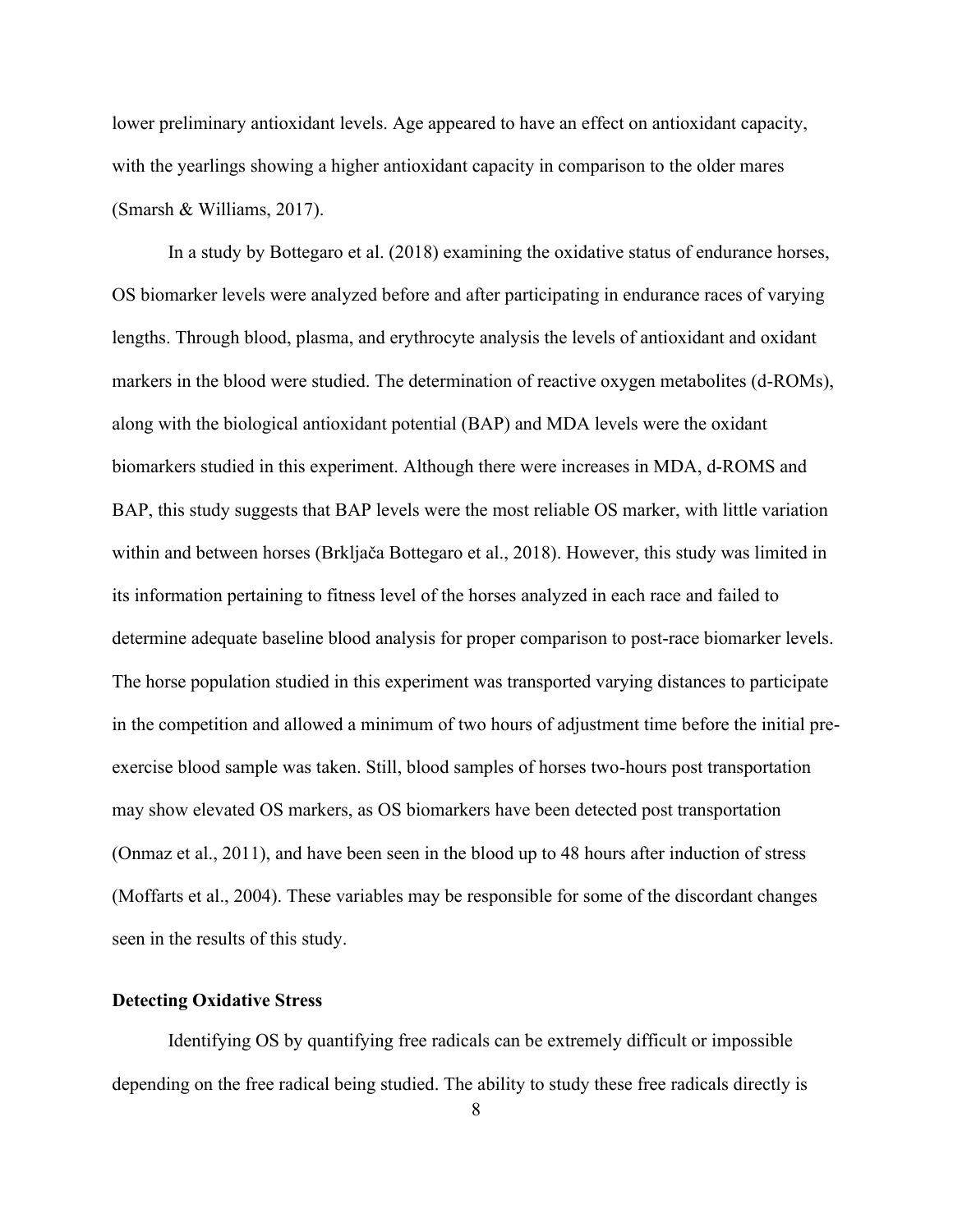lower preliminary antioxidant levels. Age appeared to have an effect on antioxidant capacity, with the yearlings showing a higher antioxidant capacity in comparison to the older mares (Smarsh & Williams, 2017).

In a study by Bottegaro et al. (2018) examining the oxidative status of endurance horses, OS biomarker levels were analyzed before and after participating in endurance races of varying lengths. Through blood, plasma, and erythrocyte analysis the levels of antioxidant and oxidant markers in the blood were studied. The determination of reactive oxygen metabolites (d-ROMs), along with the biological antioxidant potential (BAP) and MDA levels were the oxidant biomarkers studied in this experiment. Although there were increases in MDA, d-ROMS and BAP, this study suggests that BAP levels were the most reliable OS marker, with little variation within and between horses (Brkljača Bottegaro et al., 2018). However, this study was limited in its information pertaining to fitness level of the horses analyzed in each race and failed to determine adequate baseline blood analysis for proper comparison to post-race biomarker levels. The horse population studied in this experiment was transported varying distances to participate in the competition and allowed a minimum of two hours of adjustment time before the initial pre-exercise blood sample was taken. Still, blood samples of horses two-hours post transportation may show elevated OS markers, as OS biomarkers have been detected post transportation (Onmaz et al., 2011), and have been seen in the blood up to 48 hours after induction of stress (Moffarts et al., 2004). These variables may be responsible for some of the discordant changes seen in the results of this study.

## Detecting Oxidative Stress

Identifying OS by quantifying free radicals can be extremely difficult or impossible depending on the free radical being studied. The ability to study these free radicals directly is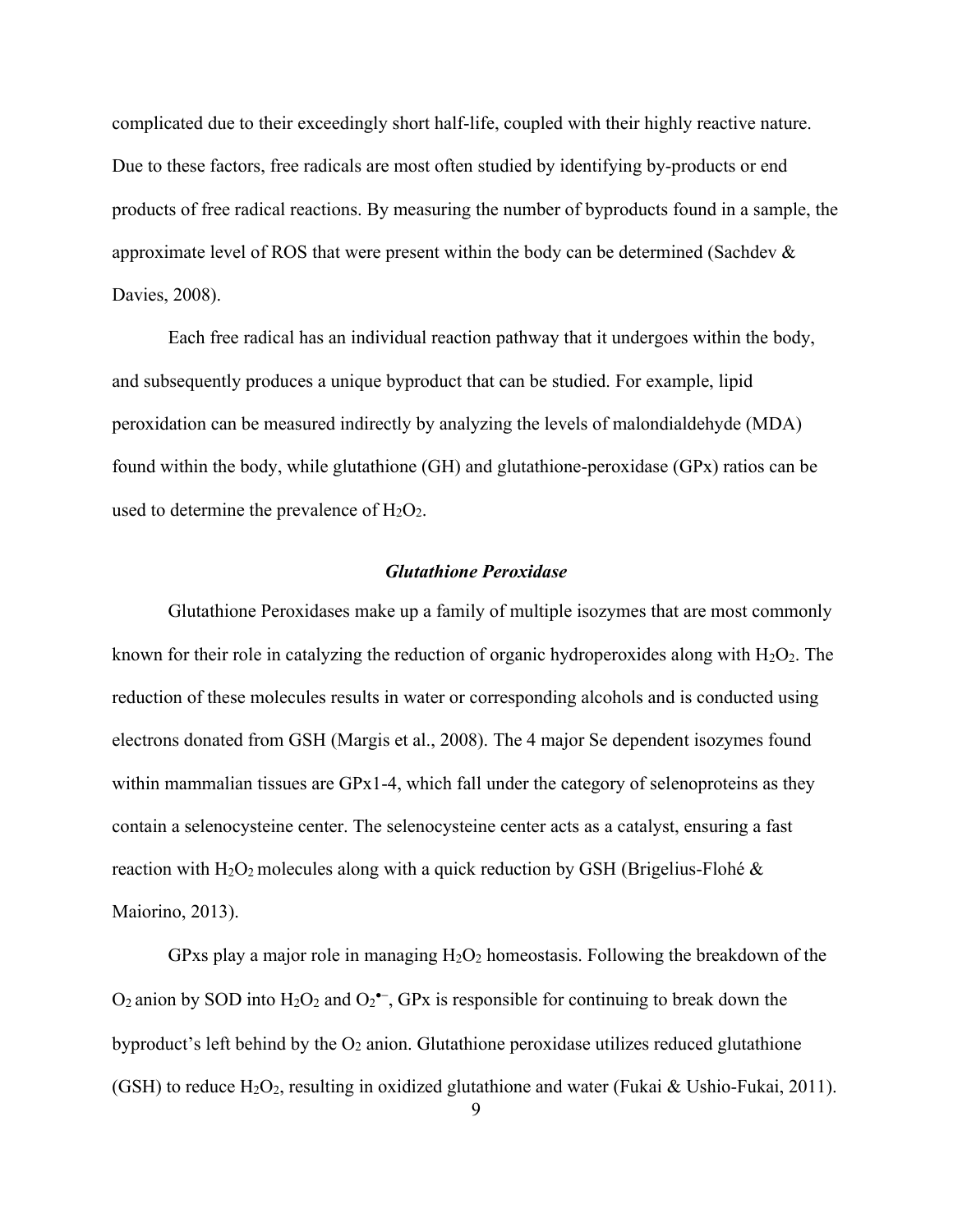complicated due to their exceedingly short half-life, coupled with their highly reactive nature. Due to these factors, free radicals are most often studied by identifying by-products or end products of free radical reactions. By measuring the number of byproducts found in a sample, the approximate level of ROS that were present within the body can be determined (Sachdev & Davies, 2008).

Each free radical has an individual reaction pathway that it undergoes within the body, and subsequently produces a unique byproduct that can be studied. For example, lipid peroxidation can be measured indirectly by analyzing the levels of malondialdehyde (MDA) found within the body, while glutathione (GH) and glutathione-peroxidase (GPx) ratios can be used to determine the prevalence of $H_2O_2$.

### *Glutathione Peroxidase*

Glutathione Peroxidases make up a family of multiple isozymes that are most commonly known for their role in catalyzing the reduction of organic hydroperoxides along with $H_2O_2$. The reduction of these molecules results in water or corresponding alcohols and is conducted using electrons donated from GSH (Margis et al., 2008). The 4 major Se dependent isozymes found within mammalian tissues are GPx1-4, which fall under the category of selenoproteins as they contain a selenocysteine center. The selenocysteine center acts as a catalyst, ensuring a fast reaction with $H_2O_2$ molecules along with a quick reduction by GSH (Brigelius-Flohé & Maiorino, 2013).

GPxs play a major role in managing $H_2O_2$ homeostasis. Following the breakdown of the $O_2$ anion by SOD into $H_2O_2$ and $O_2^{\bullet-}$, GPx is responsible for continuing to break down the byproduct's left behind by the $O_2$ anion. Glutathione peroxidase utilizes reduced glutathione (GSH) to reduce $H_2O_2$, resulting in oxidized glutathione and water (Fukai & Ushio-Fukai, 2011).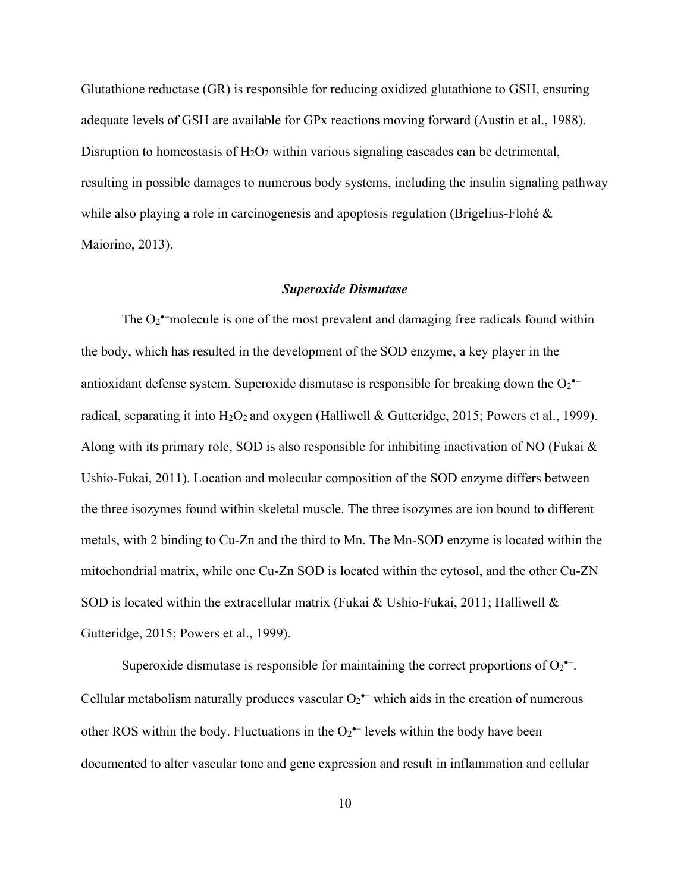Glutathione reductase (GR) is responsible for reducing oxidized glutathione to GSH, ensuring adequate levels of GSH are available for GPx reactions moving forward (Austin et al., 1988). Disruption to homeostasis of $H_2O_2$ within various signaling cascades can be detrimental, resulting in possible damages to numerous body systems, including the insulin signaling pathway while also playing a role in carcinogenesis and apoptosis regulation (Brigelius-Flohé & Maiorino, 2013).

### *Superoxide Dismutase*

The $O_2^{\bullet-}$ molecule is one of the most prevalent and damaging free radicals found within the body, which has resulted in the development of the SOD enzyme, a key player in the antioxidant defense system. Superoxide dismutase is responsible for breaking down the $O_2^{\bullet-}$ radical, separating it into $H_2O_2$ and oxygen (Halliwell & Gutteridge, 2015; Powers et al., 1999). Along with its primary role, SOD is also responsible for inhibiting inactivation of NO (Fukai & Ushio-Fukai, 2011). Location and molecular composition of the SOD enzyme differs between the three isozymes found within skeletal muscle. The three isozymes are ion bound to different metals, with 2 binding to Cu-Zn and the third to Mn. The Mn-SOD enzyme is located within the mitochondrial matrix, while one Cu-Zn SOD is located within the cytosol, and the other Cu-ZN SOD is located within the extracellular matrix (Fukai & Ushio-Fukai, 2011; Halliwell & Gutteridge, 2015; Powers et al., 1999).

Superoxide dismutase is responsible for maintaining the correct proportions of $O_2^{\bullet-}$. Cellular metabolism naturally produces vascular $O_2^{\bullet-}$ which aids in the creation of numerous other ROS within the body. Fluctuations in the $O_2^{\bullet-}$ levels within the body have been documented to alter vascular tone and gene expression and result in inflammation and cellular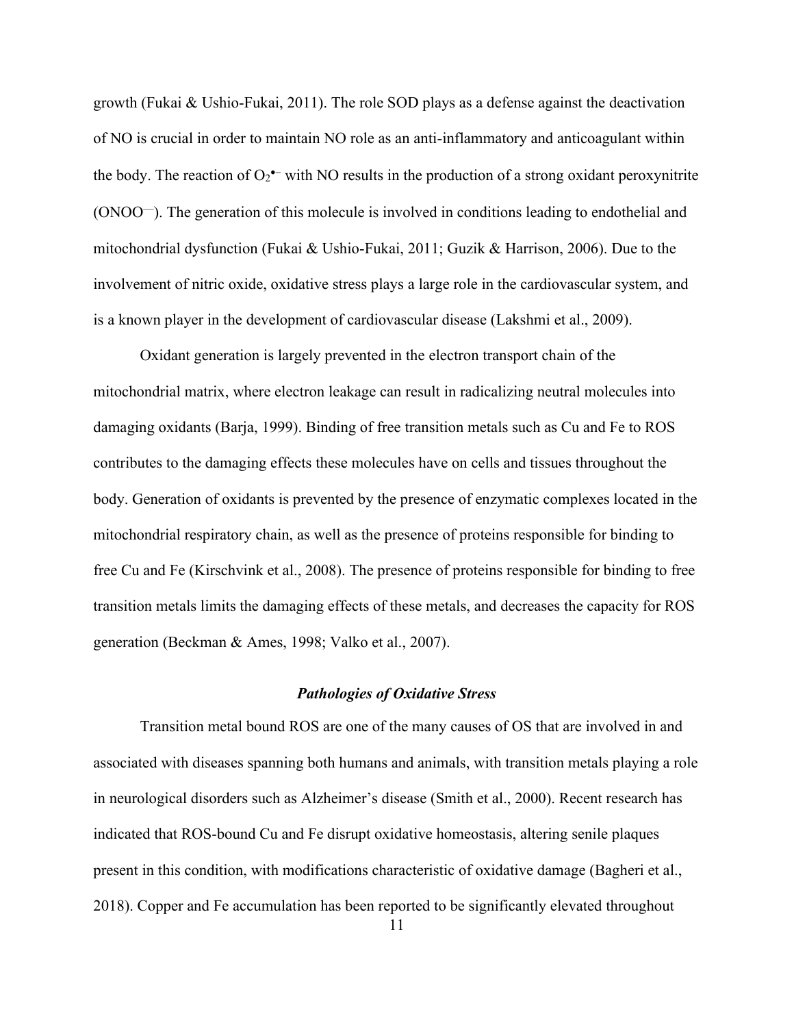growth (Fukai & Ushio-Fukai, 2011). The role SOD plays as a defense against the deactivation of NO is crucial in order to maintain NO role as an anti-inflammatory and anticoagulant within the body. The reaction of $O_2^{\bullet-}$ with NO results in the production of a strong oxidant peroxynitrite ($ONOO^-$). The generation of this molecule is involved in conditions leading to endothelial and mitochondrial dysfunction (Fukai & Ushio-Fukai, 2011; Guzik & Harrison, 2006). Due to the involvement of nitric oxide, oxidative stress plays a large role in the cardiovascular system, and is a known player in the development of cardiovascular disease (Lakshmi et al., 2009).

Oxidant generation is largely prevented in the electron transport chain of the mitochondrial matrix, where electron leakage can result in radicalizing neutral molecules into damaging oxidants (Barja, 1999). Binding of free transition metals such as Cu and Fe to ROS contributes to the damaging effects these molecules have on cells and tissues throughout the body. Generation of oxidants is prevented by the presence of enzymatic complexes located in the mitochondrial respiratory chain, as well as the presence of proteins responsible for binding to free Cu and Fe (Kirschvink et al., 2008). The presence of proteins responsible for binding to free transition metals limits the damaging effects of these metals, and decreases the capacity for ROS generation (Beckman & Ames, 1998; Valko et al., 2007).

### *Pathologies of Oxidative Stress*

Transition metal bound ROS are one of the many causes of OS that are involved in and associated with diseases spanning both humans and animals, with transition metals playing a role in neurological disorders such as Alzheimer's disease (Smith et al., 2000). Recent research has indicated that ROS-bound Cu and Fe disrupt oxidative homeostasis, altering senile plaques present in this condition, with modifications characteristic of oxidative damage (Bagheri et al., 2018). Copper and Fe accumulation has been reported to be significantly elevated throughout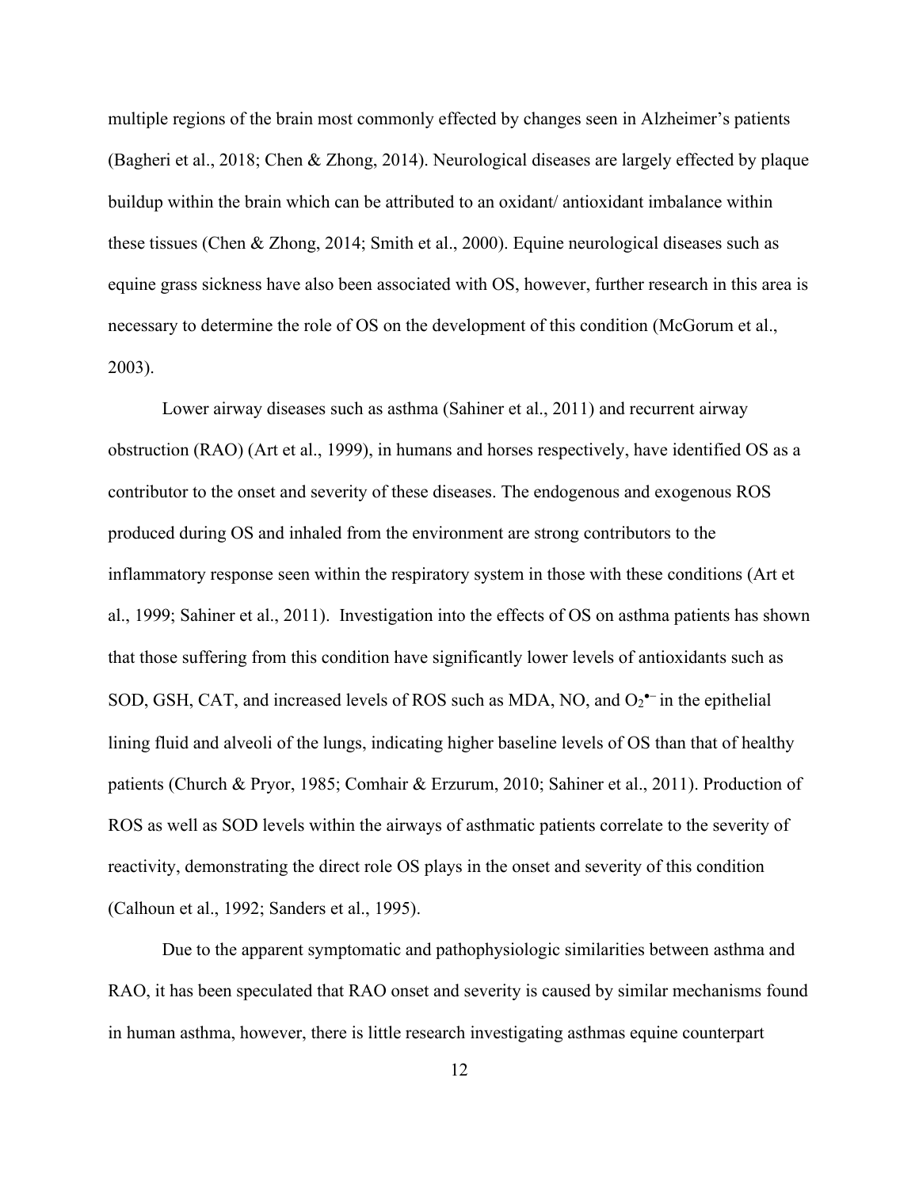multiple regions of the brain most commonly effected by changes seen in Alzheimer's patients (Bagheri et al., 2018; Chen & Zhong, 2014). Neurological diseases are largely effected by plaque buildup within the brain which can be attributed to an oxidant/ antioxidant imbalance within these tissues (Chen & Zhong, 2014; Smith et al., 2000). Equine neurological diseases such as equine grass sickness have also been associated with OS, however, further research in this area is necessary to determine the role of OS on the development of this condition (McGorum et al., 2003).

Lower airway diseases such as asthma (Sahiner et al., 2011) and recurrent airway obstruction (RAO) (Art et al., 1999), in humans and horses respectively, have identified OS as a contributor to the onset and severity of these diseases. The endogenous and exogenous ROS produced during OS and inhaled from the environment are strong contributors to the inflammatory response seen within the respiratory system in those with these conditions (Art et al., 1999; Sahiner et al., 2011). Investigation into the effects of OS on asthma patients has shown that those suffering from this condition have significantly lower levels of antioxidants such as SOD, GSH, CAT, and increased levels of ROS such as MDA, NO, and $O_2^{\bullet-}$ in the epithelial lining fluid and alveoli of the lungs, indicating higher baseline levels of OS than that of healthy patients (Church & Pryor, 1985; Comhair & Erzurum, 2010; Sahiner et al., 2011). Production of ROS as well as SOD levels within the airways of asthmatic patients correlate to the severity of reactivity, demonstrating the direct role OS plays in the onset and severity of this condition (Calhoun et al., 1992; Sanders et al., 1995).

Due to the apparent symptomatic and pathophysiologic similarities between asthma and RAO, it has been speculated that RAO onset and severity is caused by similar mechanisms found in human asthma, however, there is little research investigating asthmas equine counterpart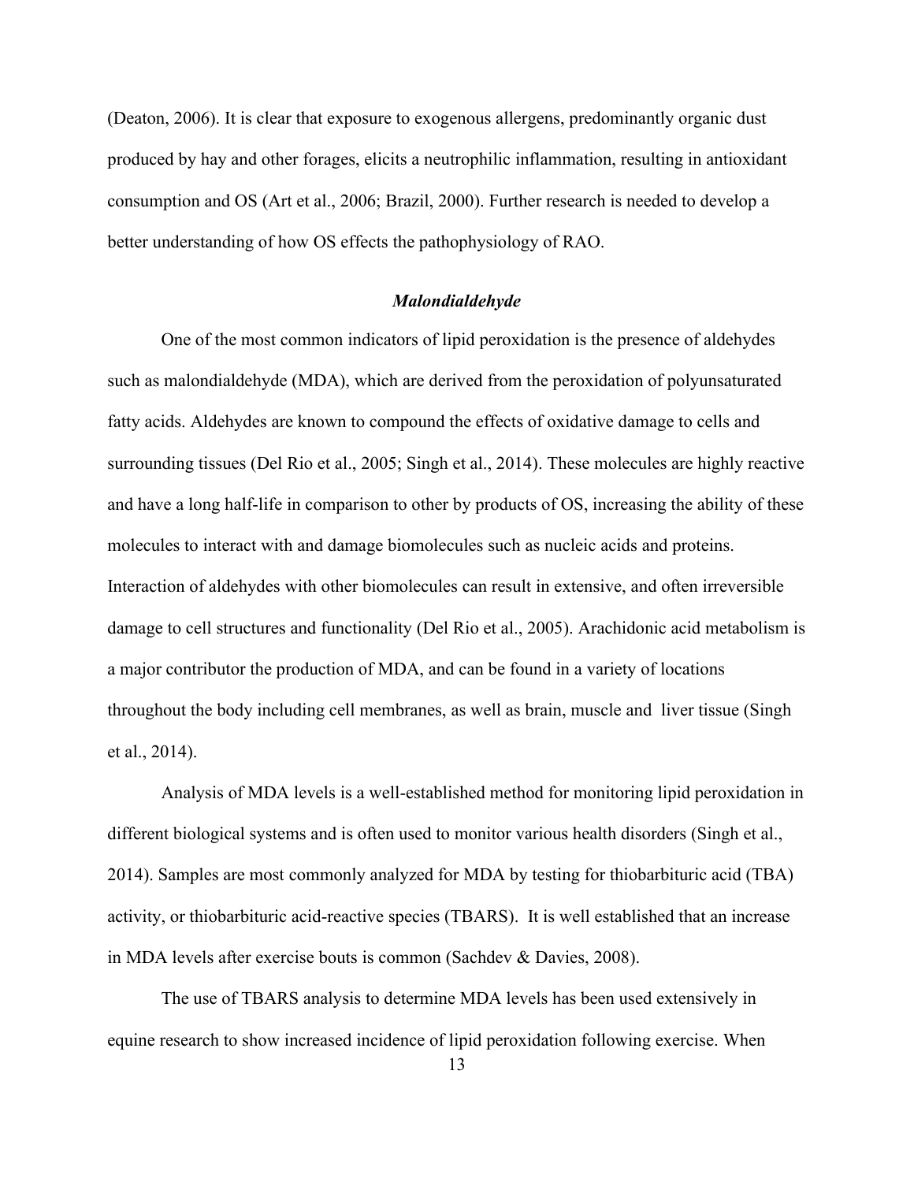(Deaton, 2006). It is clear that exposure to exogenous allergens, predominantly organic dust produced by hay and other forages, elicits a neutrophilic inflammation, resulting in antioxidant consumption and OS (Art et al., 2006; Brazil, 2000). Further research is needed to develop a better understanding of how OS effects the pathophysiology of RAO.

### *Malondialdehyde*

One of the most common indicators of lipid peroxidation is the presence of aldehydes such as malondialdehyde (MDA), which are derived from the peroxidation of polyunsaturated fatty acids. Aldehydes are known to compound the effects of oxidative damage to cells and surrounding tissues (Del Rio et al., 2005; Singh et al., 2014). These molecules are highly reactive and have a long half-life in comparison to other by products of OS, increasing the ability of these molecules to interact with and damage biomolecules such as nucleic acids and proteins. Interaction of aldehydes with other biomolecules can result in extensive, and often irreversible damage to cell structures and functionality (Del Rio et al., 2005). Arachidonic acid metabolism is a major contributor the production of MDA, and can be found in a variety of locations throughout the body including cell membranes, as well as brain, muscle and liver tissue (Singh et al., 2014).

Analysis of MDA levels is a well-established method for monitoring lipid peroxidation in different biological systems and is often used to monitor various health disorders (Singh et al., 2014). Samples are most commonly analyzed for MDA by testing for thiobarbituric acid (TBA) activity, or thiobarbituric acid-reactive species (TBARS). It is well established that an increase in MDA levels after exercise bouts is common (Sachdev & Davies, 2008).

The use of TBARS analysis to determine MDA levels has been used extensively in equine research to show increased incidence of lipid peroxidation following exercise. When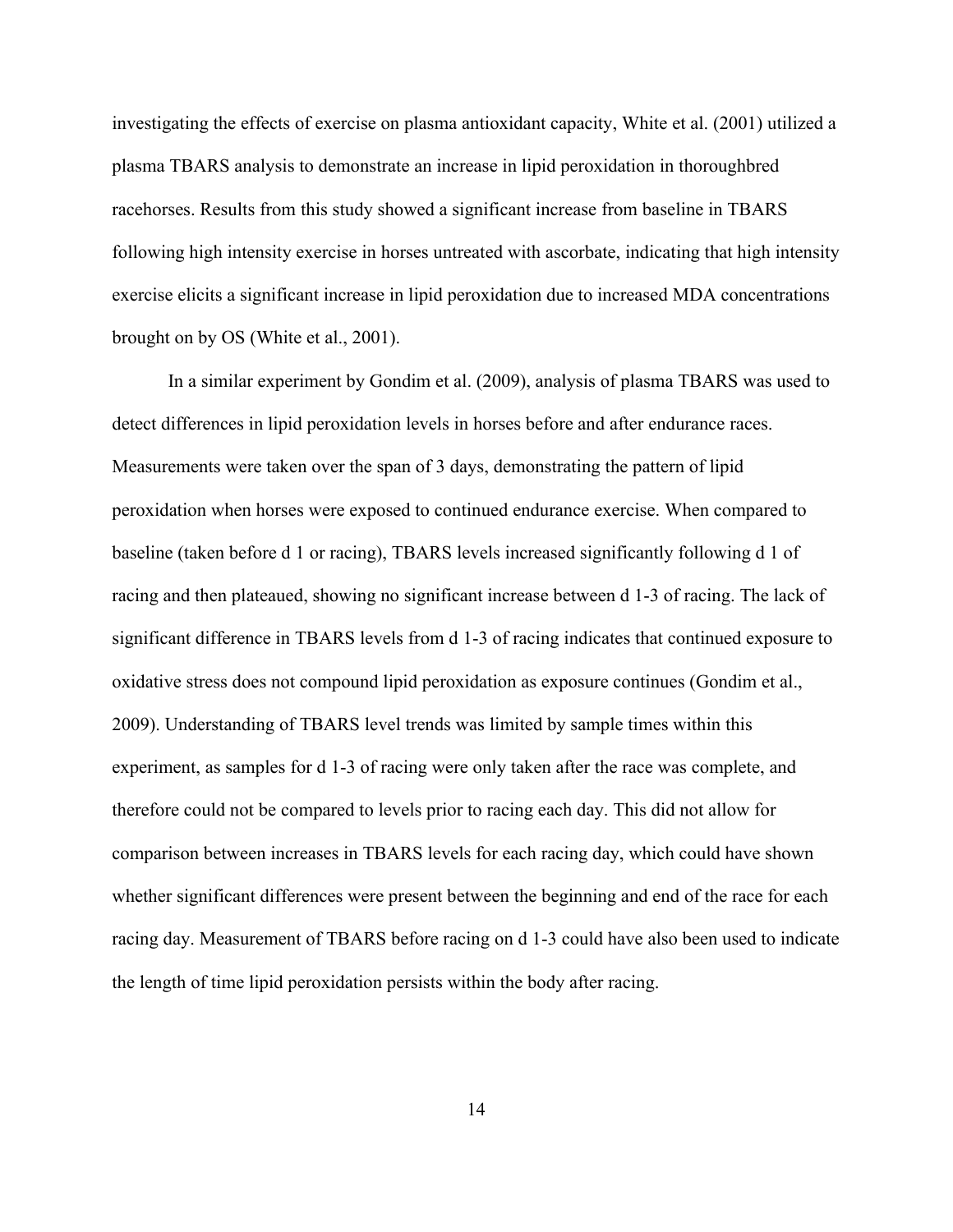investigating the effects of exercise on plasma antioxidant capacity, White et al. (2001) utilized a plasma TBARS analysis to demonstrate an increase in lipid peroxidation in thoroughbred racehorses. Results from this study showed a significant increase from baseline in TBARS following high intensity exercise in horses untreated with ascorbate, indicating that high intensity exercise elicits a significant increase in lipid peroxidation due to increased MDA concentrations brought on by OS (White et al., 2001).

In a similar experiment by Gondim et al. (2009), analysis of plasma TBARS was used to detect differences in lipid peroxidation levels in horses before and after endurance races. Measurements were taken over the span of 3 days, demonstrating the pattern of lipid peroxidation when horses were exposed to continued endurance exercise. When compared to baseline (taken before d 1 or racing), TBARS levels increased significantly following d 1 of racing and then plateaued, showing no significant increase between d 1-3 of racing. The lack of significant difference in TBARS levels from d 1-3 of racing indicates that continued exposure to oxidative stress does not compound lipid peroxidation as exposure continues (Gondim et al., 2009). Understanding of TBARS level trends was limited by sample times within this experiment, as samples for d 1-3 of racing were only taken after the race was complete, and therefore could not be compared to levels prior to racing each day. This did not allow for comparison between increases in TBARS levels for each racing day, which could have shown whether significant differences were present between the beginning and end of the race for each racing day. Measurement of TBARS before racing on d 1-3 could have also been used to indicate the length of time lipid peroxidation persists within the body after racing.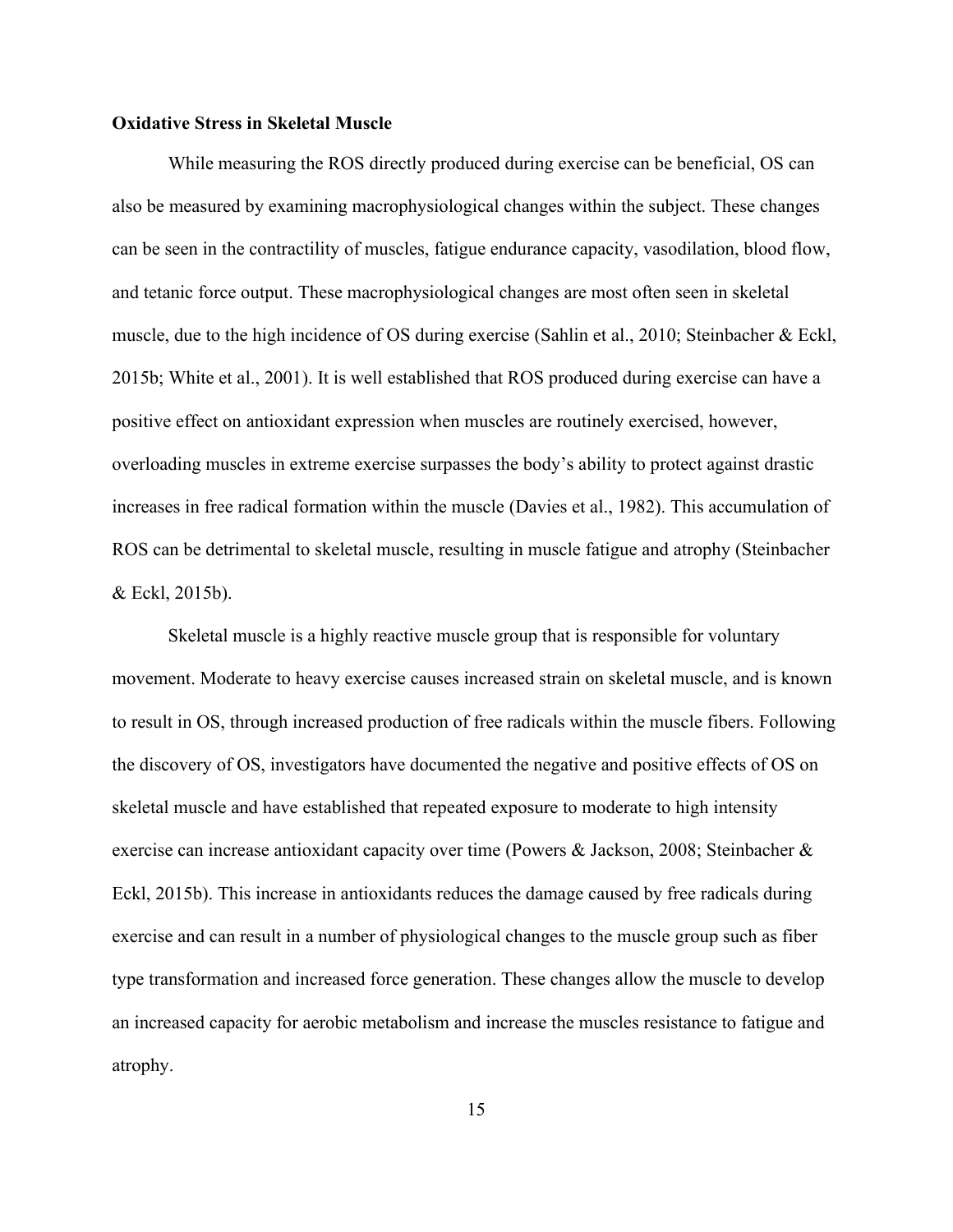**Oxidative Stress in Skeletal Muscle**

While measuring the ROS directly produced during exercise can be beneficial, OS can also be measured by examining macrophysiological changes within the subject. These changes can be seen in the contractility of muscles, fatigue endurance capacity, vasodilation, blood flow, and tetanic force output. These macrophysiological changes are most often seen in skeletal muscle, due to the high incidence of OS during exercise (Sahlin et al., 2010; Steinbacher & Eckl, 2015b; White et al., 2001). It is well established that ROS produced during exercise can have a positive effect on antioxidant expression when muscles are routinely exercised, however, overloading muscles in extreme exercise surpasses the body's ability to protect against drastic increases in free radical formation within the muscle (Davies et al., 1982). This accumulation of ROS can be detrimental to skeletal muscle, resulting in muscle fatigue and atrophy (Steinbacher & Eckl, 2015b).

Skeletal muscle is a highly reactive muscle group that is responsible for voluntary movement. Moderate to heavy exercise causes increased strain on skeletal muscle, and is known to result in OS, through increased production of free radicals within the muscle fibers. Following the discovery of OS, investigators have documented the negative and positive effects of OS on skeletal muscle and have established that repeated exposure to moderate to high intensity exercise can increase antioxidant capacity over time (Powers & Jackson, 2008; Steinbacher & Eckl, 2015b). This increase in antioxidants reduces the damage caused by free radicals during exercise and can result in a number of physiological changes to the muscle group such as fiber type transformation and increased force generation. These changes allow the muscle to develop an increased capacity for aerobic metabolism and increase the muscles resistance to fatigue and atrophy.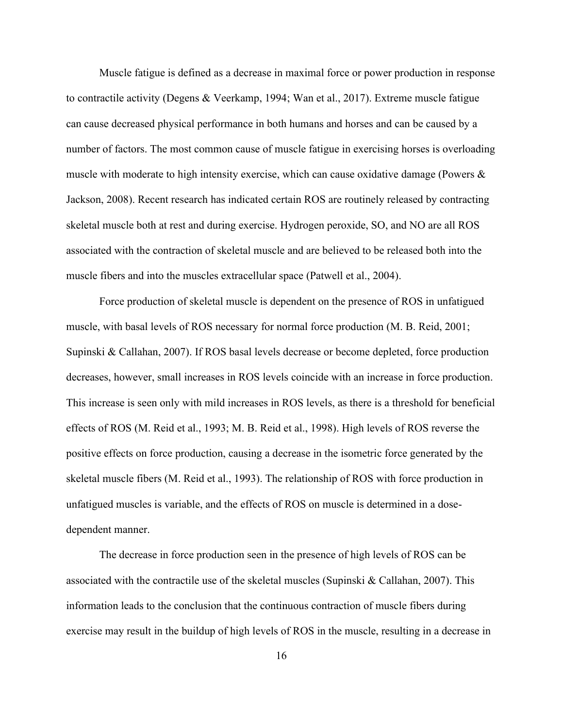Muscle fatigue is defined as a decrease in maximal force or power production in response to contractile activity (Degens & Veerkamp, 1994; Wan et al., 2017). Extreme muscle fatigue can cause decreased physical performance in both humans and horses and can be caused by a number of factors. The most common cause of muscle fatigue in exercising horses is overloading muscle with moderate to high intensity exercise, which can cause oxidative damage (Powers & Jackson, 2008). Recent research has indicated certain ROS are routinely released by contracting skeletal muscle both at rest and during exercise. Hydrogen peroxide, SO, and NO are all ROS associated with the contraction of skeletal muscle and are believed to be released both into the muscle fibers and into the muscles extracellular space (Patwell et al., 2004).

Force production of skeletal muscle is dependent on the presence of ROS in unfatigued muscle, with basal levels of ROS necessary for normal force production (M. B. Reid, 2001; Supinski & Callahan, 2007). If ROS basal levels decrease or become depleted, force production decreases, however, small increases in ROS levels coincide with an increase in force production. This increase is seen only with mild increases in ROS levels, as there is a threshold for beneficial effects of ROS (M. Reid et al., 1993; M. B. Reid et al., 1998). High levels of ROS reverse the positive effects on force production, causing a decrease in the isometric force generated by the skeletal muscle fibers (M. Reid et al., 1993). The relationship of ROS with force production in unfatigued muscles is variable, and the effects of ROS on muscle is determined in a dose-dependent manner.

The decrease in force production seen in the presence of high levels of ROS can be associated with the contractile use of the skeletal muscles (Supinski & Callahan, 2007). This information leads to the conclusion that the continuous contraction of muscle fibers during exercise may result in the buildup of high levels of ROS in the muscle, resulting in a decrease in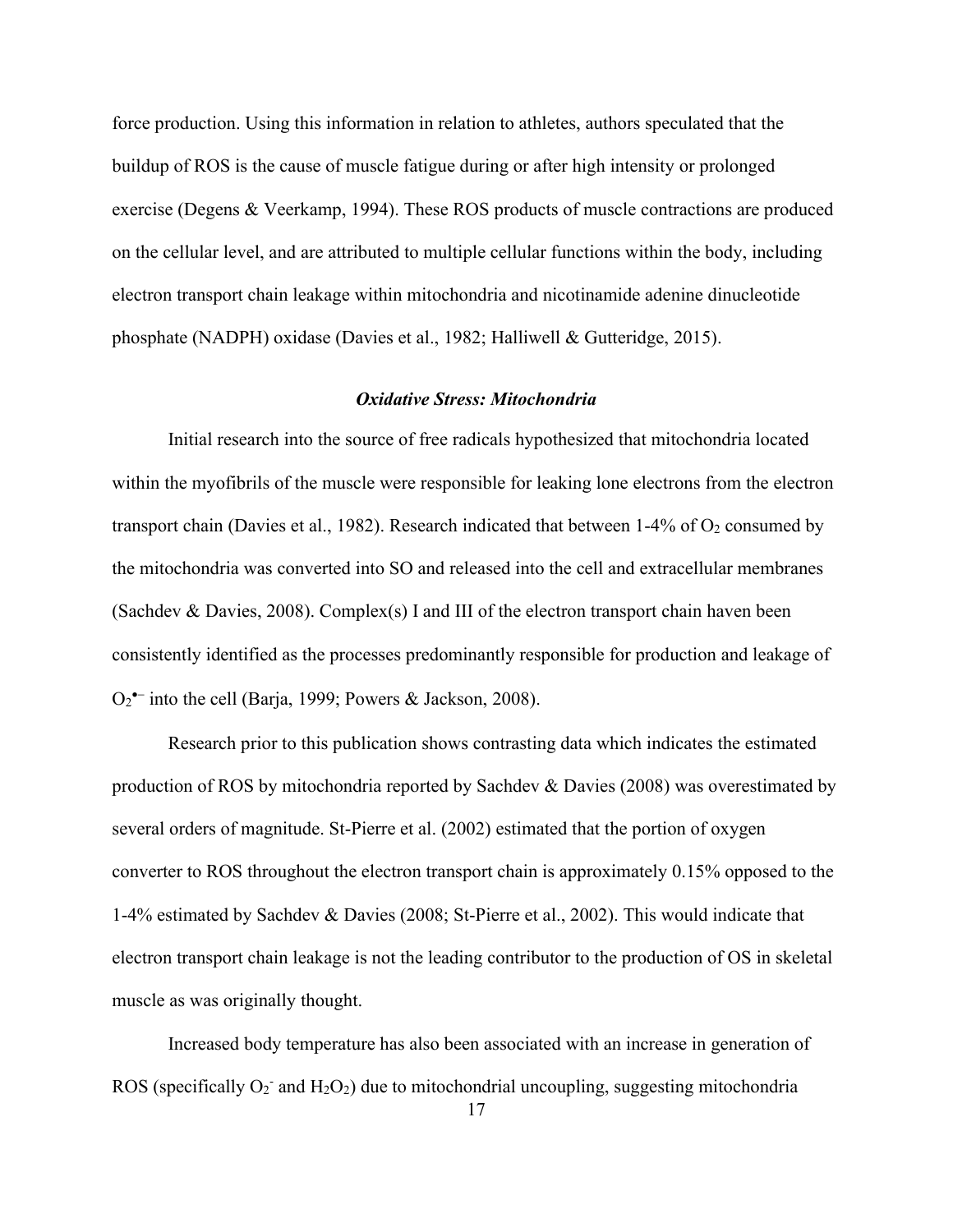force production. Using this information in relation to athletes, authors speculated that the buildup of ROS is the cause of muscle fatigue during or after high intensity or prolonged exercise (Degens & Veerkamp, 1994). These ROS products of muscle contractions are produced on the cellular level, and are attributed to multiple cellular functions within the body, including electron transport chain leakage within mitochondria and nicotinamide adenine dinucleotide phosphate (NADPH) oxidase (Davies et al., 1982; Halliwell & Gutteridge, 2015).

### *Oxidative Stress: Mitochondria*

Initial research into the source of free radicals hypothesized that mitochondria located within the myofibrils of the muscle were responsible for leaking lone electrons from the electron transport chain (Davies et al., 1982). Research indicated that between 1-4% of $O_2$ consumed by the mitochondria was converted into SO and released into the cell and extracellular membranes (Sachdev & Davies, 2008). Complex(s) I and III of the electron transport chain haven been consistently identified as the processes predominantly responsible for production and leakage of $O_2^{\bullet-}$ into the cell (Barja, 1999; Powers & Jackson, 2008).

Research prior to this publication shows contrasting data which indicates the estimated production of ROS by mitochondria reported by Sachdev & Davies (2008) was overestimated by several orders of magnitude. St-Pierre et al. (2002) estimated that the portion of oxygen converter to ROS throughout the electron transport chain is approximately 0.15% opposed to the 1-4% estimated by Sachdev & Davies (2008; St-Pierre et al., 2002). This would indicate that electron transport chain leakage is not the leading contributor to the production of OS in skeletal muscle as was originally thought.

Increased body temperature has also been associated with an increase in generation of ROS (specifically $O_2^-$ and $H_2O_2$) due to mitochondrial uncoupling, suggesting mitochondria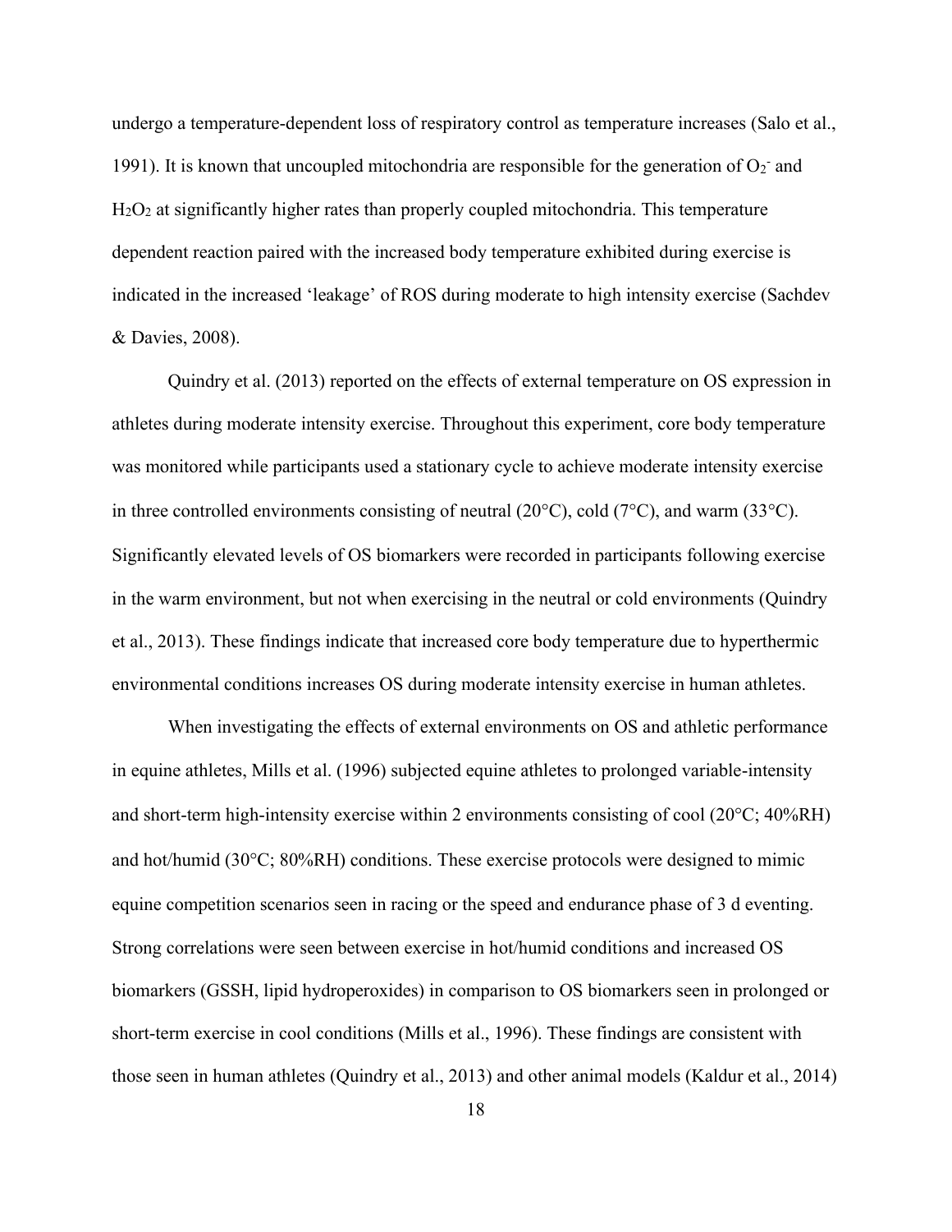undergo a temperature-dependent loss of respiratory control as temperature increases (Salo et al., 1991). It is known that uncoupled mitochondria are responsible for the generation of $O_2^-$ and $H_2O_2$ at significantly higher rates than properly coupled mitochondria. This temperature dependent reaction paired with the increased body temperature exhibited during exercise is indicated in the increased 'leakage' of ROS during moderate to high intensity exercise (Sachdev & Davies, 2008).

Quindry et al. (2013) reported on the effects of external temperature on OS expression in athletes during moderate intensity exercise. Throughout this experiment, core body temperature was monitored while participants used a stationary cycle to achieve moderate intensity exercise in three controlled environments consisting of neutral (20°C), cold (7°C), and warm (33°C). Significantly elevated levels of OS biomarkers were recorded in participants following exercise in the warm environment, but not when exercising in the neutral or cold environments (Quindry et al., 2013). These findings indicate that increased core body temperature due to hyperthermic environmental conditions increases OS during moderate intensity exercise in human athletes.

When investigating the effects of external environments on OS and athletic performance in equine athletes, Mills et al. (1996) subjected equine athletes to prolonged variable-intensity and short-term high-intensity exercise within 2 environments consisting of cool (20°C; 40%RH) and hot/humid (30°C; 80%RH) conditions. These exercise protocols were designed to mimic equine competition scenarios seen in racing or the speed and endurance phase of 3 d eventing. Strong correlations were seen between exercise in hot/humid conditions and increased OS biomarkers (GSSH, lipid hydroperoxides) in comparison to OS biomarkers seen in prolonged or short-term exercise in cool conditions (Mills et al., 1996). These findings are consistent with those seen in human athletes (Quindry et al., 2013) and other animal models (Kaldur et al., 2014)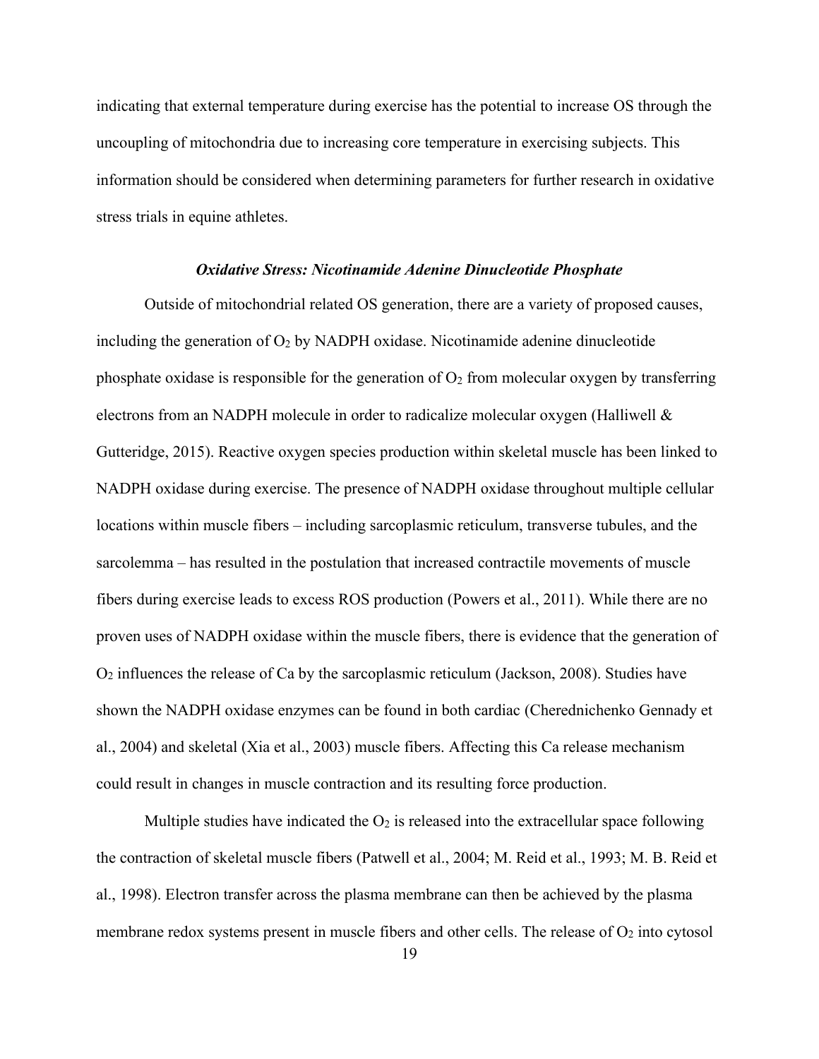indicating that external temperature during exercise has the potential to increase OS through the uncoupling of mitochondria due to increasing core temperature in exercising subjects. This information should be considered when determining parameters for further research in oxidative stress trials in equine athletes.

### *Oxidative Stress: Nicotinamide Adenine Dinucleotide Phosphate*

Outside of mitochondrial related OS generation, there are a variety of proposed causes, including the generation of $O_2$ by NADPH oxidase. Nicotinamide adenine dinucleotide phosphate oxidase is responsible for the generation of $O_2$ from molecular oxygen by transferring electrons from an NADPH molecule in order to radicalize molecular oxygen (Halliwell & Gutteridge, 2015). Reactive oxygen species production within skeletal muscle has been linked to NADPH oxidase during exercise. The presence of NADPH oxidase throughout multiple cellular locations within muscle fibers – including sarcoplasmic reticulum, transverse tubules, and the sarcolemma – has resulted in the postulation that increased contractile movements of muscle fibers during exercise leads to excess ROS production (Powers et al., 2011). While there are no proven uses of NADPH oxidase within the muscle fibers, there is evidence that the generation of $O_2$ influences the release of Ca by the sarcoplasmic reticulum (Jackson, 2008). Studies have shown the NADPH oxidase enzymes can be found in both cardiac (Cherednichenko Gennady et al., 2004) and skeletal (Xia et al., 2003) muscle fibers. Affecting this Ca release mechanism could result in changes in muscle contraction and its resulting force production.

Multiple studies have indicated the $O_2$ is released into the extracellular space following the contraction of skeletal muscle fibers (Patwell et al., 2004; M. Reid et al., 1993; M. B. Reid et al., 1998). Electron transfer across the plasma membrane can then be achieved by the plasma membrane redox systems present in muscle fibers and other cells. The release of $O_2$ into cytosol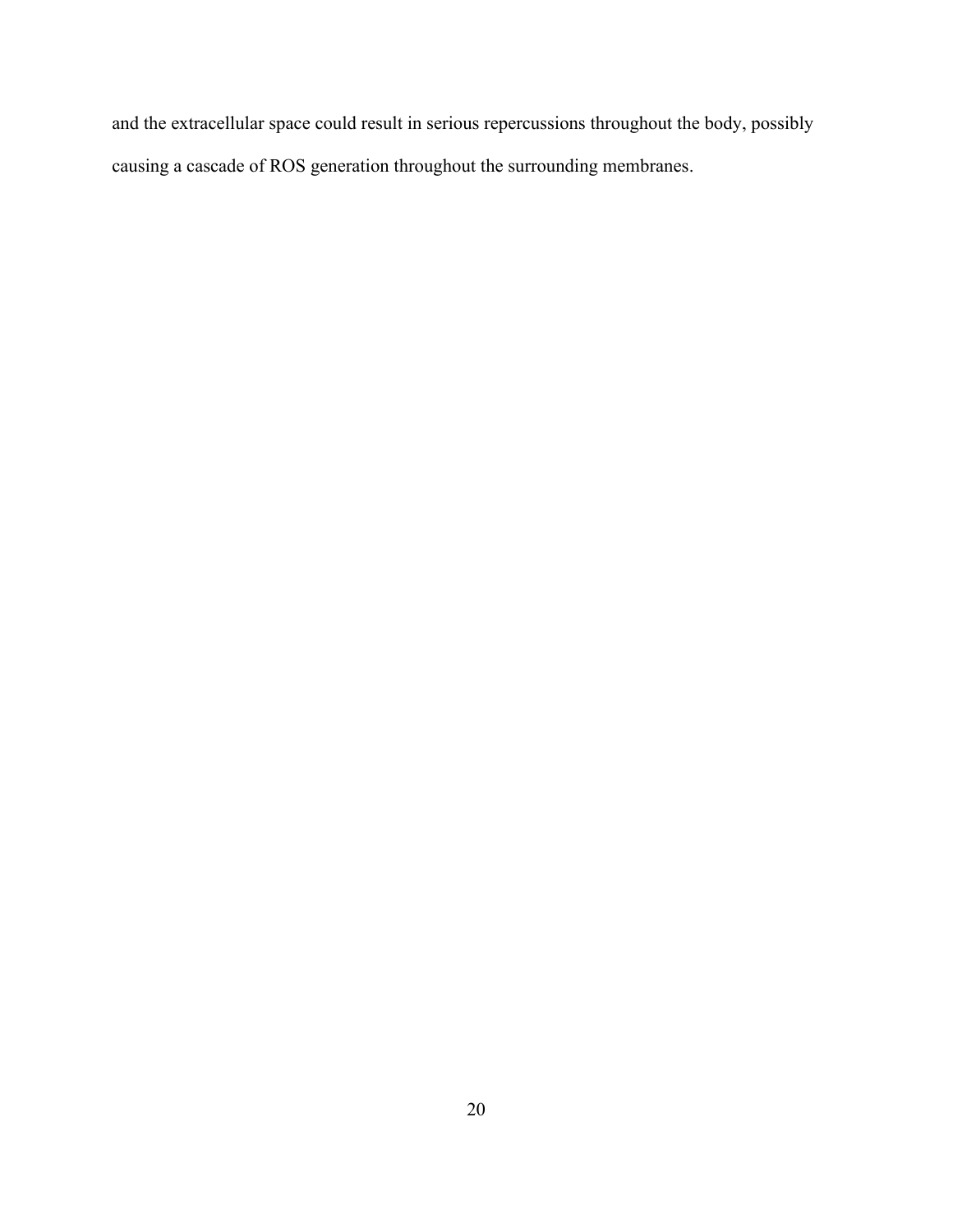and the extracellular space could result in serious repercussions throughout the body, possibly causing a cascade of ROS generation throughout the surrounding membranes.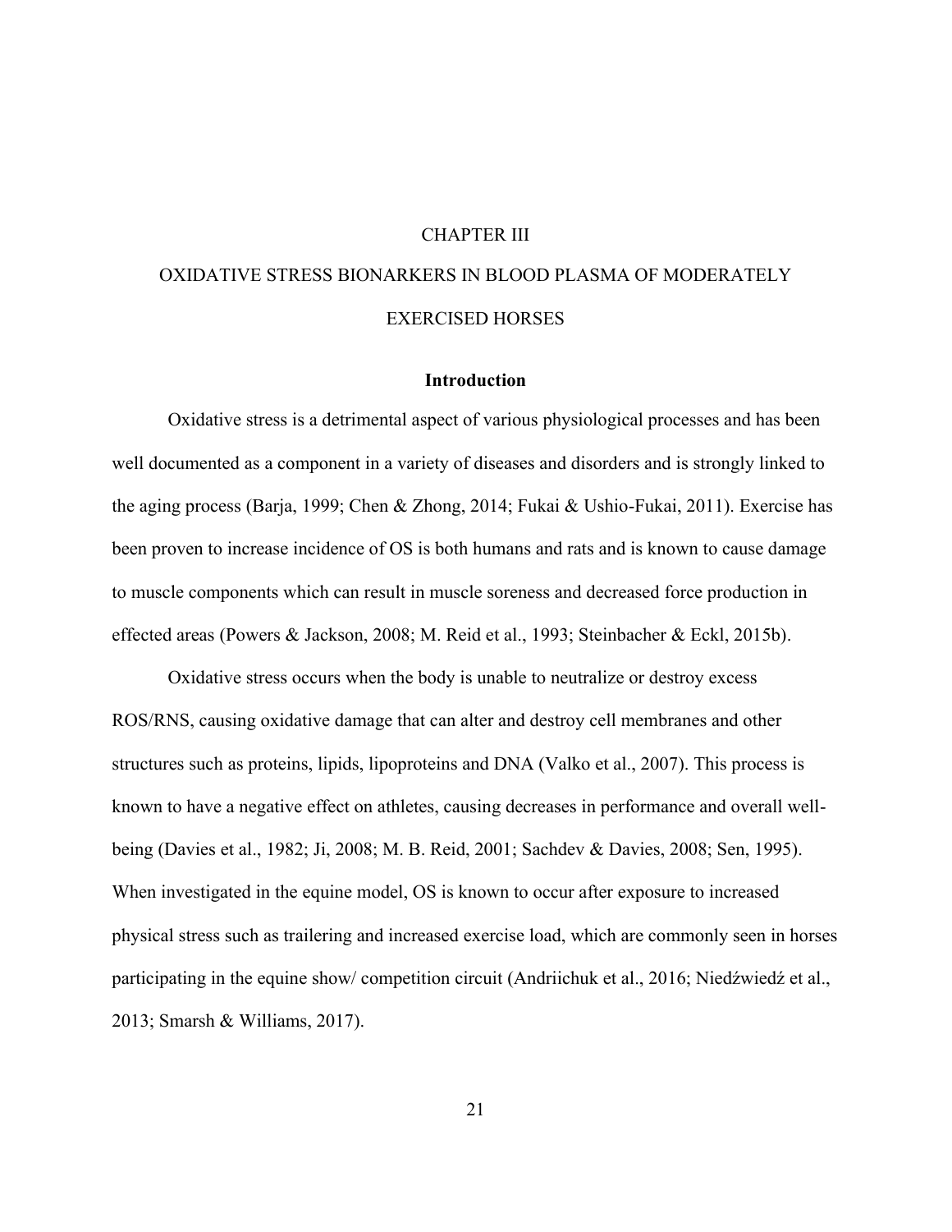# CHAPTER III

# OXIDATIVE STRESS BIONARKERS IN BLOOD PLASMA OF MODERATELY EXERCISED HORSES

## Introduction

Oxidative stress is a detrimental aspect of various physiological processes and has been well documented as a component in a variety of diseases and disorders and is strongly linked to the aging process (Barja, 1999; Chen & Zhong, 2014; Fukai & Ushio-Fukai, 2011). Exercise has been proven to increase incidence of OS is both humans and rats and is known to cause damage to muscle components which can result in muscle soreness and decreased force production in effected areas (Powers & Jackson, 2008; M. Reid et al., 1993; Steinbacher & Eckl, 2015b).

Oxidative stress occurs when the body is unable to neutralize or destroy excess ROS/RNS, causing oxidative damage that can alter and destroy cell membranes and other structures such as proteins, lipids, lipoproteins and DNA (Valko et al., 2007). This process is known to have a negative effect on athletes, causing decreases in performance and overall well-being (Davies et al., 1982; Ji, 2008; M. B. Reid, 2001; Sachdev & Davies, 2008; Sen, 1995). When investigated in the equine model, OS is known to occur after exposure to increased physical stress such as trailering and increased exercise load, which are commonly seen in horses participating in the equine show/ competition circuit (Andriichuk et al., 2016; Niedźwiedź et al., 2013; Smarsh & Williams, 2017).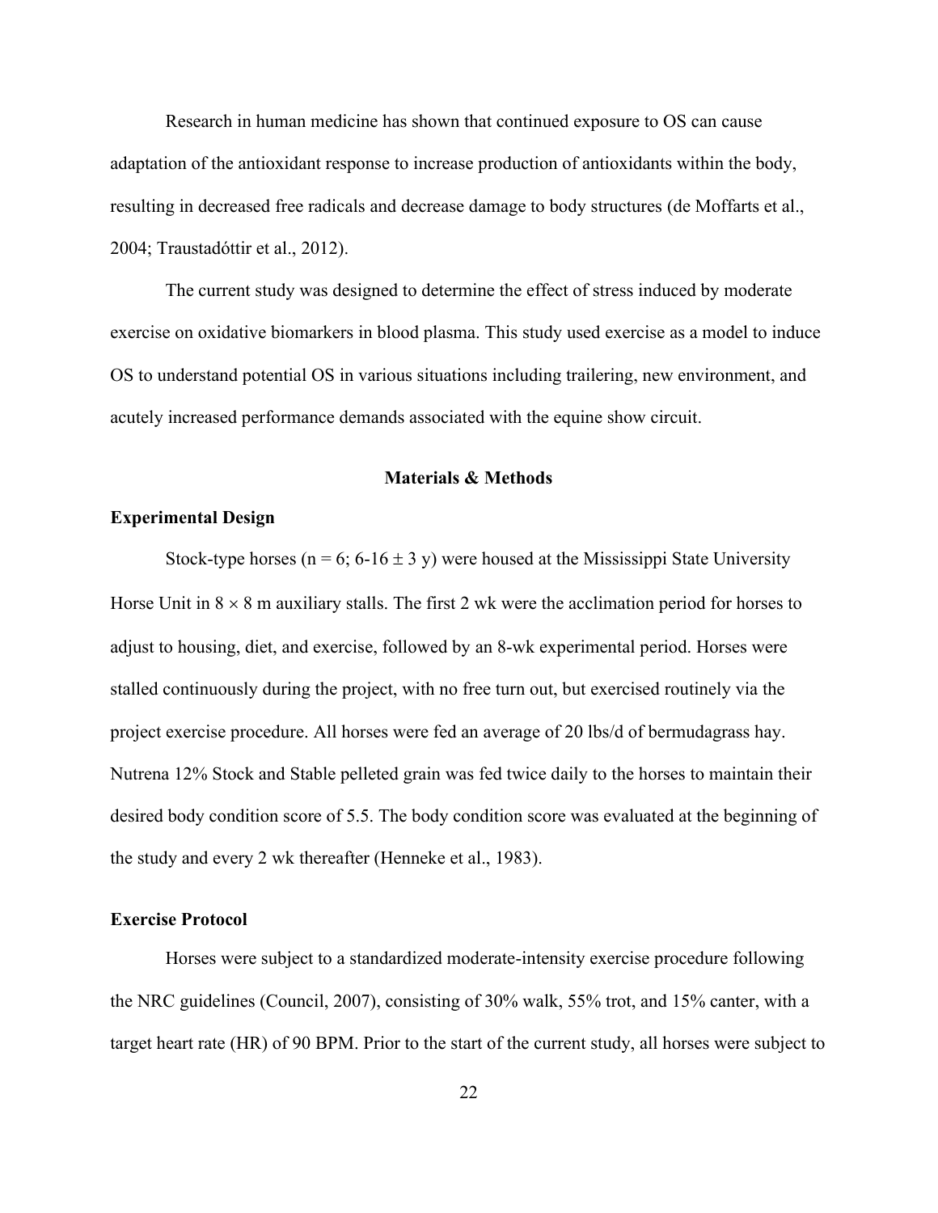Research in human medicine has shown that continued exposure to OS can cause adaptation of the antioxidant response to increase production of antioxidants within the body, resulting in decreased free radicals and decrease damage to body structures (de Moffarts et al., 2004; Traustadóttir et al., 2012).

The current study was designed to determine the effect of stress induced by moderate exercise on oxidative biomarkers in blood plasma. This study used exercise as a model to induce OS to understand potential OS in various situations including trailering, new environment, and acutely increased performance demands associated with the equine show circuit.

## Materials & Methods

### Experimental Design

Stock-type horses (n = 6; 6-16 ± 3 y) were housed at the Mississippi State University Horse Unit in 8 × 8 m auxiliary stalls. The first 2 wk were the acclimation period for horses to adjust to housing, diet, and exercise, followed by an 8-wk experimental period. Horses were stalled continuously during the project, with no free turn out, but exercised routinely via the project exercise procedure. All horses were fed an average of 20 lbs/d of bermudagrass hay. Nutrena 12% Stock and Stable pelleted grain was fed twice daily to the horses to maintain their desired body condition score of 5.5. The body condition score was evaluated at the beginning of the study and every 2 wk thereafter (Henneke et al., 1983).

### Exercise Protocol

Horses were subject to a standardized moderate-intensity exercise procedure following the NRC guidelines (Council, 2007), consisting of 30% walk, 55% trot, and 15% canter, with a target heart rate (HR) of 90 BPM. Prior to the start of the current study, all horses were subject to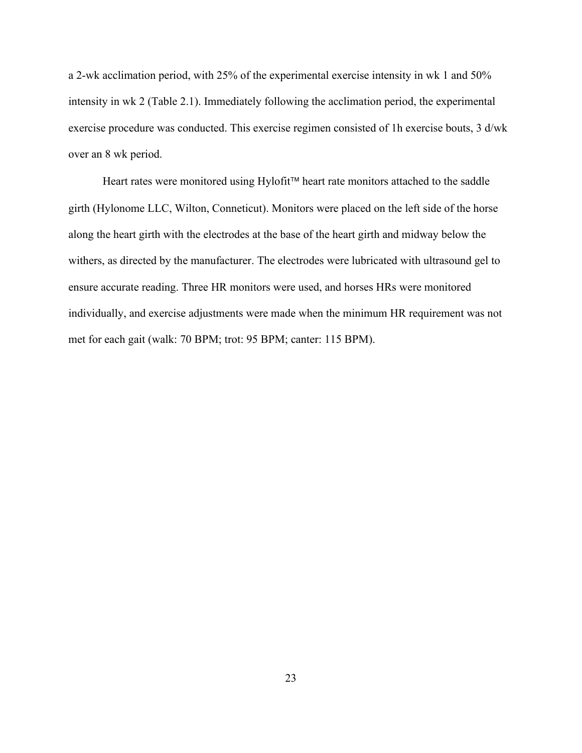a 2-wk acclimation period, with 25% of the experimental exercise intensity in wk 1 and 50% intensity in wk 2 (Table 2.1). Immediately following the acclimation period, the experimental exercise procedure was conducted. This exercise regimen consisted of 1h exercise bouts, 3 d/wk over an 8 wk period.

Heart rates were monitored using Hylofit™ heart rate monitors attached to the saddle girth (Hylonome LLC, Wilton, Conneticut). Monitors were placed on the left side of the horse along the heart girth with the electrodes at the base of the heart girth and midway below the withers, as directed by the manufacturer. The electrodes were lubricated with ultrasound gel to ensure accurate reading. Three HR monitors were used, and horses HRs were monitored individually, and exercise adjustments were made when the minimum HR requirement was not met for each gait (walk: 70 BPM; trot: 95 BPM; canter: 115 BPM).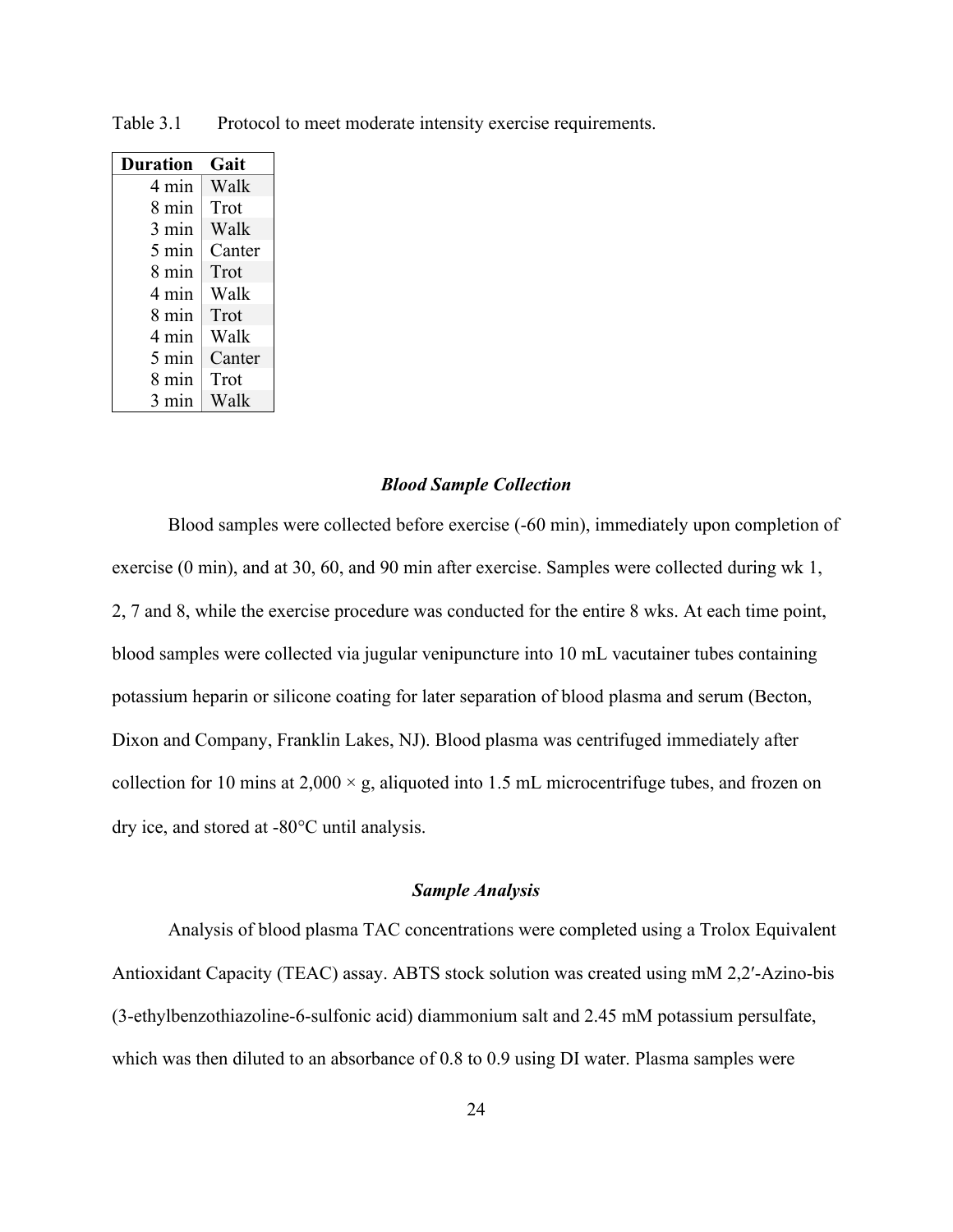Table 3.1 Protocol to meet moderate intensity exercise requirements.

| Duration | Gait |
|---|---|
| 4 min | Walk |
| 8 min | Trot |
| 3 min | Walk |
| 5 min | Canter |
| 8 min | Trot |
| 4 min | Walk |
| 8 min | Trot |
| 4 min | Walk |
| 5 min | Canter |
| 8 min | Trot |
| 3 min | Walk |

### *Blood Sample Collection*

Blood samples were collected before exercise (-60 min), immediately upon completion of exercise (0 min), and at 30, 60, and 90 min after exercise. Samples were collected during wk 1, 2, 7 and 8, while the exercise procedure was conducted for the entire 8 wks. At each time point, blood samples were collected via jugular venipuncture into 10 mL vacutainer tubes containing potassium heparin or silicone coating for later separation of blood plasma and serum (Becton, Dixon and Company, Franklin Lakes, NJ). Blood plasma was centrifuged immediately after collection for 10 mins at 2,000 × g, aliquoted into 1.5 mL microcentrifuge tubes, and frozen on dry ice, and stored at -80°C until analysis.

### *Sample Analysis*

Analysis of blood plasma TAC concentrations were completed using a Trolox Equivalent Antioxidant Capacity (TEAC) assay. ABTS stock solution was created using mM 2,2′-Azino-bis (3-ethylbenzothiazoline-6-sulfonic acid) diammonium salt and 2.45 mM potassium persulfate, which was then diluted to an absorbance of 0.8 to 0.9 using DI water. Plasma samples were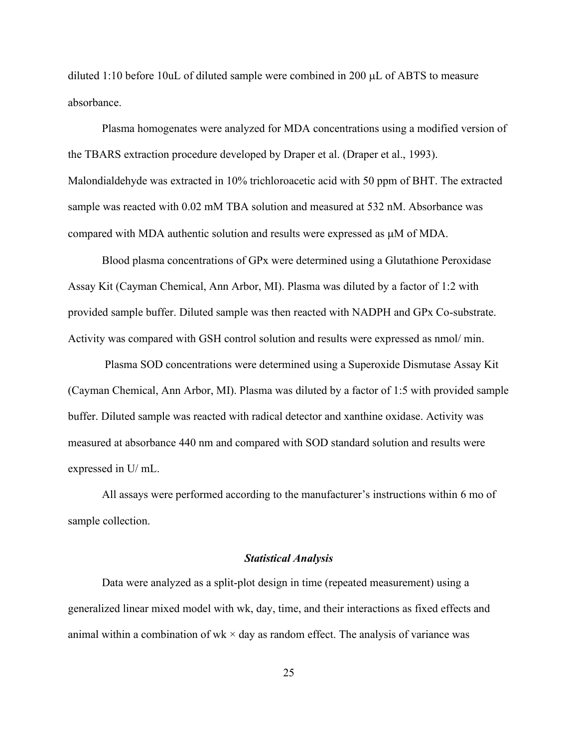diluted 1:10 before 10uL of diluted sample were combined in 200 μL of ABTS to measure absorbance.

Plasma homogenates were analyzed for MDA concentrations using a modified version of the TBARS extraction procedure developed by Draper et al. (Draper et al., 1993). Malondialdehyde was extracted in 10% trichloroacetic acid with 50 ppm of BHT. The extracted sample was reacted with 0.02 mM TBA solution and measured at 532 nM. Absorbance was compared with MDA authentic solution and results were expressed as μM of MDA.

Blood plasma concentrations of GPx were determined using a Glutathione Peroxidase Assay Kit (Cayman Chemical, Ann Arbor, MI). Plasma was diluted by a factor of 1:2 with provided sample buffer. Diluted sample was then reacted with NADPH and GPx Co-substrate. Activity was compared with GSH control solution and results were expressed as nmol/ min.

Plasma SOD concentrations were determined using a Superoxide Dismutase Assay Kit (Cayman Chemical, Ann Arbor, MI). Plasma was diluted by a factor of 1:5 with provided sample buffer. Diluted sample was reacted with radical detector and xanthine oxidase. Activity was measured at absorbance 440 nm and compared with SOD standard solution and results were expressed in U/ mL.

All assays were performed according to the manufacturer's instructions within 6 mo of sample collection.

### ***Statistical Analysis***

Data were analyzed as a split-plot design in time (repeated measurement) using a generalized linear mixed model with wk, day, time, and their interactions as fixed effects and animal within a combination of wk × day as random effect. The analysis of variance was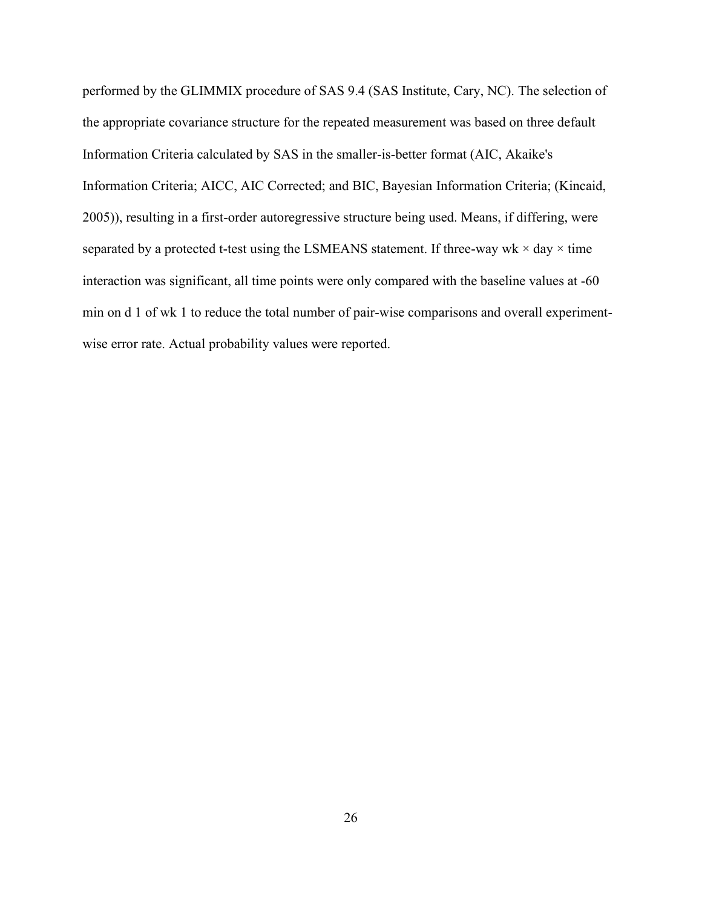performed by the GLIMMIX procedure of SAS 9.4 (SAS Institute, Cary, NC). The selection of the appropriate covariance structure for the repeated measurement was based on three default Information Criteria calculated by SAS in the smaller-is-better format (AIC, Akaike's Information Criteria; AICC, AIC Corrected; and BIC, Bayesian Information Criteria; (Kincaid, 2005)), resulting in a first-order autoregressive structure being used. Means, if differing, were separated by a protected t-test using the LSMEANS statement. If three-way wk × day × time interaction was significant, all time points were only compared with the baseline values at -60 min on d 1 of wk 1 to reduce the total number of pair-wise comparisons and overall experiment-wise error rate. Actual probability values were reported.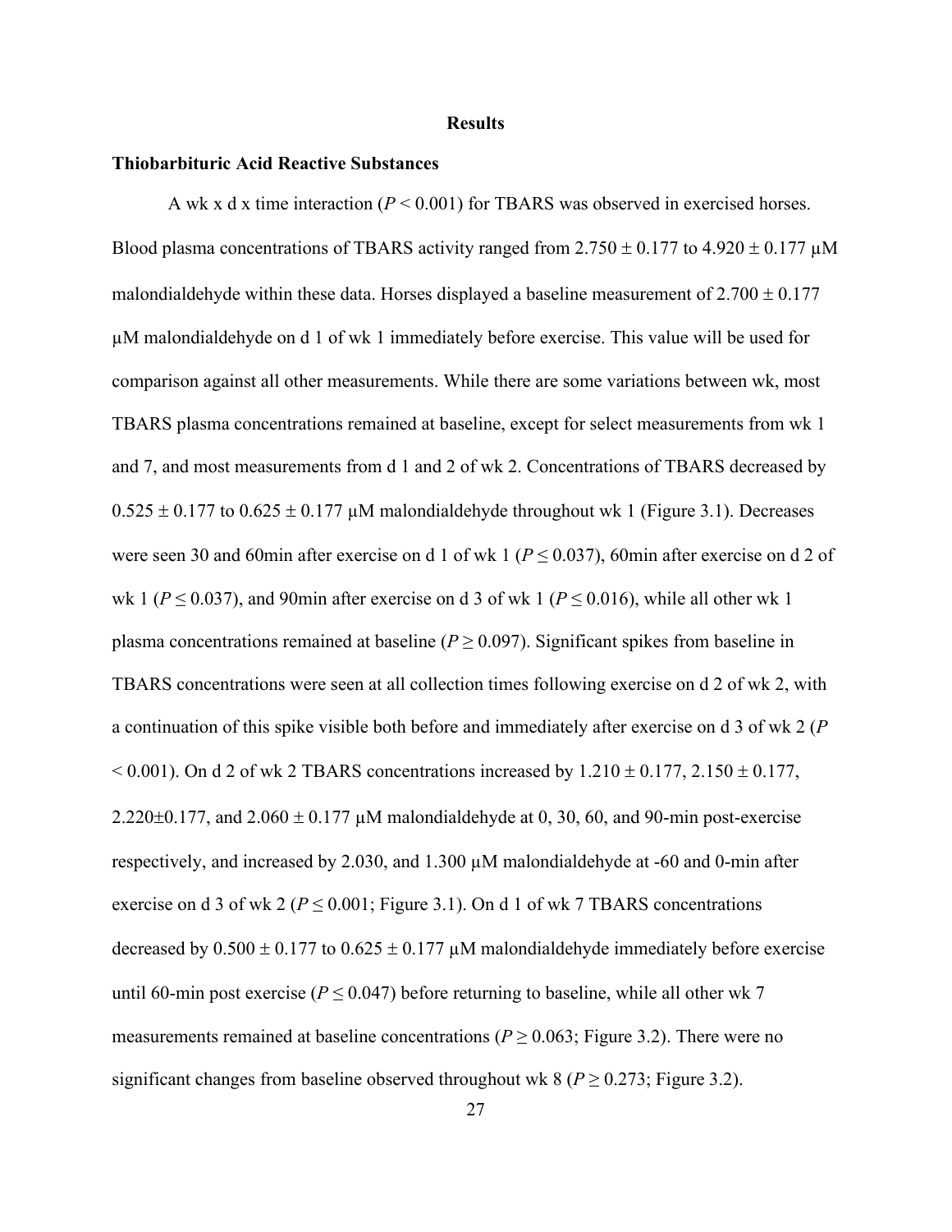## Results

### Thiobarbituric Acid Reactive Substances

A wk x d x time interaction ($P < 0.001$) for TBARS was observed in exercised horses. Blood plasma concentrations of TBARS activity ranged from $2.750 \pm 0.177$ to $4.920 \pm 0.177$ µM malondialdehyde within these data. Horses displayed a baseline measurement of $2.700 \pm 0.177$ µM malondialdehyde on d 1 of wk 1 immediately before exercise. This value will be used for comparison against all other measurements. While there are some variations between wk, most TBARS plasma concentrations remained at baseline, except for select measurements from wk 1 and 7, and most measurements from d 1 and 2 of wk 2. Concentrations of TBARS decreased by $0.525 \pm 0.177$ to $0.625 \pm 0.177$ µM malondialdehyde throughout wk 1 (Figure 3.1). Decreases were seen 30 and 60min after exercise on d 1 of wk 1 ($P \leq 0.037$), 60min after exercise on d 2 of wk 1 ($P \leq 0.037$), and 90min after exercise on d 3 of wk 1 ($P \leq 0.016$), while all other wk 1 plasma concentrations remained at baseline ($P \geq 0.097$). Significant spikes from baseline in TBARS concentrations were seen at all collection times following exercise on d 2 of wk 2, with a continuation of this spike visible both before and immediately after exercise on d 3 of wk 2 ($P < 0.001$). On d 2 of wk 2 TBARS concentrations increased by $1.210 \pm 0.177$, $2.150 \pm 0.177$, $2.220 \pm 0.177$, and $2.060 \pm 0.177$ µM malondialdehyde at 0, 30, 60, and 90-min post-exercise respectively, and increased by 2.030, and 1.300 µM malondialdehyde at -60 and 0-min after exercise on d 3 of wk 2 ($P \leq 0.001$; Figure 3.1). On d 1 of wk 7 TBARS concentrations decreased by $0.500 \pm 0.177$ to $0.625 \pm 0.177$ µM malondialdehyde immediately before exercise until 60-min post exercise ($P \leq 0.047$) before returning to baseline, while all other wk 7 measurements remained at baseline concentrations ($P \geq 0.063$; Figure 3.2). There were no significant changes from baseline observed throughout wk 8 ($P \geq 0.273$; Figure 3.2).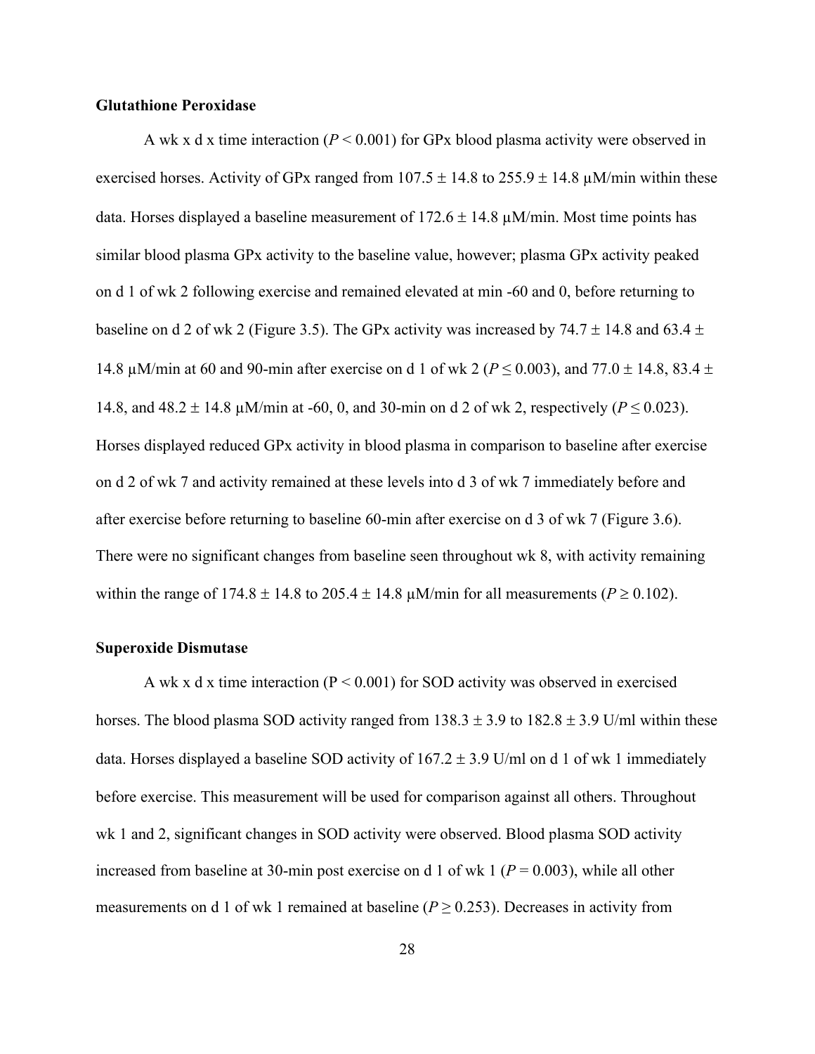**Glutathione Peroxidase**

A wk x d x time interaction ($P < 0.001$) for GPx blood plasma activity were observed in exercised horses. Activity of GPx ranged from 107.5 ± 14.8 to 255.9 ± 14.8 µM/min within these data. Horses displayed a baseline measurement of 172.6 ± 14.8 µM/min. Most time points has similar blood plasma GPx activity to the baseline value, however; plasma GPx activity peaked on d 1 of wk 2 following exercise and remained elevated at min -60 and 0, before returning to baseline on d 2 of wk 2 (Figure 3.5). The GPx activity was increased by 74.7 ± 14.8 and 63.4 ± 14.8 µM/min at 60 and 90-min after exercise on d 1 of wk 2 ($P \leq 0.003$), and 77.0 ± 14.8, 83.4 ± 14.8, and 48.2 ± 14.8 µM/min at -60, 0, and 30-min on d 2 of wk 2, respectively ($P \leq 0.023$). Horses displayed reduced GPx activity in blood plasma in comparison to baseline after exercise on d 2 of wk 7 and activity remained at these levels into d 3 of wk 7 immediately before and after exercise before returning to baseline 60-min after exercise on d 3 of wk 7 (Figure 3.6). There were no significant changes from baseline seen throughout wk 8, with activity remaining within the range of 174.8 ± 14.8 to 205.4 ± 14.8 µM/min for all measurements ($P \geq 0.102$).

**Superoxide Dismutase**

A wk x d x time interaction ($P < 0.001$) for SOD activity was observed in exercised horses. The blood plasma SOD activity ranged from 138.3 ± 3.9 to 182.8 ± 3.9 U/ml within these data. Horses displayed a baseline SOD activity of 167.2 ± 3.9 U/ml on d 1 of wk 1 immediately before exercise. This measurement will be used for comparison against all others. Throughout wk 1 and 2, significant changes in SOD activity were observed. Blood plasma SOD activity increased from baseline at 30-min post exercise on d 1 of wk 1 ($P = 0.003$), while all other measurements on d 1 of wk 1 remained at baseline ($P \geq 0.253$). Decreases in activity from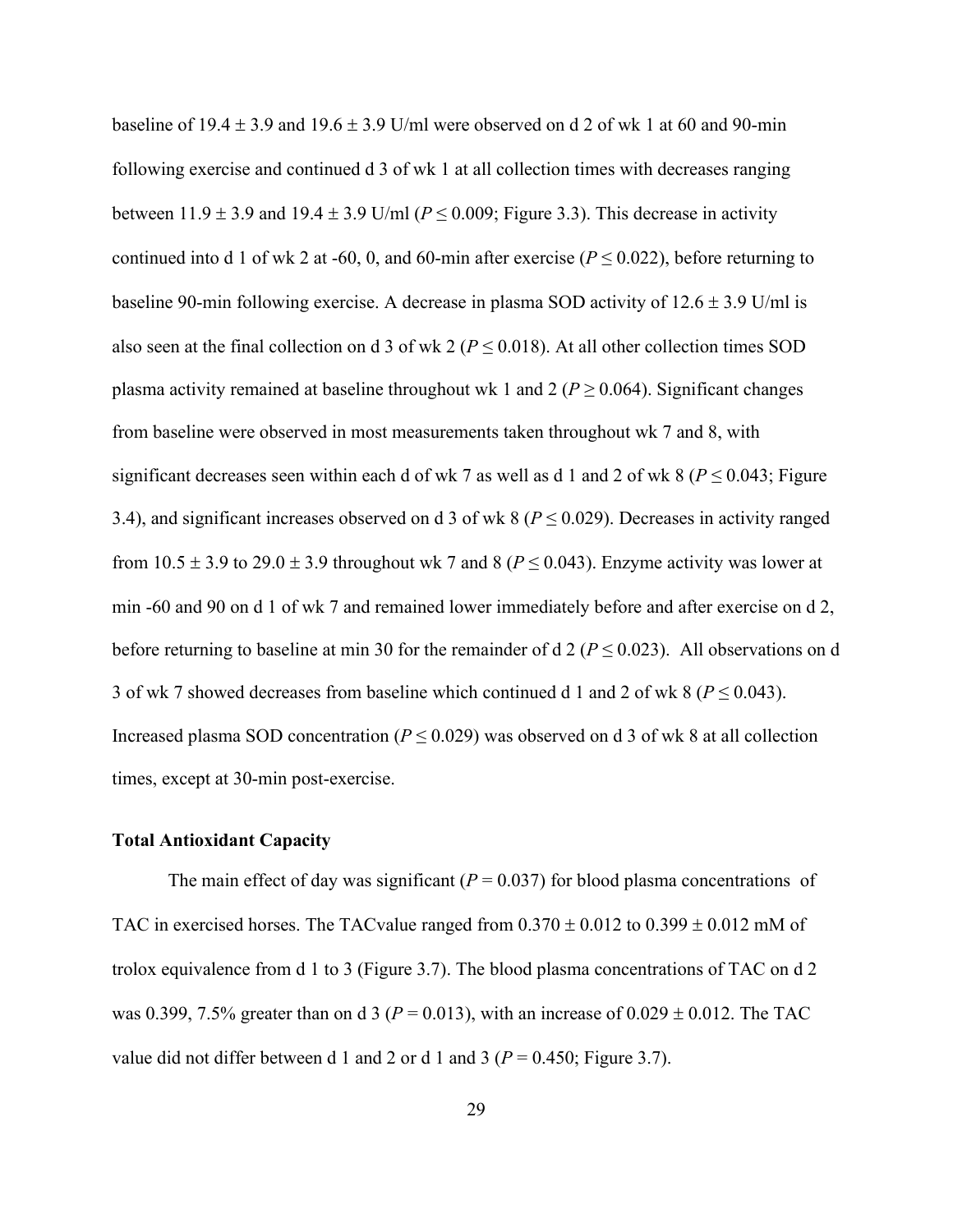baseline of 19.4 ± 3.9 and 19.6 ± 3.9 U/ml were observed on d 2 of wk 1 at 60 and 90-min following exercise and continued d 3 of wk 1 at all collection times with decreases ranging between 11.9 ± 3.9 and 19.4 ± 3.9 U/ml ($P \leq 0.009$; Figure 3.3). This decrease in activity continued into d 1 of wk 2 at -60, 0, and 60-min after exercise ($P \leq 0.022$), before returning to baseline 90-min following exercise. A decrease in plasma SOD activity of 12.6 ± 3.9 U/ml is also seen at the final collection on d 3 of wk 2 ($P \leq 0.018$). At all other collection times SOD plasma activity remained at baseline throughout wk 1 and 2 ($P \geq 0.064$). Significant changes from baseline were observed in most measurements taken throughout wk 7 and 8, with significant decreases seen within each d of wk 7 as well as d 1 and 2 of wk 8 ($P \leq 0.043$; Figure 3.4), and significant increases observed on d 3 of wk 8 ($P \leq 0.029$). Decreases in activity ranged from 10.5 ± 3.9 to 29.0 ± 3.9 throughout wk 7 and 8 ($P \leq 0.043$). Enzyme activity was lower at min -60 and 90 on d 1 of wk 7 and remained lower immediately before and after exercise on d 2, before returning to baseline at min 30 for the remainder of d 2 ($P \leq 0.023$). All observations on d 3 of wk 7 showed decreases from baseline which continued d 1 and 2 of wk 8 ($P \leq 0.043$). Increased plasma SOD concentration ($P \leq 0.029$) was observed on d 3 of wk 8 at all collection times, except at 30-min post-exercise.

**Total Antioxidant Capacity**

The main effect of day was significant ($P = 0.037$) for blood plasma concentrations of TAC in exercised horses. The TACvalue ranged from 0.370 ± 0.012 to 0.399 ± 0.012 mM of trolox equivalence from d 1 to 3 (Figure 3.7). The blood plasma concentrations of TAC on d 2 was 0.399, 7.5% greater than on d 3 ($P = 0.013$), with an increase of 0.029 ± 0.012. The TAC value did not differ between d 1 and 2 or d 1 and 3 ($P = 0.450$; Figure 3.7).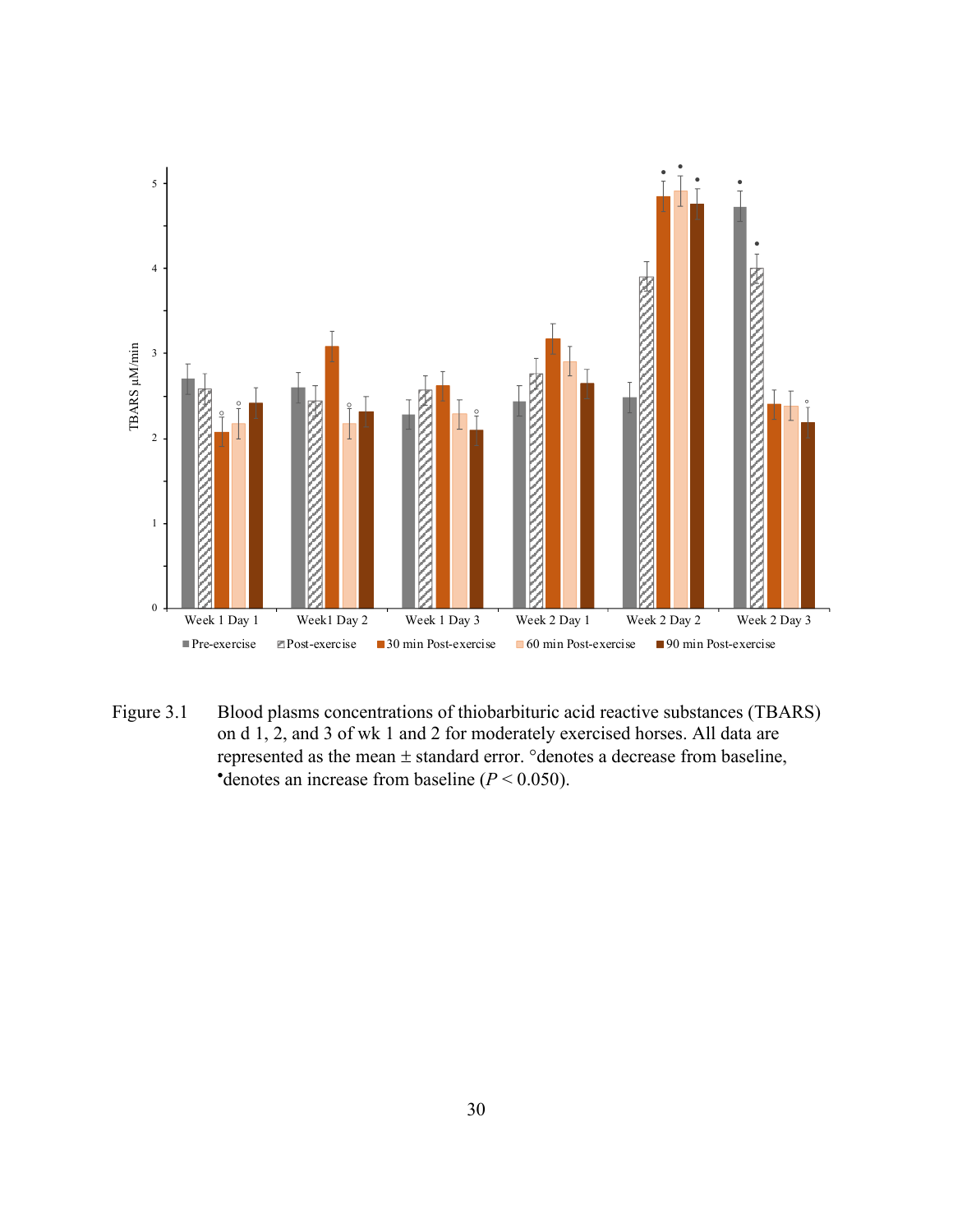Figure 3.1 Blood plasms concentrations of thiobarbituric acid reactive substances (TBARS) on d 1, 2, and 3 of wk 1 and 2 for moderately exercised horses. All data are represented as the mean ± standard error. °denotes a decrease from baseline, •denotes an increase from baseline ($P < 0.050$).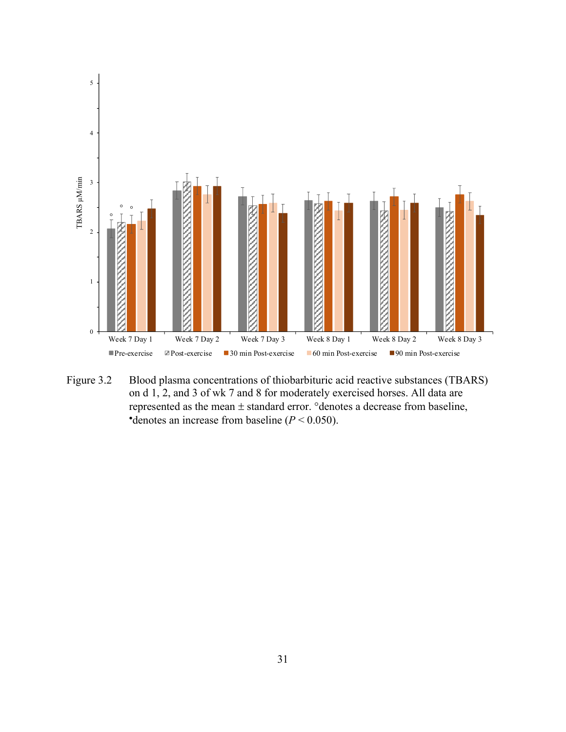Figure 3.2 Blood plasma concentrations of thiobarbituric acid reactive substances (TBARS) on d 1, 2, and 3 of wk 7 and 8 for moderately exercised horses. All data are represented as the mean ± standard error. °denotes a decrease from baseline, •denotes an increase from baseline ($P < 0.050$).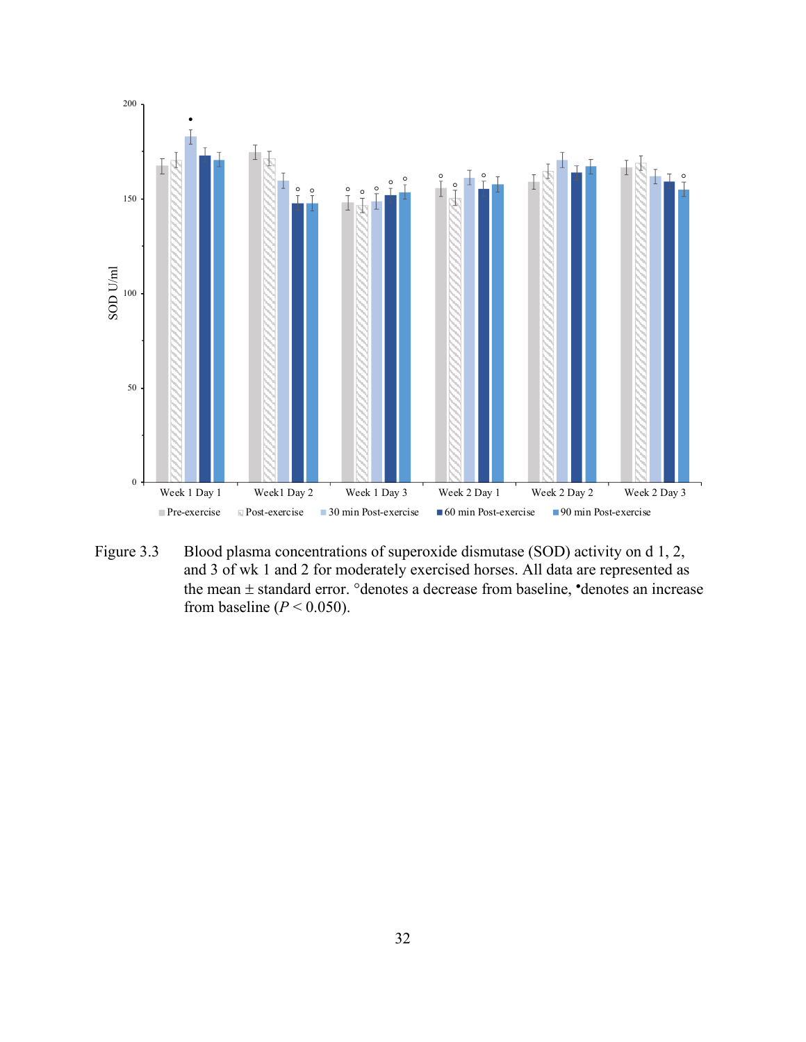Figure 3.3 Blood plasma concentrations of superoxide dismutase (SOD) activity on d 1, 2, and 3 of wk 1 and 2 for moderately exercised horses. All data are represented as the mean ± standard error. °denotes a decrease from baseline, •denotes an increase from baseline ($P < 0.050$).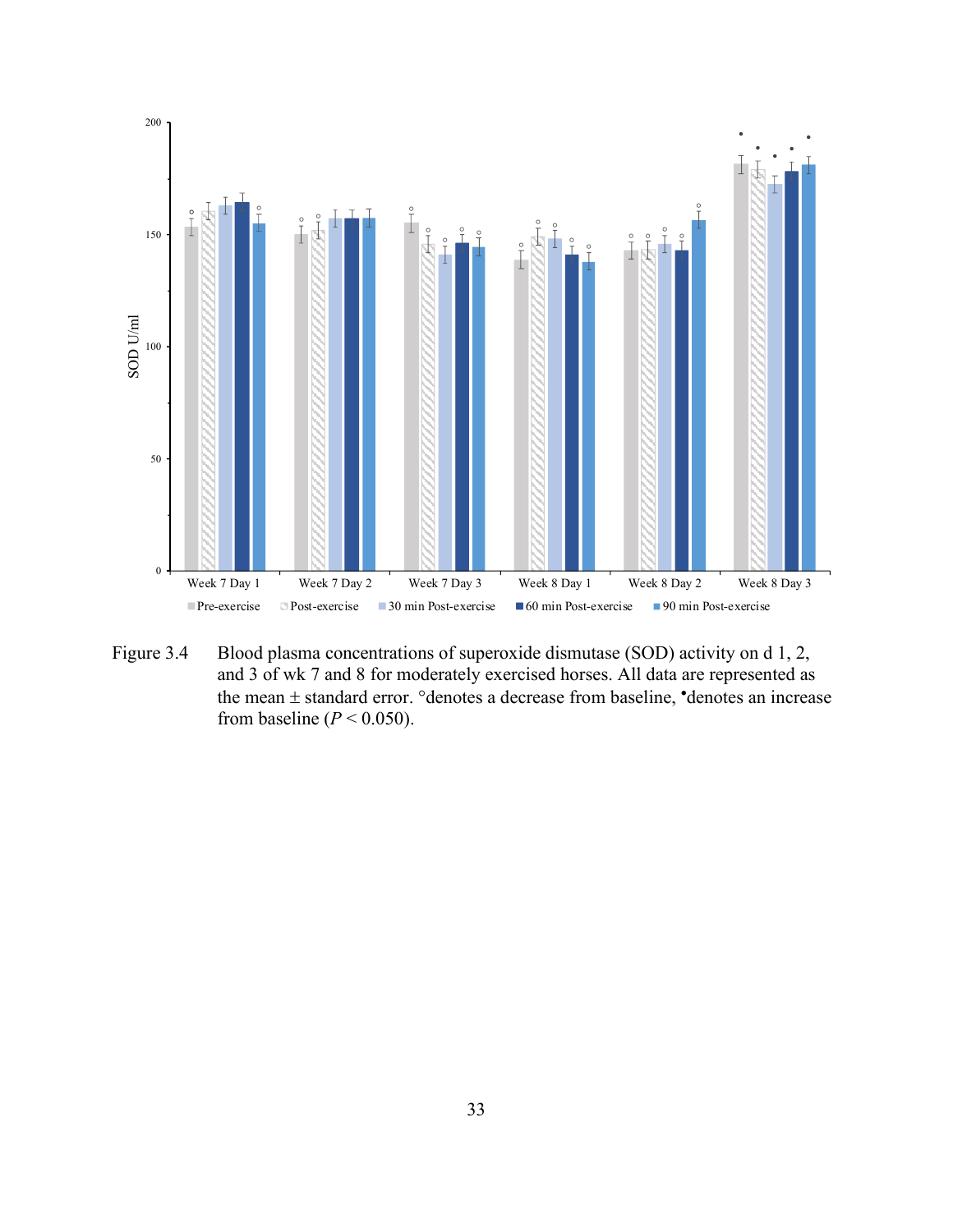Figure 3.4 Blood plasma concentrations of superoxide dismutase (SOD) activity on d 1, 2, and 3 of wk 7 and 8 for moderately exercised horses. All data are represented as the mean ± standard error. °denotes a decrease from baseline, •denotes an increase from baseline ($P < 0.050$).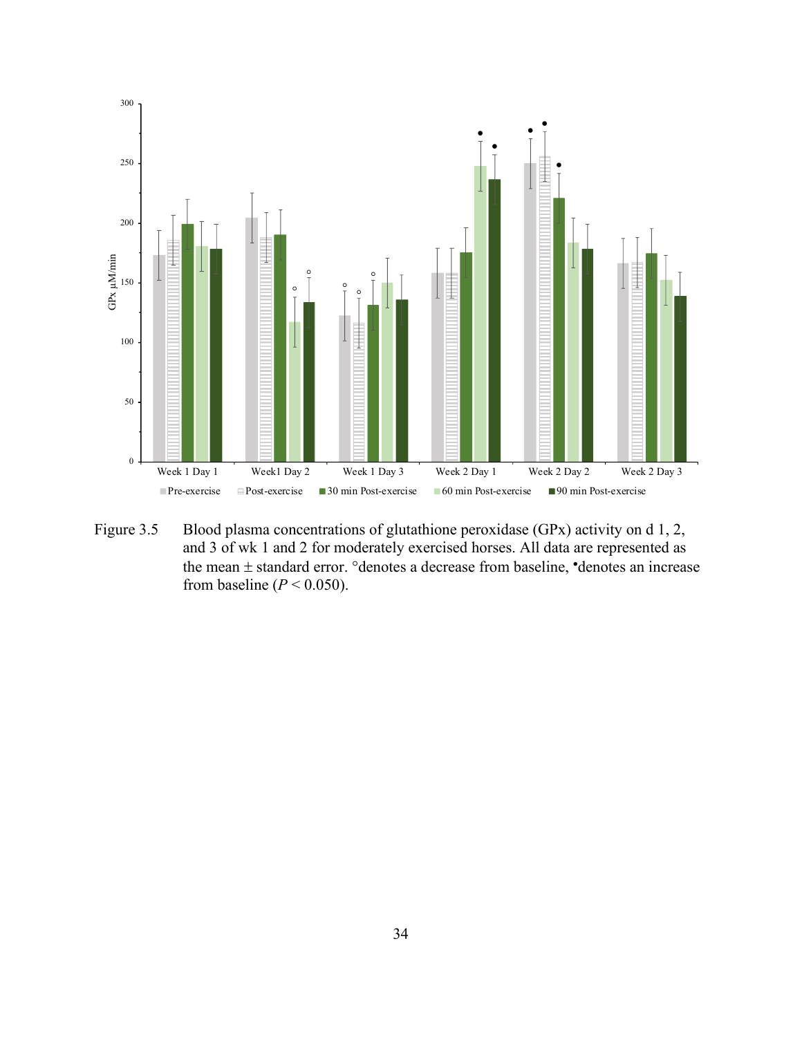Figure 3.5 Blood plasma concentrations of glutathione peroxidase (GPx) activity on d 1, 2, and 3 of wk 1 and 2 for moderately exercised horses. All data are represented as the mean ± standard error. °denotes a decrease from baseline, •denotes an increase from baseline ($P < 0.050$).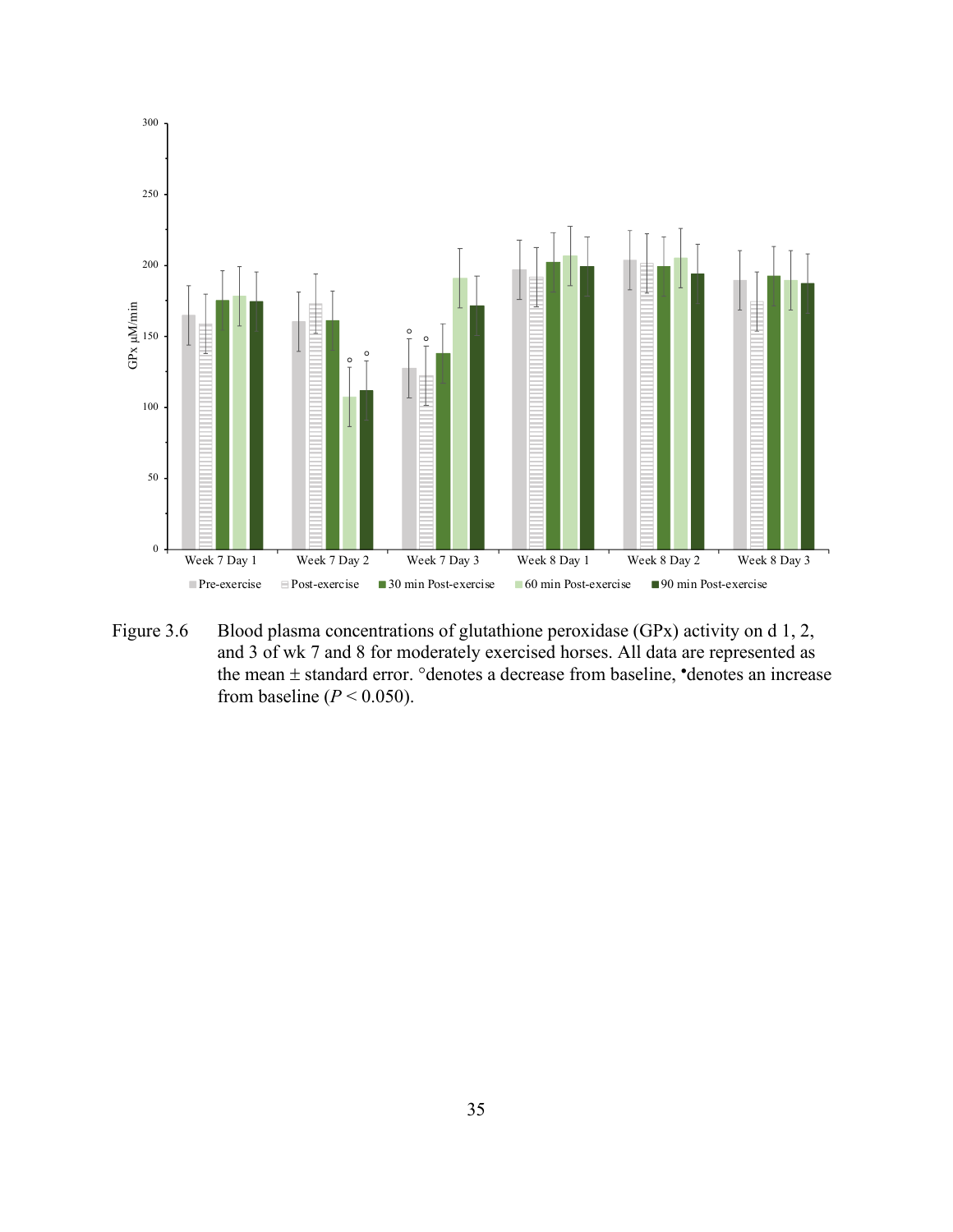Figure 3.6 Blood plasma concentrations of glutathione peroxidase (GPx) activity on d 1, 2, and 3 of wk 7 and 8 for moderately exercised horses. All data are represented as the mean ± standard error. °denotes a decrease from baseline, •denotes an increase from baseline ($P < 0.050$).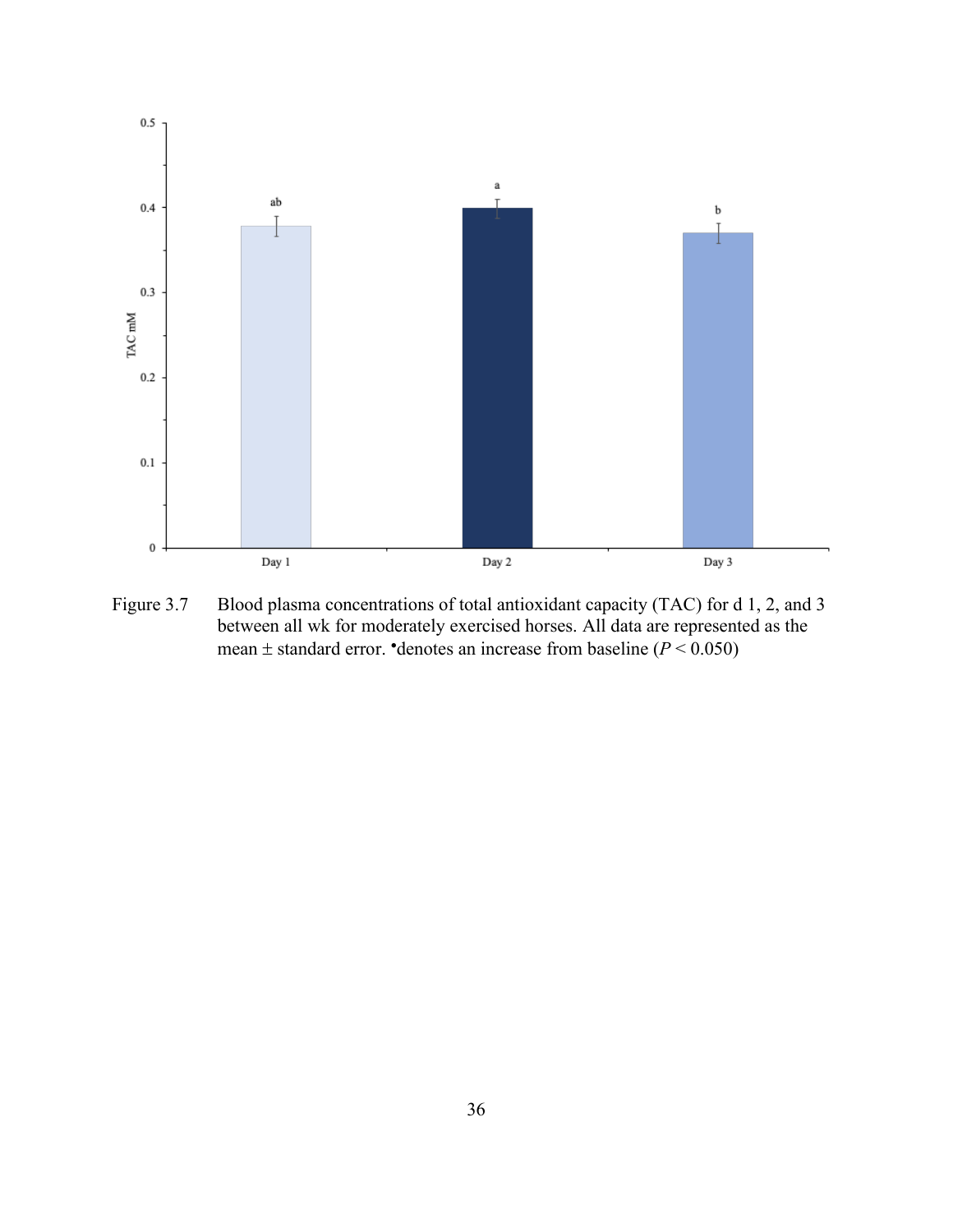Figure 3.7 Blood plasma concentrations of total antioxidant capacity (TAC) for d 1, 2, and 3 between all wk for moderately exercised horses. All data are represented as the mean ± standard error. •denotes an increase from baseline ($P < 0.050$)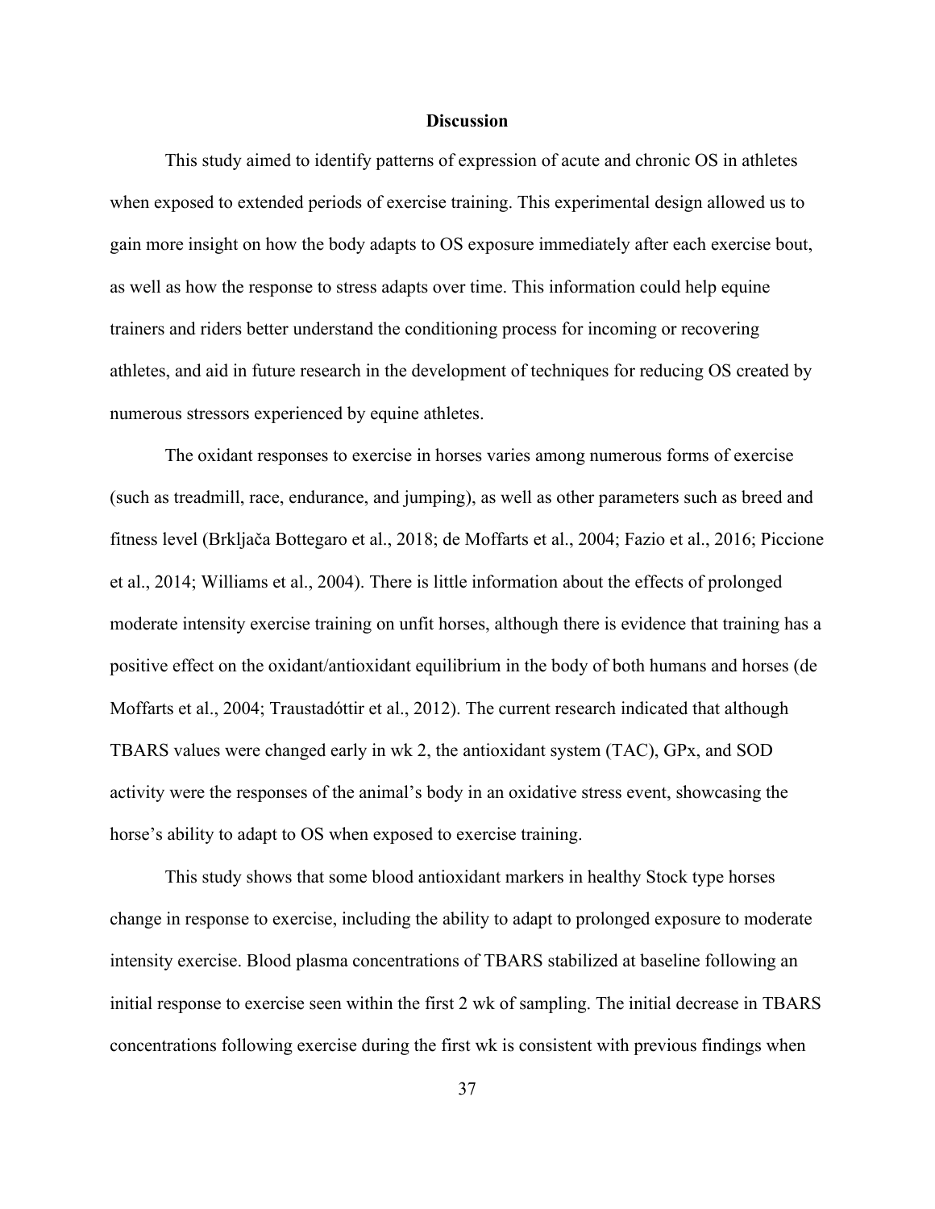## Discussion

This study aimed to identify patterns of expression of acute and chronic OS in athletes when exposed to extended periods of exercise training. This experimental design allowed us to gain more insight on how the body adapts to OS exposure immediately after each exercise bout, as well as how the response to stress adapts over time. This information could help equine trainers and riders better understand the conditioning process for incoming or recovering athletes, and aid in future research in the development of techniques for reducing OS created by numerous stressors experienced by equine athletes.

The oxidant responses to exercise in horses varies among numerous forms of exercise (such as treadmill, race, endurance, and jumping), as well as other parameters such as breed and fitness level (Brkljača Bottegaro et al., 2018; de Moffarts et al., 2004; Fazio et al., 2016; Piccione et al., 2014; Williams et al., 2004). There is little information about the effects of prolonged moderate intensity exercise training on unfit horses, although there is evidence that training has a positive effect on the oxidant/antioxidant equilibrium in the body of both humans and horses (de Moffarts et al., 2004; Traustadóttir et al., 2012). The current research indicated that although TBARS values were changed early in wk 2, the antioxidant system (TAC), GPx, and SOD activity were the responses of the animal's body in an oxidative stress event, showcasing the horse's ability to adapt to OS when exposed to exercise training.

This study shows that some blood antioxidant markers in healthy Stock type horses change in response to exercise, including the ability to adapt to prolonged exposure to moderate intensity exercise. Blood plasma concentrations of TBARS stabilized at baseline following an initial response to exercise seen within the first 2 wk of sampling. The initial decrease in TBARS concentrations following exercise during the first wk is consistent with previous findings when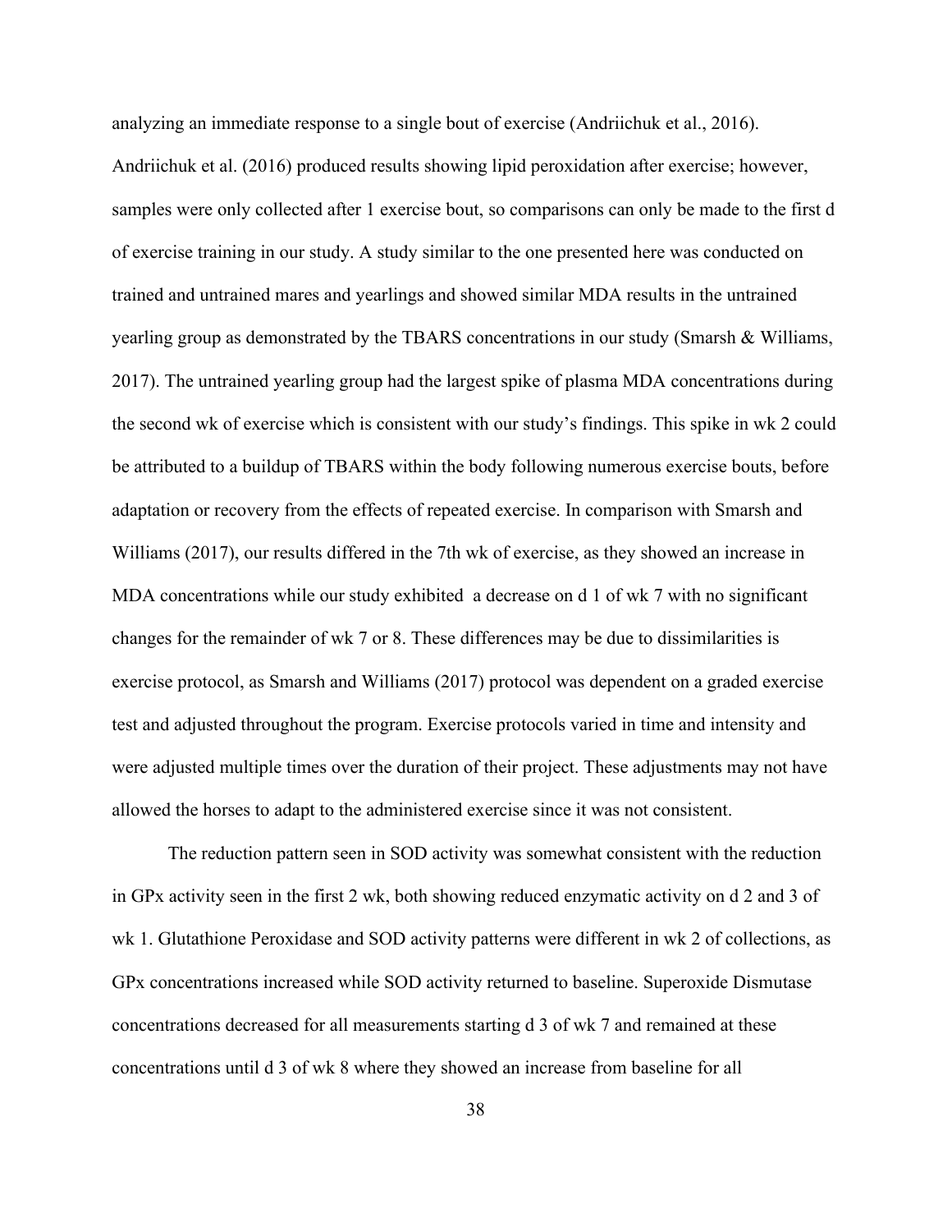analyzing an immediate response to a single bout of exercise (Andriichuk et al., 2016). Andriichuk et al. (2016) produced results showing lipid peroxidation after exercise; however, samples were only collected after 1 exercise bout, so comparisons can only be made to the first d of exercise training in our study. A study similar to the one presented here was conducted on trained and untrained mares and yearlings and showed similar MDA results in the untrained yearling group as demonstrated by the TBARS concentrations in our study (Smarsh & Williams, 2017). The untrained yearling group had the largest spike of plasma MDA concentrations during the second wk of exercise which is consistent with our study's findings. This spike in wk 2 could be attributed to a buildup of TBARS within the body following numerous exercise bouts, before adaptation or recovery from the effects of repeated exercise. In comparison with Smarsh and Williams (2017), our results differed in the 7th wk of exercise, as they showed an increase in MDA concentrations while our study exhibited a decrease on d 1 of wk 7 with no significant changes for the remainder of wk 7 or 8. These differences may be due to dissimilarities is exercise protocol, as Smarsh and Williams (2017) protocol was dependent on a graded exercise test and adjusted throughout the program. Exercise protocols varied in time and intensity and were adjusted multiple times over the duration of their project. These adjustments may not have allowed the horses to adapt to the administered exercise since it was not consistent.

The reduction pattern seen in SOD activity was somewhat consistent with the reduction in GPx activity seen in the first 2 wk, both showing reduced enzymatic activity on d 2 and 3 of wk 1. Glutathione Peroxidase and SOD activity patterns were different in wk 2 of collections, as GPx concentrations increased while SOD activity returned to baseline. Superoxide Dismutase concentrations decreased for all measurements starting d 3 of wk 7 and remained at these concentrations until d 3 of wk 8 where they showed an increase from baseline for all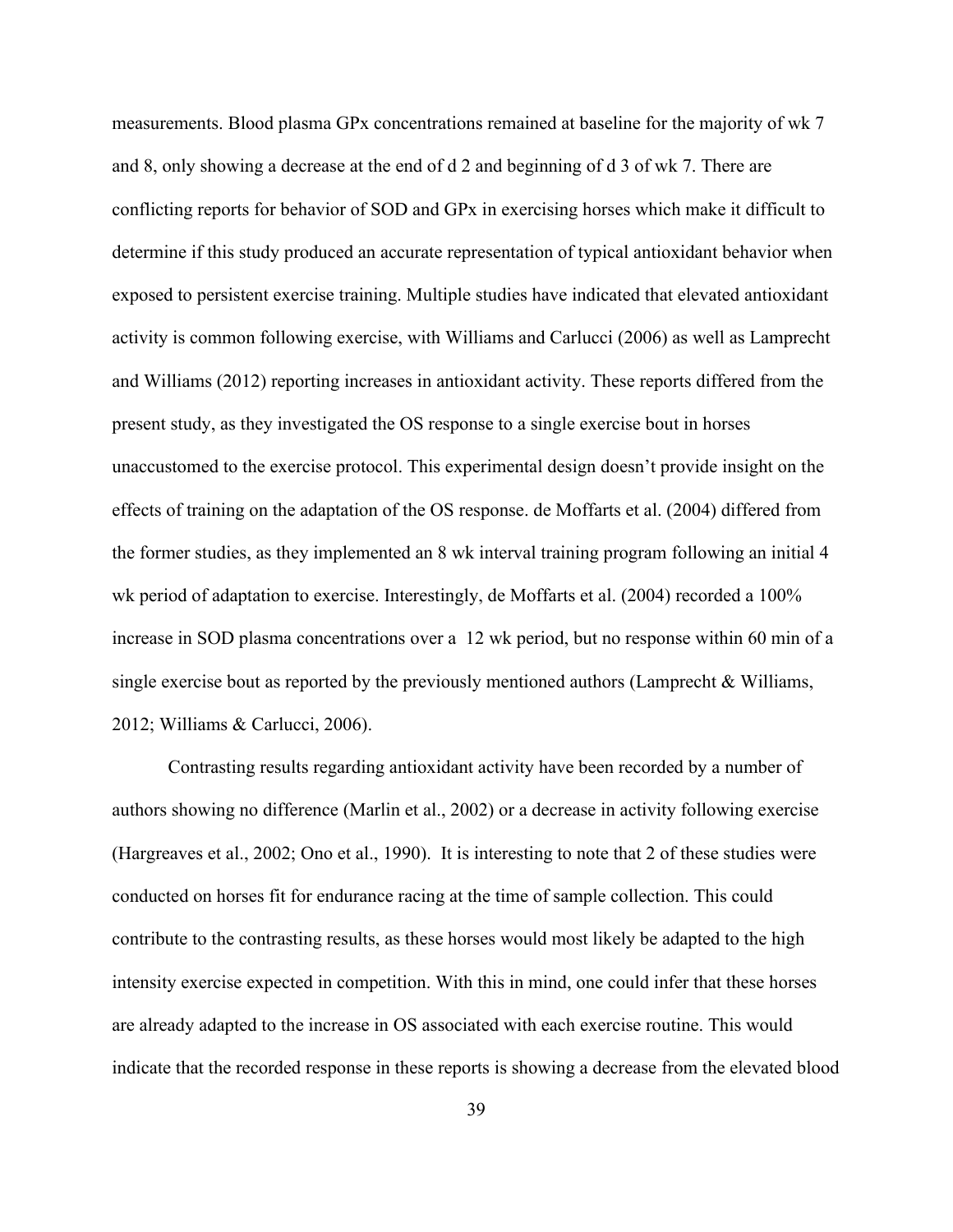measurements. Blood plasma GPx concentrations remained at baseline for the majority of wk 7 and 8, only showing a decrease at the end of d 2 and beginning of d 3 of wk 7. There are conflicting reports for behavior of SOD and GPx in exercising horses which make it difficult to determine if this study produced an accurate representation of typical antioxidant behavior when exposed to persistent exercise training. Multiple studies have indicated that elevated antioxidant activity is common following exercise, with Williams and Carlucci (2006) as well as Lamprecht and Williams (2012) reporting increases in antioxidant activity. These reports differed from the present study, as they investigated the OS response to a single exercise bout in horses unaccustomed to the exercise protocol. This experimental design doesn't provide insight on the effects of training on the adaptation of the OS response. de Moffarts et al. (2004) differed from the former studies, as they implemented an 8 wk interval training program following an initial 4 wk period of adaptation to exercise. Interestingly, de Moffarts et al. (2004) recorded a 100% increase in SOD plasma concentrations over a 12 wk period, but no response within 60 min of a single exercise bout as reported by the previously mentioned authors (Lamprecht & Williams, 2012; Williams & Carlucci, 2006).

Contrasting results regarding antioxidant activity have been recorded by a number of authors showing no difference (Marlin et al., 2002) or a decrease in activity following exercise (Hargreaves et al., 2002; Ono et al., 1990). It is interesting to note that 2 of these studies were conducted on horses fit for endurance racing at the time of sample collection. This could contribute to the contrasting results, as these horses would most likely be adapted to the high intensity exercise expected in competition. With this in mind, one could infer that these horses are already adapted to the increase in OS associated with each exercise routine. This would indicate that the recorded response in these reports is showing a decrease from the elevated blood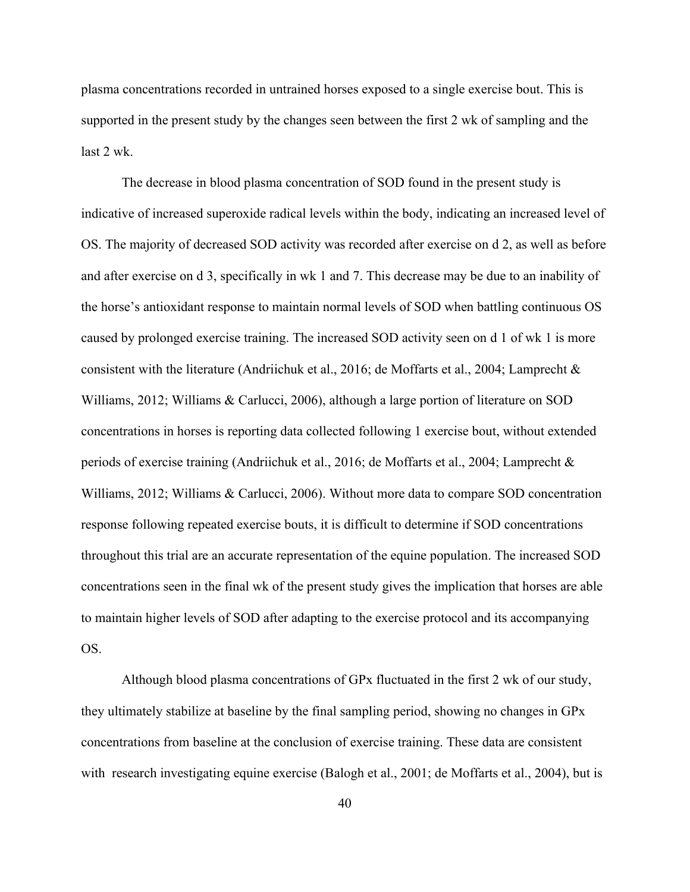plasma concentrations recorded in untrained horses exposed to a single exercise bout. This is supported in the present study by the changes seen between the first 2 wk of sampling and the last 2 wk.

The decrease in blood plasma concentration of SOD found in the present study is indicative of increased superoxide radical levels within the body, indicating an increased level of OS. The majority of decreased SOD activity was recorded after exercise on d 2, as well as before and after exercise on d 3, specifically in wk 1 and 7. This decrease may be due to an inability of the horse's antioxidant response to maintain normal levels of SOD when battling continuous OS caused by prolonged exercise training. The increased SOD activity seen on d 1 of wk 1 is more consistent with the literature (Andriichuk et al., 2016; de Moffarts et al., 2004; Lamprecht & Williams, 2012; Williams & Carlucci, 2006), although a large portion of literature on SOD concentrations in horses is reporting data collected following 1 exercise bout, without extended periods of exercise training (Andriichuk et al., 2016; de Moffarts et al., 2004; Lamprecht & Williams, 2012; Williams & Carlucci, 2006). Without more data to compare SOD concentration response following repeated exercise bouts, it is difficult to determine if SOD concentrations throughout this trial are an accurate representation of the equine population. The increased SOD concentrations seen in the final wk of the present study gives the implication that horses are able to maintain higher levels of SOD after adapting to the exercise protocol and its accompanying OS.

Although blood plasma concentrations of GPx fluctuated in the first 2 wk of our study, they ultimately stabilize at baseline by the final sampling period, showing no changes in GPx concentrations from baseline at the conclusion of exercise training. These data are consistent with research investigating equine exercise (Balogh et al., 2001; de Moffarts et al., 2004), but is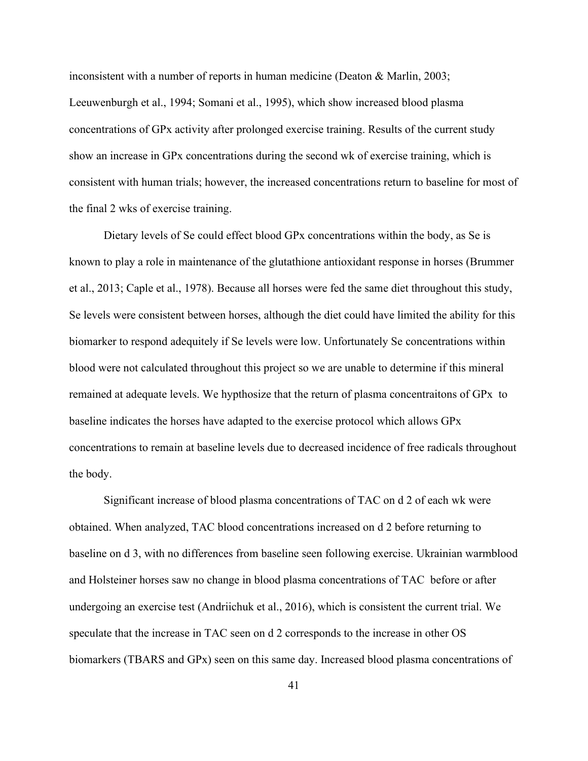inconsistent with a number of reports in human medicine (Deaton & Marlin, 2003; Leeuwenburgh et al., 1994; Somani et al., 1995), which show increased blood plasma concentrations of GPx activity after prolonged exercise training. Results of the current study show an increase in GPx concentrations during the second wk of exercise training, which is consistent with human trials; however, the increased concentrations return to baseline for most of the final 2 wks of exercise training.

Dietary levels of Se could effect blood GPx concentrations within the body, as Se is known to play a role in maintenance of the glutathione antioxidant response in horses (Brummer et al., 2013; Caple et al., 1978). Because all horses were fed the same diet throughout this study, Se levels were consistent between horses, although the diet could have limited the ability for this biomarker to respond adequitely if Se levels were low. Unfortunately Se concentrations within blood were not calculated throughout this project so we are unable to determine if this mineral remained at adequate levels. We hypthosize that the return of plasma concentraitons of GPx to baseline indicates the horses have adapted to the exercise protocol which allows GPx concentrations to remain at baseline levels due to decreased incidence of free radicals throughout the body.

Significant increase of blood plasma concentrations of TAC on d 2 of each wk were obtained. When analyzed, TAC blood concentrations increased on d 2 before returning to baseline on d 3, with no differences from baseline seen following exercise. Ukrainian warmblood and Holsteiner horses saw no change in blood plasma concentrations of TAC before or after undergoing an exercise test (Andriichuk et al., 2016), which is consistent the current trial. We speculate that the increase in TAC seen on d 2 corresponds to the increase in other OS biomarkers (TBARS and GPx) seen on this same day. Increased blood plasma concentrations of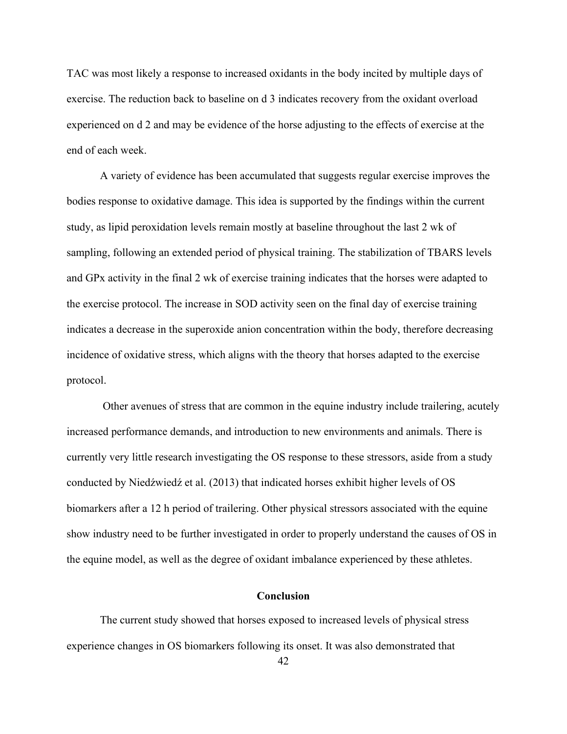TAC was most likely a response to increased oxidants in the body incited by multiple days of exercise. The reduction back to baseline on d 3 indicates recovery from the oxidant overload experienced on d 2 and may be evidence of the horse adjusting to the effects of exercise at the end of each week.

A variety of evidence has been accumulated that suggests regular exercise improves the bodies response to oxidative damage. This idea is supported by the findings within the current study, as lipid peroxidation levels remain mostly at baseline throughout the last 2 wk of sampling, following an extended period of physical training. The stabilization of TBARS levels and GPx activity in the final 2 wk of exercise training indicates that the horses were adapted to the exercise protocol. The increase in SOD activity seen on the final day of exercise training indicates a decrease in the superoxide anion concentration within the body, therefore decreasing incidence of oxidative stress, which aligns with the theory that horses adapted to the exercise protocol.

Other avenues of stress that are common in the equine industry include trailering, acutely increased performance demands, and introduction to new environments and animals. There is currently very little research investigating the OS response to these stressors, aside from a study conducted by Niedźwiedź et al. (2013) that indicated horses exhibit higher levels of OS biomarkers after a 12 h period of trailering. Other physical stressors associated with the equine show industry need to be further investigated in order to properly understand the causes of OS in the equine model, as well as the degree of oxidant imbalance experienced by these athletes.

## Conclusion

The current study showed that horses exposed to increased levels of physical stress experience changes in OS biomarkers following its onset. It was also demonstrated that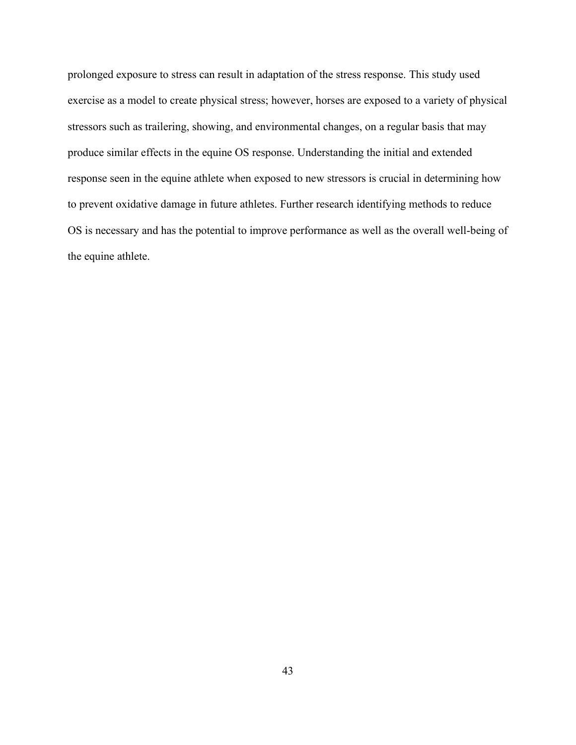prolonged exposure to stress can result in adaptation of the stress response. This study used exercise as a model to create physical stress; however, horses are exposed to a variety of physical stressors such as trailering, showing, and environmental changes, on a regular basis that may produce similar effects in the equine OS response. Understanding the initial and extended response seen in the equine athlete when exposed to new stressors is crucial in determining how to prevent oxidative damage in future athletes. Further research identifying methods to reduce OS is necessary and has the potential to improve performance as well as the overall well-being of the equine athlete.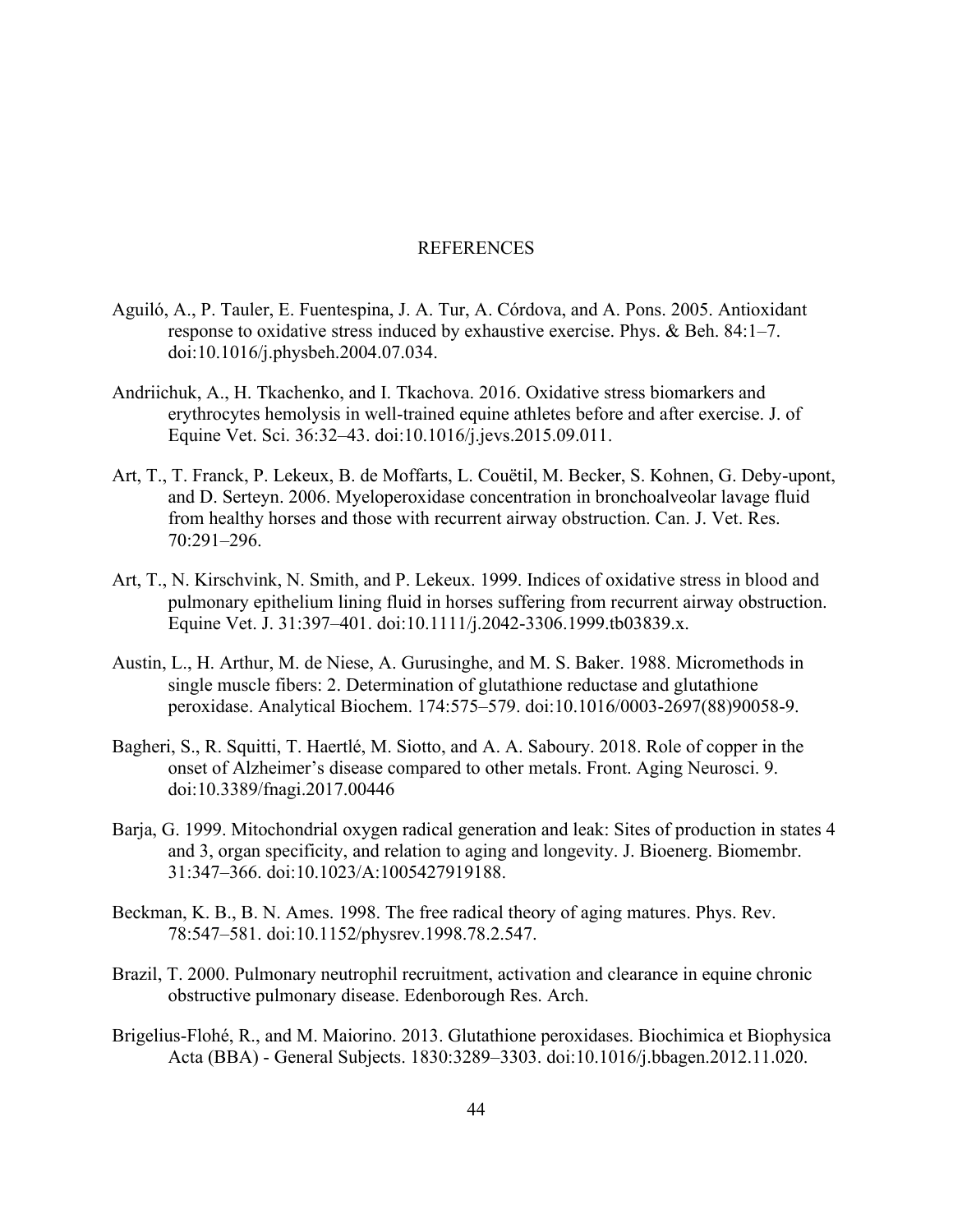# REFERENCES

Aguiló, A., P. Tauler, E. Fuentespina, J. A. Tur, A. Córdova, and A. Pons. 2005. Antioxidant response to oxidative stress induced by exhaustive exercise. Phys. & Beh. 84:1–7. doi:10.1016/j.physbeh.2004.07.034.

Andriichuk, A., H. Tkachenko, and I. Tkachova. 2016. Oxidative stress biomarkers and erythrocytes hemolysis in well-trained equine athletes before and after exercise. J. of Equine Vet. Sci. 36:32–43. doi:10.1016/j.jevs.2015.09.011.

Art, T., T. Franck, P. Lekeux, B. de Moffarts, L. Couëtil, M. Becker, S. Kohnen, G. Deby-upont, and D. Serteyn. 2006. Myeloperoxidase concentration in bronchoalveolar lavage fluid from healthy horses and those with recurrent airway obstruction. Can. J. Vet. Res. 70:291–296.

Art, T., N. Kirschvink, N. Smith, and P. Lekeux. 1999. Indices of oxidative stress in blood and pulmonary epithelium lining fluid in horses suffering from recurrent airway obstruction. Equine Vet. J. 31:397–401. doi:10.1111/j.2042-3306.1999.tb03839.x.

Austin, L., H. Arthur, M. de Niese, A. Gurusinghe, and M. S. Baker. 1988. Micromethods in single muscle fibers: 2. Determination of glutathione reductase and glutathione peroxidase. Analytical Biochem. 174:575–579. doi:10.1016/0003-2697(88)90058-9.

Bagheri, S., R. Squitti, T. Haertlé, M. Siotto, and A. A. Saboury. 2018. Role of copper in the onset of Alzheimer's disease compared to other metals. Front. Aging Neurosci. 9. doi:10.3389/fnagi.2017.00446

Barja, G. 1999. Mitochondrial oxygen radical generation and leak: Sites of production in states 4 and 3, organ specificity, and relation to aging and longevity. J. Bioenerg. Biomembr. 31:347–366. doi:10.1023/A:1005427919188.

Beckman, K. B., B. N. Ames. 1998. The free radical theory of aging matures. Phys. Rev. 78:547–581. doi:10.1152/physrev.1998.78.2.547.

Brazil, T. 2000. Pulmonary neutrophil recruitment, activation and clearance in equine chronic obstructive pulmonary disease. Edenborough Res. Arch.

Brigelius-Flohé, R., and M. Maiorino. 2013. Glutathione peroxidases. Biochimica et Biophysica Acta (BBA) - General Subjects. 1830:3289–3303. doi:10.1016/j.bbagen.2012.11.020.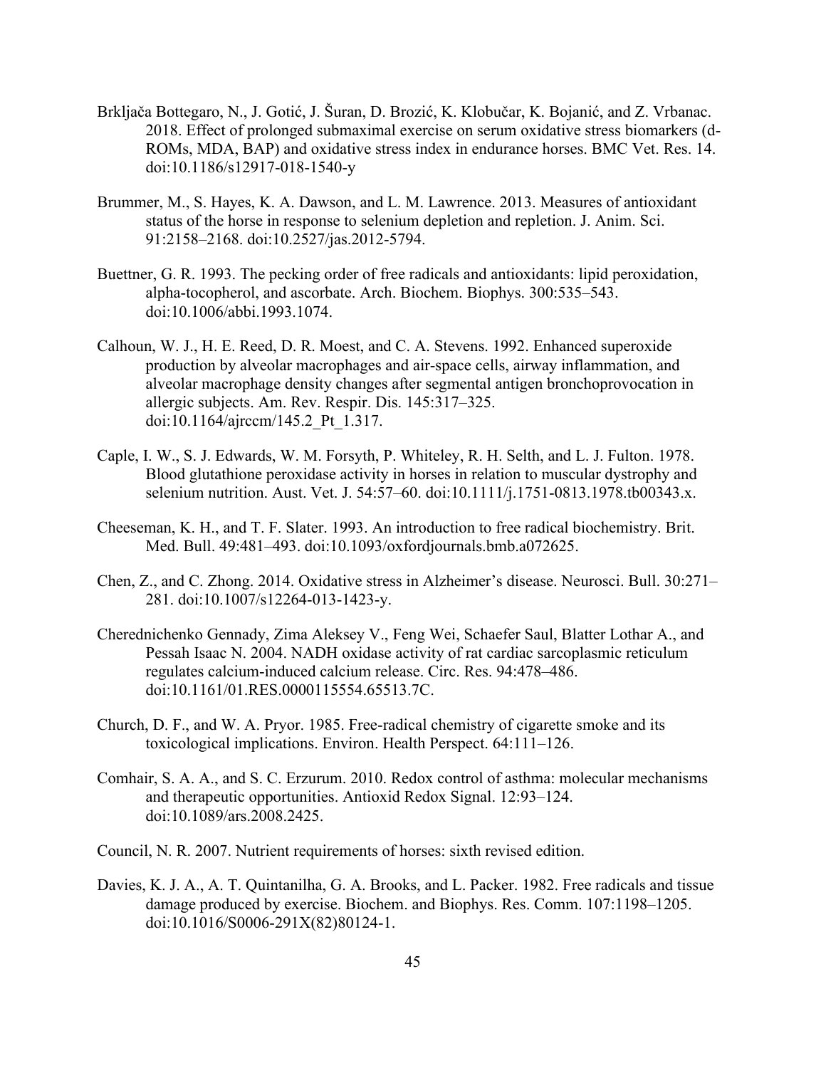Brkljača Bottegaro, N., J. Gotić, J. Šuran, D. Brozić, K. Klobučar, K. Bojanić, and Z. Vrbanac. 2018. Effect of prolonged submaximal exercise on serum oxidative stress biomarkers (d-ROMs, MDA, BAP) and oxidative stress index in endurance horses. BMC Vet. Res. 14. doi:10.1186/s12917-018-1540-y

Brummer, M., S. Hayes, K. A. Dawson, and L. M. Lawrence. 2013. Measures of antioxidant status of the horse in response to selenium depletion and repletion. J. Anim. Sci. 91:2158–2168. doi:10.2527/jas.2012-5794.

Buettner, G. R. 1993. The pecking order of free radicals and antioxidants: lipid peroxidation, alpha-tocopherol, and ascorbate. Arch. Biochem. Biophys. 300:535–543. doi:10.1006/abbi.1993.1074.

Calhoun, W. J., H. E. Reed, D. R. Moest, and C. A. Stevens. 1992. Enhanced superoxide production by alveolar macrophages and air-space cells, airway inflammation, and alveolar macrophage density changes after segmental antigen bronchoprovocation in allergic subjects. Am. Rev. Respir. Dis. 145:317–325. doi:10.1164/ajrccm/145.2_Pt_1.317.

Caple, I. W., S. J. Edwards, W. M. Forsyth, P. Whiteley, R. H. Selth, and L. J. Fulton. 1978. Blood glutathione peroxidase activity in horses in relation to muscular dystrophy and selenium nutrition. Aust. Vet. J. 54:57–60. doi:10.1111/j.1751-0813.1978.tb00343.x.

Cheeseman, K. H., and T. F. Slater. 1993. An introduction to free radical biochemistry. Brit. Med. Bull. 49:481–493. doi:10.1093/oxfordjournals.bmb.a072625.

Chen, Z., and C. Zhong. 2014. Oxidative stress in Alzheimer's disease. Neurosci. Bull. 30:271–281. doi:10.1007/s12264-013-1423-y.

Cherednichenko Gennady, Zima Aleksey V., Feng Wei, Schaefer Saul, Blatter Lothar A., and Pessah Isaac N. 2004. NADH oxidase activity of rat cardiac sarcoplasmic reticulum regulates calcium-induced calcium release. Circ. Res. 94:478–486. doi:10.1161/01.RES.0000115554.65513.7C.

Church, D. F., and W. A. Pryor. 1985. Free-radical chemistry of cigarette smoke and its toxicological implications. Environ. Health Perspect. 64:111–126.

Comhair, S. A. A., and S. C. Erzurum. 2010. Redox control of asthma: molecular mechanisms and therapeutic opportunities. Antioxid Redox Signal. 12:93–124. doi:10.1089/ars.2008.2425.

Council, N. R. 2007. Nutrient requirements of horses: sixth revised edition.

Davies, K. J. A., A. T. Quintanilha, G. A. Brooks, and L. Packer. 1982. Free radicals and tissue damage produced by exercise. Biochem. and Biophys. Res. Comm. 107:1198–1205. doi:10.1016/S0006-291X(82)80124-1.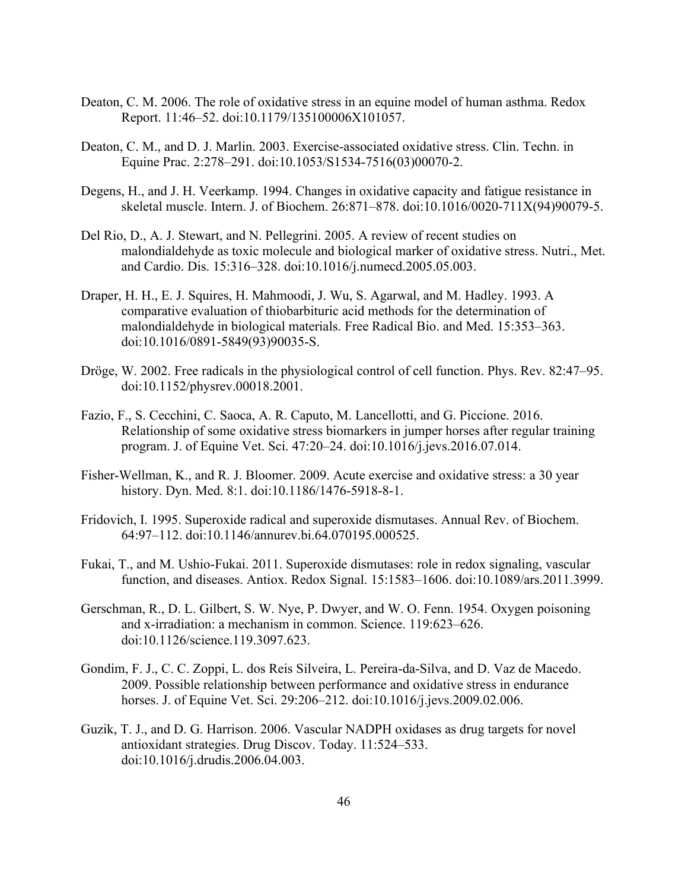Deaton, C. M. 2006. The role of oxidative stress in an equine model of human asthma. Redox Report. 11:46–52. doi:10.1179/135100006X101057.

Deaton, C. M., and D. J. Marlin. 2003. Exercise-associated oxidative stress. Clin. Techn. in Equine Prac. 2:278–291. doi:10.1053/S1534-7516(03)00070-2.

Degens, H., and J. H. Veerkamp. 1994. Changes in oxidative capacity and fatigue resistance in skeletal muscle. Intern. J. of Biochem. 26:871–878. doi:10.1016/0020-711X(94)90079-5.

Del Rio, D., A. J. Stewart, and N. Pellegrini. 2005. A review of recent studies on malondialdehyde as toxic molecule and biological marker of oxidative stress. Nutri., Met. and Cardio. Dis. 15:316–328. doi:10.1016/j.numecd.2005.05.003.

Draper, H. H., E. J. Squires, H. Mahmoodi, J. Wu, S. Agarwal, and M. Hadley. 1993. A comparative evaluation of thiobarbituric acid methods for the determination of malondialdehyde in biological materials. Free Radical Bio. and Med. 15:353–363. doi:10.1016/0891-5849(93)90035-S.

Dröge, W. 2002. Free radicals in the physiological control of cell function. Phys. Rev. 82:47–95. doi:10.1152/physrev.00018.2001.

Fazio, F., S. Cecchini, C. Saoca, A. R. Caputo, M. Lancellotti, and G. Piccione. 2016. Relationship of some oxidative stress biomarkers in jumper horses after regular training program. J. of Equine Vet. Sci. 47:20–24. doi:10.1016/j.jevs.2016.07.014.

Fisher-Wellman, K., and R. J. Bloomer. 2009. Acute exercise and oxidative stress: a 30 year history. Dyn. Med. 8:1. doi:10.1186/1476-5918-8-1.

Fridovich, I. 1995. Superoxide radical and superoxide dismutases. Annual Rev. of Biochem. 64:97–112. doi:10.1146/annurev.bi.64.070195.000525.

Fukai, T., and M. Ushio-Fukai. 2011. Superoxide dismutases: role in redox signaling, vascular function, and diseases. Antiox. Redox Signal. 15:1583–1606. doi:10.1089/ars.2011.3999.

Gerschman, R., D. L. Gilbert, S. W. Nye, P. Dwyer, and W. O. Fenn. 1954. Oxygen poisoning and x-irradiation: a mechanism in common. Science. 119:623–626. doi:10.1126/science.119.3097.623.

Gondim, F. J., C. C. Zoppi, L. dos Reis Silveira, L. Pereira-da-Silva, and D. Vaz de Macedo. 2009. Possible relationship between performance and oxidative stress in endurance horses. J. of Equine Vet. Sci. 29:206–212. doi:10.1016/j.jevs.2009.02.006.

Guzik, T. J., and D. G. Harrison. 2006. Vascular NADPH oxidases as drug targets for novel antioxidant strategies. Drug Discov. Today. 11:524–533. doi:10.1016/j.drudis.2006.04.003.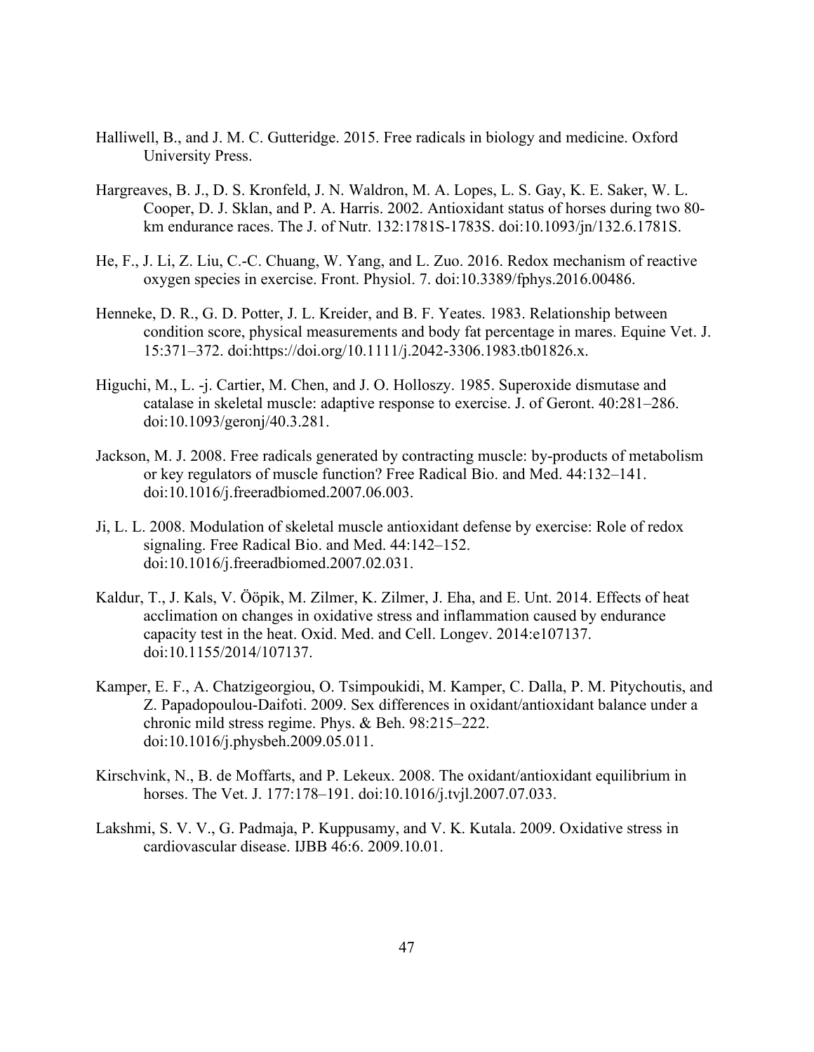Halliwell, B., and J. M. C. Gutteridge. 2015. Free radicals in biology and medicine. Oxford University Press.

Hargreaves, B. J., D. S. Kronfeld, J. N. Waldron, M. A. Lopes, L. S. Gay, K. E. Saker, W. L. Cooper, D. J. Sklan, and P. A. Harris. 2002. Antioxidant status of horses during two 80-km endurance races. The J. of Nutr. 132:1781S-1783S. doi:10.1093/jn/132.6.1781S.

He, F., J. Li, Z. Liu, C.-C. Chuang, W. Yang, and L. Zuo. 2016. Redox mechanism of reactive oxygen species in exercise. Front. Physiol. 7. doi:10.3389/fphys.2016.00486.

Henneke, D. R., G. D. Potter, J. L. Kreider, and B. F. Yeates. 1983. Relationship between condition score, physical measurements and body fat percentage in mares. Equine Vet. J. 15:371–372. doi:https://doi.org/10.1111/j.2042-3306.1983.tb01826.x.

Higuchi, M., L. -j. Cartier, M. Chen, and J. O. Holloszy. 1985. Superoxide dismutase and catalase in skeletal muscle: adaptive response to exercise. J. of Geront. 40:281–286. doi:10.1093/geronj/40.3.281.

Jackson, M. J. 2008. Free radicals generated by contracting muscle: by-products of metabolism or key regulators of muscle function? Free Radical Bio. and Med. 44:132–141. doi:10.1016/j.freeradbiomed.2007.06.003.

Ji, L. L. 2008. Modulation of skeletal muscle antioxidant defense by exercise: Role of redox signaling. Free Radical Bio. and Med. 44:142–152. doi:10.1016/j.freeradbiomed.2007.02.031.

Kaldur, T., J. Kals, V. Ööpik, M. Zilmer, K. Zilmer, J. Eha, and E. Unt. 2014. Effects of heat acclimation on changes in oxidative stress and inflammation caused by endurance capacity test in the heat. Oxid. Med. and Cell. Longev. 2014:e107137. doi:10.1155/2014/107137.

Kamper, E. F., A. Chatzigeorgiou, O. Tsimpoukidi, M. Kamper, C. Dalla, P. M. Pitychoutis, and Z. Papadopoulou-Daifoti. 2009. Sex differences in oxidant/antioxidant balance under a chronic mild stress regime. Phys. & Beh. 98:215–222. doi:10.1016/j.physbeh.2009.05.011.

Kirschvink, N., B. de Moffarts, and P. Lekeux. 2008. The oxidant/antioxidant equilibrium in horses. The Vet. J. 177:178–191. doi:10.1016/j.tvjl.2007.07.033.

Lakshmi, S. V. V., G. Padmaja, P. Kuppusamy, and V. K. Kutala. 2009. Oxidative stress in cardiovascular disease. IJBB 46:6. 2009.10.01.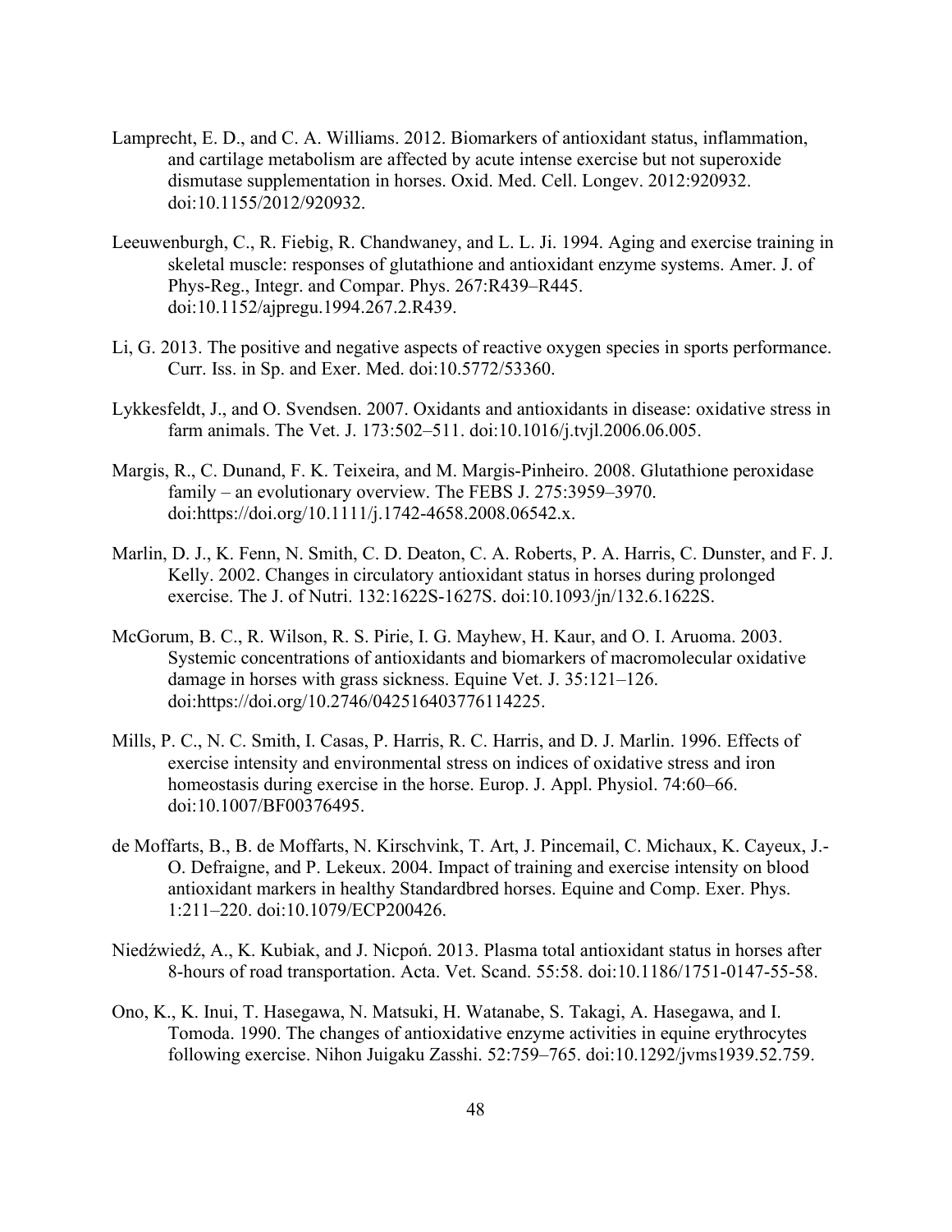Lamprecht, E. D., and C. A. Williams. 2012. Biomarkers of antioxidant status, inflammation, and cartilage metabolism are affected by acute intense exercise but not superoxide dismutase supplementation in horses. Oxid. Med. Cell. Longev. 2012:920932. doi:10.1155/2012/920932.

Leeuwenburgh, C., R. Fiebig, R. Chandwaney, and L. L. Ji. 1994. Aging and exercise training in skeletal muscle: responses of glutathione and antioxidant enzyme systems. Amer. J. of Phys-Reg., Integr. and Compar. Phys. 267:R439–R445. doi:10.1152/ajpregu.1994.267.2.R439.

Li, G. 2013. The positive and negative aspects of reactive oxygen species in sports performance. Curr. Iss. in Sp. and Exer. Med. doi:10.5772/53360.

Lykkesfeldt, J., and O. Svendsen. 2007. Oxidants and antioxidants in disease: oxidative stress in farm animals. The Vet. J. 173:502–511. doi:10.1016/j.tvjl.2006.06.005.

Margis, R., C. Dunand, F. K. Teixeira, and M. Margis-Pinheiro. 2008. Glutathione peroxidase family – an evolutionary overview. The FEBS J. 275:3959–3970. doi:https://doi.org/10.1111/j.1742-4658.2008.06542.x.

Marlin, D. J., K. Fenn, N. Smith, C. D. Deaton, C. A. Roberts, P. A. Harris, C. Dunster, and F. J. Kelly. 2002. Changes in circulatory antioxidant status in horses during prolonged exercise. The J. of Nutri. 132:1622S-1627S. doi:10.1093/jn/132.6.1622S.

McGorum, B. C., R. Wilson, R. S. Pirie, I. G. Mayhew, H. Kaur, and O. I. Aruoma. 2003. Systemic concentrations of antioxidants and biomarkers of macromolecular oxidative damage in horses with grass sickness. Equine Vet. J. 35:121–126. doi:https://doi.org/10.2746/042516403776114225.

Mills, P. C., N. C. Smith, I. Casas, P. Harris, R. C. Harris, and D. J. Marlin. 1996. Effects of exercise intensity and environmental stress on indices of oxidative stress and iron homeostasis during exercise in the horse. Europ. J. Appl. Physiol. 74:60–66. doi:10.1007/BF00376495.

de Moffarts, B., B. de Moffarts, N. Kirschvink, T. Art, J. Pincemail, C. Michaux, K. Cayeux, J.-O. Defraigne, and P. Lekeux. 2004. Impact of training and exercise intensity on blood antioxidant markers in healthy Standardbred horses. Equine and Comp. Exer. Phys. 1:211–220. doi:10.1079/ECP200426.

Niedźwiedź, A., K. Kubiak, and J. Nicpoń. 2013. Plasma total antioxidant status in horses after 8-hours of road transportation. Acta. Vet. Scand. 55:58. doi:10.1186/1751-0147-55-58.

Ono, K., K. Inui, T. Hasegawa, N. Matsuki, H. Watanabe, S. Takagi, A. Hasegawa, and I. Tomoda. 1990. The changes of antioxidative enzyme activities in equine erythrocytes following exercise. Nihon Juigaku Zasshi. 52:759–765. doi:10.1292/jvms1939.52.759.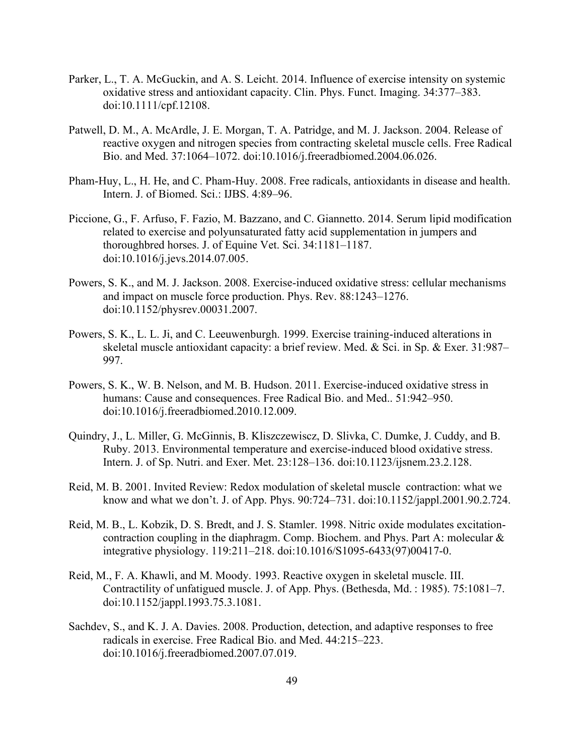Parker, L., T. A. McGuckin, and A. S. Leicht. 2014. Influence of exercise intensity on systemic oxidative stress and antioxidant capacity. Clin. Phys. Funct. Imaging. 34:377–383. doi:10.1111/cpf.12108.

Patwell, D. M., A. McArdle, J. E. Morgan, T. A. Patridge, and M. J. Jackson. 2004. Release of reactive oxygen and nitrogen species from contracting skeletal muscle cells. Free Radical Bio. and Med. 37:1064–1072. doi:10.1016/j.freeradbiomed.2004.06.026.

Pham-Huy, L., H. He, and C. Pham-Huy. 2008. Free radicals, antioxidants in disease and health. Intern. J. of Biomed. Sci.: IJBS. 4:89–96.

Piccione, G., F. Arfuso, F. Fazio, M. Bazzano, and C. Giannetto. 2014. Serum lipid modification related to exercise and polyunsaturated fatty acid supplementation in jumpers and thoroughbred horses. J. of Equine Vet. Sci. 34:1181–1187. doi:10.1016/j.jevs.2014.07.005.

Powers, S. K., and M. J. Jackson. 2008. Exercise-induced oxidative stress: cellular mechanisms and impact on muscle force production. Phys. Rev. 88:1243–1276. doi:10.1152/physrev.00031.2007.

Powers, S. K., L. L. Ji, and C. Leeuwenburgh. 1999. Exercise training-induced alterations in skeletal muscle antioxidant capacity: a brief review. Med. & Sci. in Sp. & Exer. 31:987–997.

Powers, S. K., W. B. Nelson, and M. B. Hudson. 2011. Exercise-induced oxidative stress in humans: Cause and consequences. Free Radical Bio. and Med.. 51:942–950. doi:10.1016/j.freeradbiomed.2010.12.009.

Quindry, J., L. Miller, G. McGinnis, B. Kliszczewiscz, D. Slivka, C. Dumke, J. Cuddy, and B. Ruby. 2013. Environmental temperature and exercise-induced blood oxidative stress. Intern. J. of Sp. Nutri. and Exer. Met. 23:128–136. doi:10.1123/ijsnem.23.2.128.

Reid, M. B. 2001. Invited Review: Redox modulation of skeletal muscle contraction: what we know and what we don't. J. of App. Phys. 90:724–731. doi:10.1152/jappl.2001.90.2.724.

Reid, M. B., L. Kobzik, D. S. Bredt, and J. S. Stamler. 1998. Nitric oxide modulates excitation-contraction coupling in the diaphragm. Comp. Biochem. and Phys. Part A: molecular & integrative physiology. 119:211–218. doi:10.1016/S1095-6433(97)00417-0.

Reid, M., F. A. Khawli, and M. Moody. 1993. Reactive oxygen in skeletal muscle. III. Contractility of unfatigued muscle. J. of App. Phys. (Bethesda, Md. : 1985). 75:1081–7. doi:10.1152/jappl.1993.75.3.1081.

Sachdev, S., and K. J. A. Davies. 2008. Production, detection, and adaptive responses to free radicals in exercise. Free Radical Bio. and Med. 44:215–223. doi:10.1016/j.freeradbiomed.2007.07.019.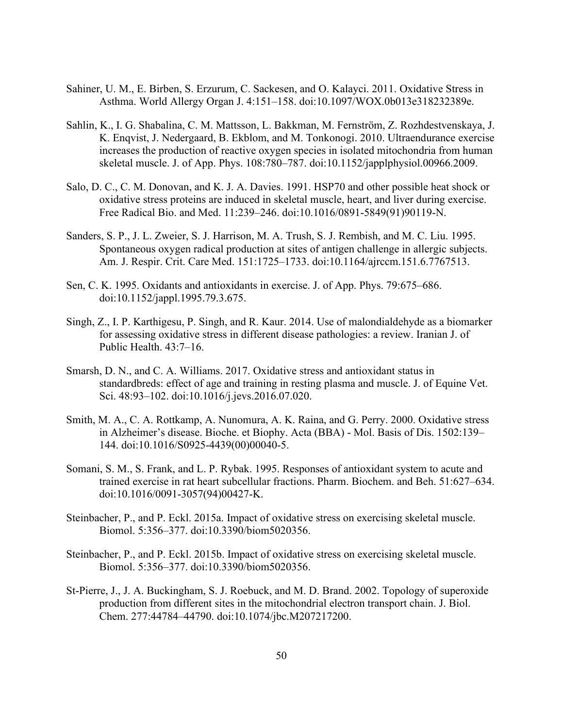Sahiner, U. M., E. Birben, S. Erzurum, C. Sackesen, and O. Kalayci. 2011. Oxidative Stress in Asthma. World Allergy Organ J. 4:151–158. doi:10.1097/WOX.0b013e318232389e.

Sahlin, K., I. G. Shabalina, C. M. Mattsson, L. Bakkman, M. Fernström, Z. Rozhdestvenskaya, J. K. Enqvist, J. Nedergaard, B. Ekblom, and M. Tonkonogi. 2010. Ultraendurance exercise increases the production of reactive oxygen species in isolated mitochondria from human skeletal muscle. J. of App. Phys. 108:780–787. doi:10.1152/japplphysiol.00966.2009.

Salo, D. C., C. M. Donovan, and K. J. A. Davies. 1991. HSP70 and other possible heat shock or oxidative stress proteins are induced in skeletal muscle, heart, and liver during exercise. Free Radical Bio. and Med. 11:239–246. doi:10.1016/0891-5849(91)90119-N.

Sanders, S. P., J. L. Zweier, S. J. Harrison, M. A. Trush, S. J. Rembish, and M. C. Liu. 1995. Spontaneous oxygen radical production at sites of antigen challenge in allergic subjects. Am. J. Respir. Crit. Care Med. 151:1725–1733. doi:10.1164/ajrccm.151.6.7767513.

Sen, C. K. 1995. Oxidants and antioxidants in exercise. J. of App. Phys. 79:675–686. doi:10.1152/jappl.1995.79.3.675.

Singh, Z., I. P. Karthigesu, P. Singh, and R. Kaur. 2014. Use of malondialdehyde as a biomarker for assessing oxidative stress in different disease pathologies: a review. Iranian J. of Public Health. 43:7–16.

Smarsh, D. N., and C. A. Williams. 2017. Oxidative stress and antioxidant status in standardbreds: effect of age and training in resting plasma and muscle. J. of Equine Vet. Sci. 48:93–102. doi:10.1016/j.jevs.2016.07.020.

Smith, M. A., C. A. Rottkamp, A. Nunomura, A. K. Raina, and G. Perry. 2000. Oxidative stress in Alzheimer's disease. Bioche. et Biophy. Acta (BBA) - Mol. Basis of Dis. 1502:139–144. doi:10.1016/S0925-4439(00)00040-5.

Somani, S. M., S. Frank, and L. P. Rybak. 1995. Responses of antioxidant system to acute and trained exercise in rat heart subcellular fractions. Pharm. Biochem. and Beh. 51:627–634. doi:10.1016/0091-3057(94)00427-K.

Steinbacher, P., and P. Eckl. 2015a. Impact of oxidative stress on exercising skeletal muscle. Biomol. 5:356–377. doi:10.3390/biom5020356.

Steinbacher, P., and P. Eckl. 2015b. Impact of oxidative stress on exercising skeletal muscle. Biomol. 5:356–377. doi:10.3390/biom5020356.

St-Pierre, J., J. A. Buckingham, S. J. Roebuck, and M. D. Brand. 2002. Topology of superoxide production from different sites in the mitochondrial electron transport chain. J. Biol. Chem. 277:44784–44790. doi:10.1074/jbc.M207217200.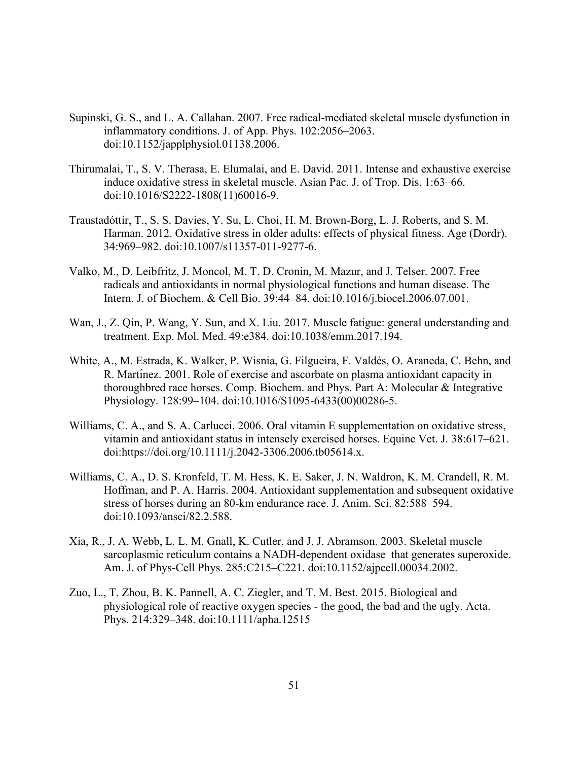Supinski, G. S., and L. A. Callahan. 2007. Free radical-mediated skeletal muscle dysfunction in inflammatory conditions. J. of App. Phys. 102:2056–2063. doi:10.1152/japplphysiol.01138.2006.

Thirumalai, T., S. V. Therasa, E. Elumalai, and E. David. 2011. Intense and exhaustive exercise induce oxidative stress in skeletal muscle. Asian Pac. J. of Trop. Dis. 1:63–66. doi:10.1016/S2222-1808(11)60016-9.

Traustadóttir, T., S. S. Davies, Y. Su, L. Choi, H. M. Brown-Borg, L. J. Roberts, and S. M. Harman. 2012. Oxidative stress in older adults: effects of physical fitness. Age (Dordr). 34:969–982. doi:10.1007/s11357-011-9277-6.

Valko, M., D. Leibfritz, J. Moncol, M. T. D. Cronin, M. Mazur, and J. Telser. 2007. Free radicals and antioxidants in normal physiological functions and human disease. The Intern. J. of Biochem. & Cell Bio. 39:44–84. doi:10.1016/j.biocel.2006.07.001.

Wan, J., Z. Qin, P. Wang, Y. Sun, and X. Liu. 2017. Muscle fatigue: general understanding and treatment. Exp. Mol. Med. 49:e384. doi:10.1038/emm.2017.194.

White, A., M. Estrada, K. Walker, P. Wisnia, G. Filgueira, F. Valdés, O. Araneda, C. Behn, and R. Martínez. 2001. Role of exercise and ascorbate on plasma antioxidant capacity in thoroughbred race horses. Comp. Biochem. and Phys. Part A: Molecular & Integrative Physiology. 128:99–104. doi:10.1016/S1095-6433(00)00286-5.

Williams, C. A., and S. A. Carlucci. 2006. Oral vitamin E supplementation on oxidative stress, vitamin and antioxidant status in intensely exercised horses. Equine Vet. J. 38:617–621. doi:https://doi.org/10.1111/j.2042-3306.2006.tb05614.x.

Williams, C. A., D. S. Kronfeld, T. M. Hess, K. E. Saker, J. N. Waldron, K. M. Crandell, R. M. Hoffman, and P. A. Harris. 2004. Antioxidant supplementation and subsequent oxidative stress of horses during an 80-km endurance race. J. Anim. Sci. 82:588–594. doi:10.1093/ansci/82.2.588.

Xia, R., J. A. Webb, L. L. M. Gnall, K. Cutler, and J. J. Abramson. 2003. Skeletal muscle sarcoplasmic reticulum contains a NADH-dependent oxidase that generates superoxide. Am. J. of Phys-Cell Phys. 285:C215–C221. doi:10.1152/ajpcell.00034.2002.

Zuo, L., T. Zhou, B. K. Pannell, A. C. Ziegler, and T. M. Best. 2015. Biological and physiological role of reactive oxygen species - the good, the bad and the ugly. Acta. Phys. 214:329–348. doi:10.1111/apha.12515